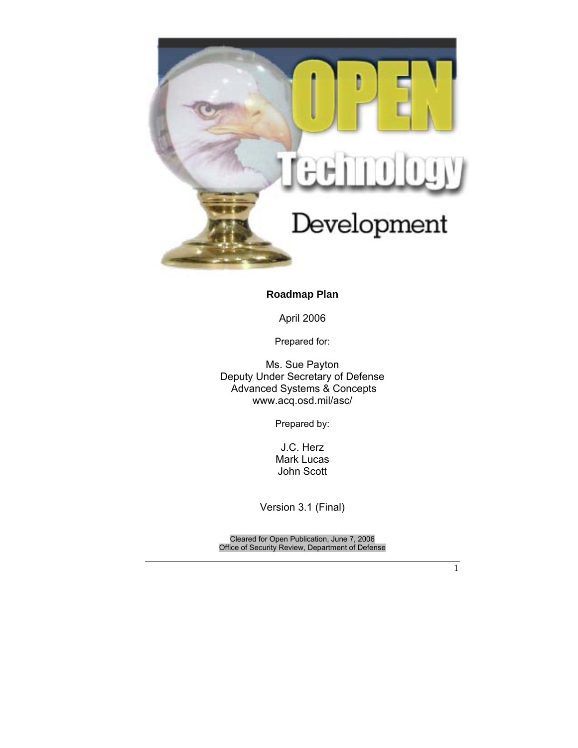# OPEN Technology Development

**Roadmap Plan**

April 2006

Prepared for:

Ms. Sue Payton
Deputy Under Secretary of Defense
Advanced Systems & Concepts
www.acq.osd.mil/asc/

Prepared by:

J.C. Herz
Mark Lucas
John Scott

Version 3.1 (Final)

Cleared for Open Publication, June 7, 2006
Office of Security Review, Department of Defense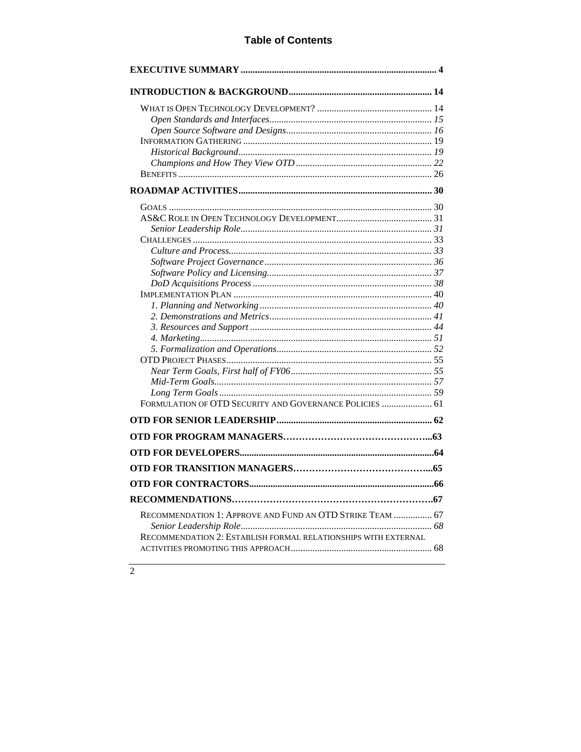# Table of Contents

**EXECUTIVE SUMMARY** ..... 4

**INTRODUCTION & BACKGROUND** ..... 14

- WHAT IS OPEN TECHNOLOGY DEVELOPMENT? ..... 14
  - *Open Standards and Interfaces* ..... 15
  - *Open Source Software and Designs* ..... 16
- INFORMATION GATHERING ..... 19
  - *Historical Background* ..... 19
  - *Champions and How They View OTD* ..... 22
- BENEFITS ..... 26

**ROADMAP ACTIVITIES** ..... 30

- GOALS ..... 30
- AS&C ROLE IN OPEN TECHNOLOGY DEVELOPMENT ..... 31
  - *Senior Leadership Role* ..... 31
- CHALLENGES ..... 33
  - *Culture and Process* ..... 33
  - *Software Project Governance* ..... 36
  - *Software Policy and Licensing* ..... 37
  - *DoD Acquisitions Process* ..... 38
- IMPLEMENTATION PLAN ..... 40
  - *1. Planning and Networking* ..... 40
  - *2. Demonstrations and Metrics* ..... 41
  - *3. Resources and Support* ..... 44
  - *4. Marketing* ..... 51
  - *5. Formalization and Operations* ..... 52
- OTD PROJECT PHASES ..... 55
  - *Near Term Goals, First half of FY06* ..... 55
  - *Mid-Term Goals* ..... 57
  - *Long Term Goals* ..... 59
- FORMULATION OF OTD SECURITY AND GOVERNANCE POLICIES ..... 61

**OTD FOR SENIOR LEADERSHIP** ..... 62

**OTD FOR PROGRAM MANAGERS** ..... 63

**OTD FOR DEVELOPERS** ..... 64

**OTD FOR TRANSITION MANAGERS** ..... 65

**OTD FOR CONTRACTORS** ..... 66

**RECOMMENDATIONS** ..... 67

- RECOMMENDATION 1: APPROVE AND FUND AN OTD STRIKE TEAM ..... 67
  - *Senior Leadership Role* ..... 68
- RECOMMENDATION 2: ESTABLISH FORMAL RELATIONSHIPS WITH EXTERNAL ACTIVITIES PROMOTING THIS APPROACH ..... 68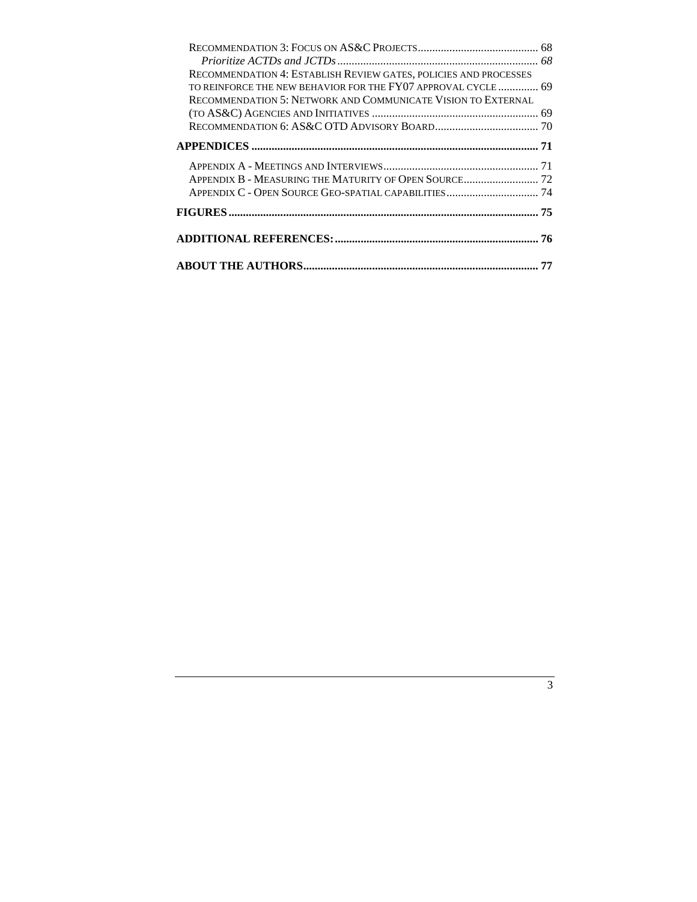Recommendation 3: Focus on AS&C Projects .......................................... 68

*Prioritize ACTDs and JCTDs ...................................................................... 68*

Recommendation 4: Establish Review gates, policies and processes to reinforce the new behavior for the FY07 approval cycle .............. 69

Recommendation 5: Network and Communicate Vision to External (to AS&C) Agencies and Initiatives .......................................................... 69

Recommendation 6: AS&C OTD Advisory Board.................................... 70

**APPENDICES ................................................................................................... 71**

Appendix A - Meetings and Interviews...................................................... 71

Appendix B - Measuring the Maturity of Open Source.......................... 72

Appendix C - Open Source Geo-spatial capabilities................................ 74

**FIGURES ........................................................................................................... 75**

**ADDITIONAL REFERENCES: ....................................................................... 76**

**ABOUT THE AUTHORS................................................................................. 77**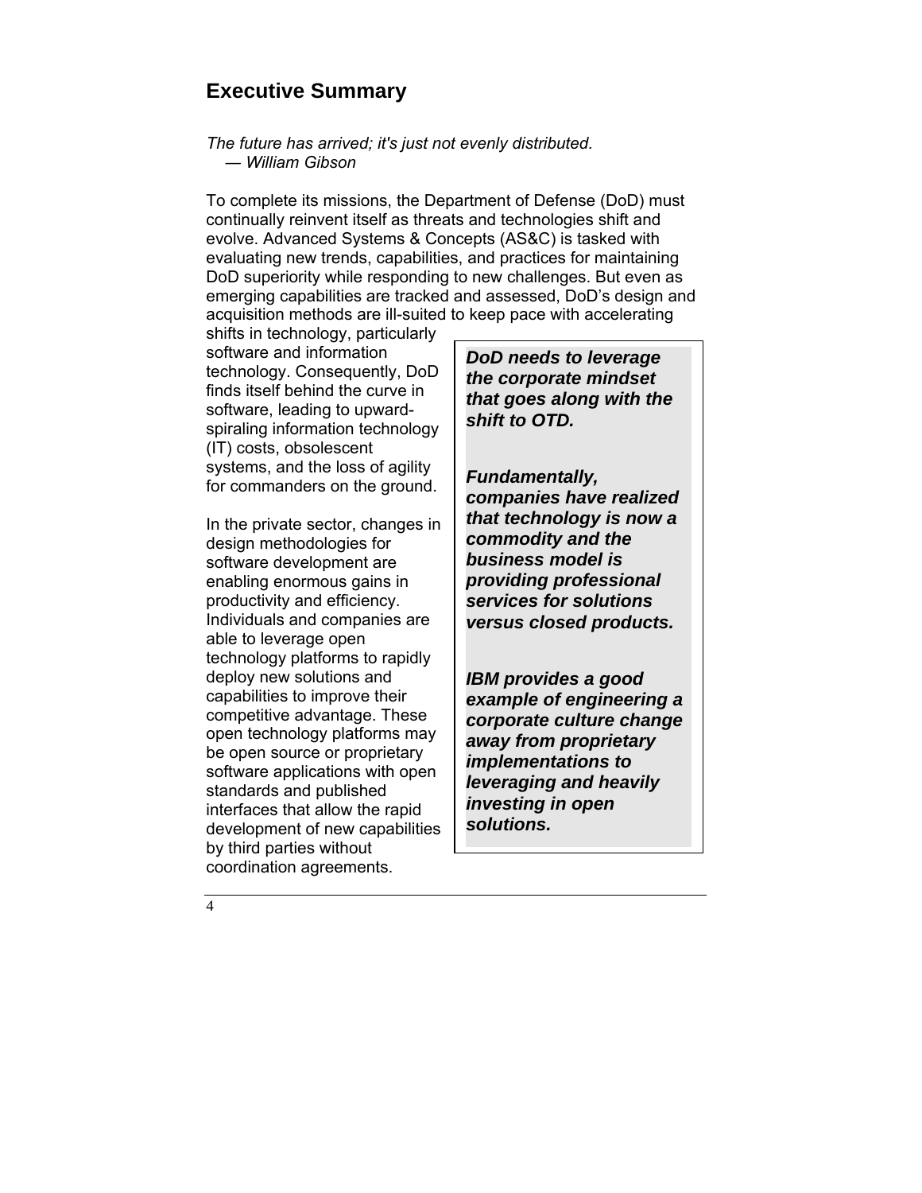## Executive Summary

*The future has arrived; it's just not evenly distributed.*
*— William Gibson*

To complete its missions, the Department of Defense (DoD) must continually reinvent itself as threats and technologies shift and evolve. Advanced Systems & Concepts (AS&C) is tasked with evaluating new trends, capabilities, and practices for maintaining DoD superiority while responding to new challenges. But even as emerging capabilities are tracked and assessed, DoD's design and acquisition methods are ill-suited to keep pace with accelerating shifts in technology, particularly software and information technology. Consequently, DoD finds itself behind the curve in software, leading to upward-spiraling information technology (IT) costs, obsolescent systems, and the loss of agility for commanders on the ground.

In the private sector, changes in design methodologies for software development are enabling enormous gains in productivity and efficiency. Individuals and companies are able to leverage open technology platforms to rapidly deploy new solutions and capabilities to improve their competitive advantage. These open technology platforms may be open source or proprietary software applications with open standards and published interfaces that allow the rapid development of new capabilities by third parties without coordination agreements.

> ***DoD needs to leverage the corporate mindset that goes along with the shift to OTD.***
>
> ***Fundamentally, companies have realized that technology is now a commodity and the business model is providing professional services for solutions versus closed products.***
>
> ***IBM provides a good example of engineering a corporate culture change away from proprietary implementations to leveraging and heavily investing in open solutions.***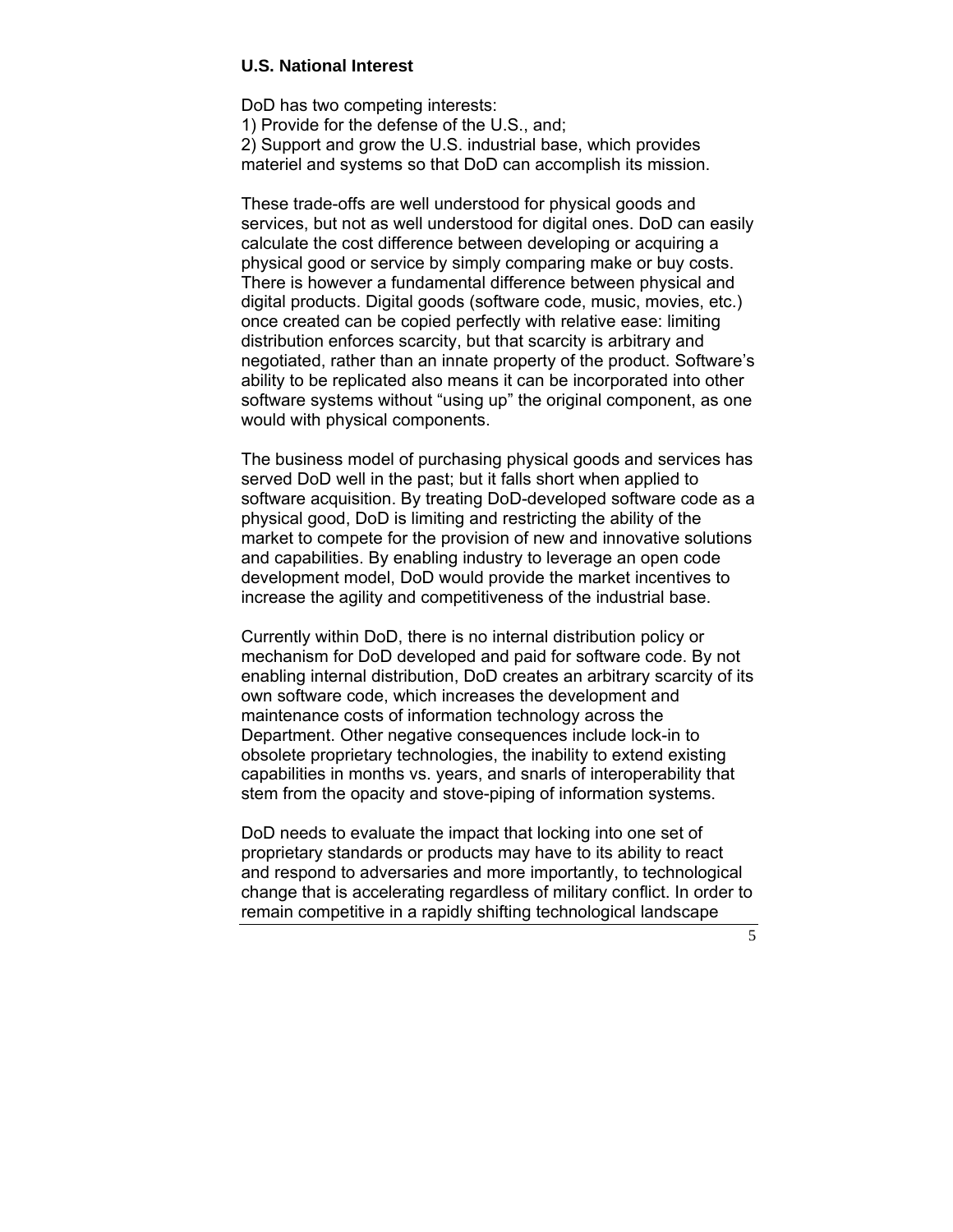### U.S. National Interest

DoD has two competing interests:
1) Provide for the defense of the U.S., and;
2) Support and grow the U.S. industrial base, which provides materiel and systems so that DoD can accomplish its mission.

These trade-offs are well understood for physical goods and services, but not as well understood for digital ones. DoD can easily calculate the cost difference between developing or acquiring a physical good or service by simply comparing make or buy costs. There is however a fundamental difference between physical and digital products. Digital goods (software code, music, movies, etc.) once created can be copied perfectly with relative ease: limiting distribution enforces scarcity, but that scarcity is arbitrary and negotiated, rather than an innate property of the product. Software's ability to be replicated also means it can be incorporated into other software systems without "using up" the original component, as one would with physical components.

The business model of purchasing physical goods and services has served DoD well in the past; but it falls short when applied to software acquisition. By treating DoD-developed software code as a physical good, DoD is limiting and restricting the ability of the market to compete for the provision of new and innovative solutions and capabilities. By enabling industry to leverage an open code development model, DoD would provide the market incentives to increase the agility and competitiveness of the industrial base.

Currently within DoD, there is no internal distribution policy or mechanism for DoD developed and paid for software code. By not enabling internal distribution, DoD creates an arbitrary scarcity of its own software code, which increases the development and maintenance costs of information technology across the Department. Other negative consequences include lock-in to obsolete proprietary technologies, the inability to extend existing capabilities in months vs. years, and snarls of interoperability that stem from the opacity and stove-piping of information systems.

DoD needs to evaluate the impact that locking into one set of proprietary standards or products may have to its ability to react and respond to adversaries and more importantly, to technological change that is accelerating regardless of military conflict. In order to remain competitive in a rapidly shifting technological landscape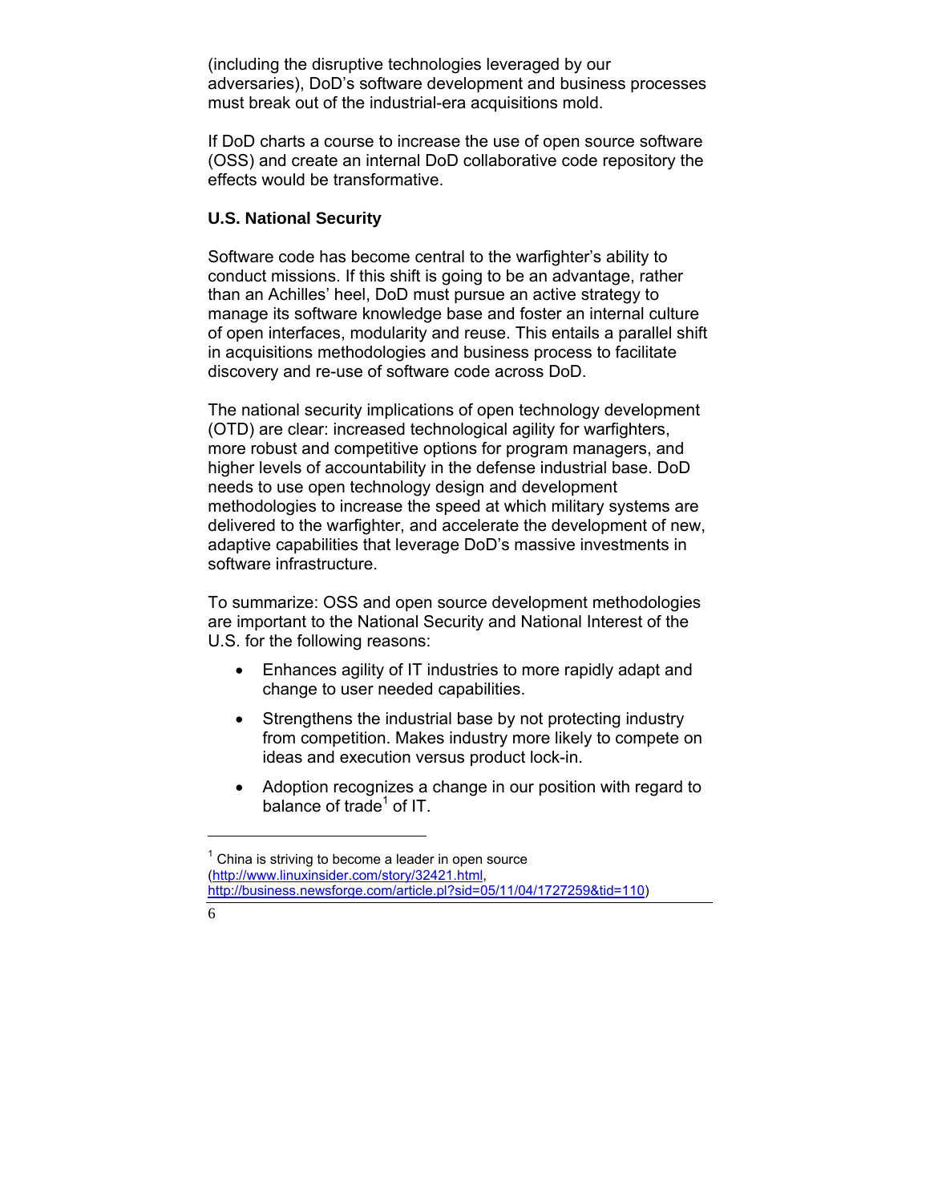(including the disruptive technologies leveraged by our adversaries), DoD's software development and business processes must break out of the industrial-era acquisitions mold.

If DoD charts a course to increase the use of open source software (OSS) and create an internal DoD collaborative code repository the effects would be transformative.

### U.S. National Security

Software code has become central to the warfighter's ability to conduct missions. If this shift is going to be an advantage, rather than an Achilles' heel, DoD must pursue an active strategy to manage its software knowledge base and foster an internal culture of open interfaces, modularity and reuse. This entails a parallel shift in acquisitions methodologies and business process to facilitate discovery and re-use of software code across DoD.

The national security implications of open technology development (OTD) are clear: increased technological agility for warfighters, more robust and competitive options for program managers, and higher levels of accountability in the defense industrial base. DoD needs to use open technology design and development methodologies to increase the speed at which military systems are delivered to the warfighter, and accelerate the development of new, adaptive capabilities that leverage DoD's massive investments in software infrastructure.

To summarize: OSS and open source development methodologies are important to the National Security and National Interest of the U.S. for the following reasons:

- Enhances agility of IT industries to more rapidly adapt and change to user needed capabilities.
- Strengthens the industrial base by not protecting industry from competition. Makes industry more likely to compete on ideas and execution versus product lock-in.
- Adoption recognizes a change in our position with regard to balance of trade[1] of IT.

---

[1] China is striving to become a leader in open source (http://www.linuxinsider.com/story/32421.html, http://business.newsforge.com/article.pl?sid=05/11/04/1727259&tid=110)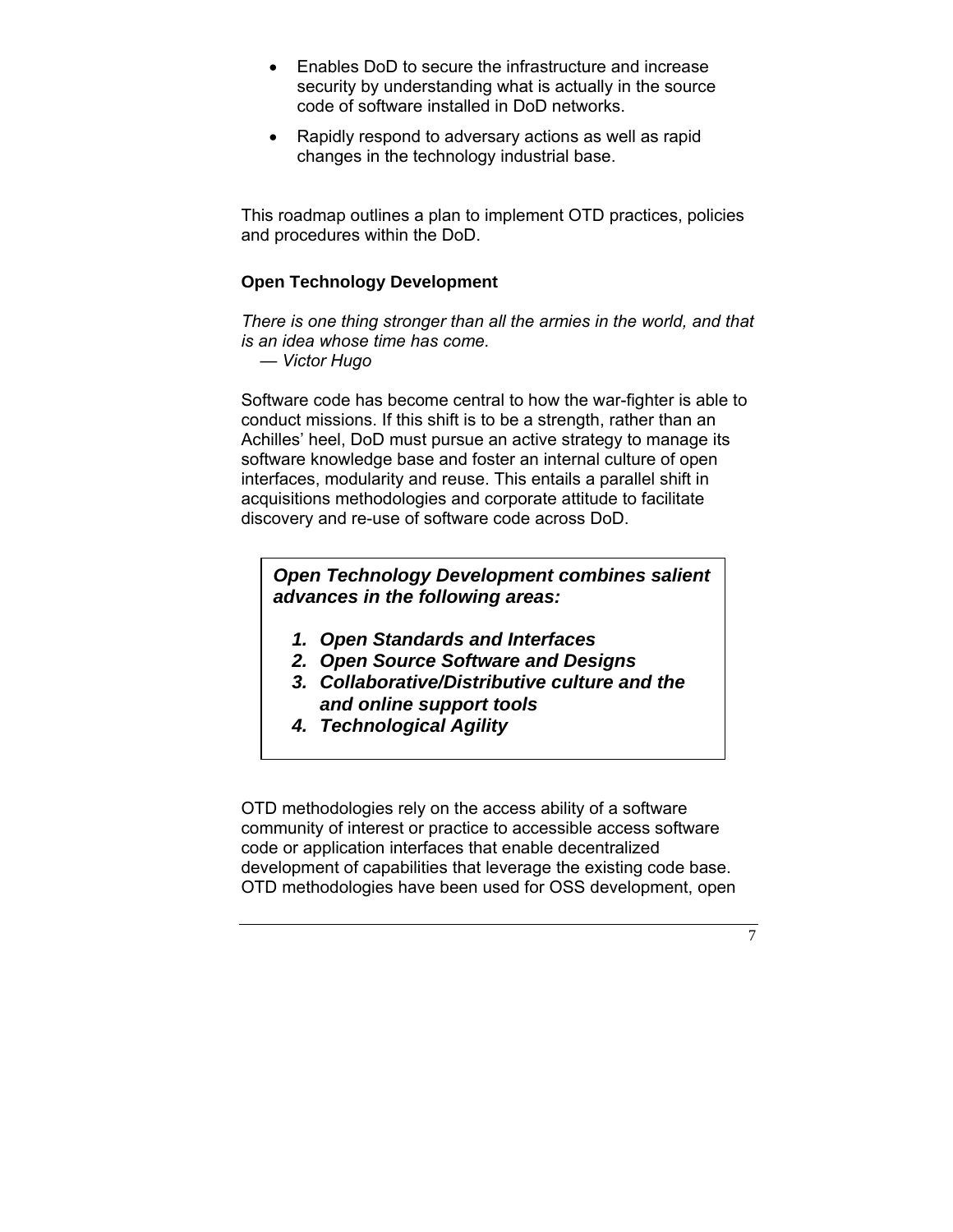- Enables DoD to secure the infrastructure and increase security by understanding what is actually in the source code of software installed in DoD networks.
- Rapidly respond to adversary actions as well as rapid changes in the technology industrial base.

This roadmap outlines a plan to implement OTD practices, policies and procedures within the DoD.

### Open Technology Development

*There is one thing stronger than all the armies in the world, and that is an idea whose time has come.*
*— Victor Hugo*

Software code has become central to how the war-fighter is able to conduct missions. If this shift is to be a strength, rather than an Achilles' heel, DoD must pursue an active strategy to manage its software knowledge base and foster an internal culture of open interfaces, modularity and reuse. This entails a parallel shift in acquisitions methodologies and corporate attitude to facilitate discovery and re-use of software code across DoD.

> ***Open Technology Development combines salient advances in the following areas:***
>
> 1. ***Open Standards and Interfaces***
> 2. ***Open Source Software and Designs***
> 3. ***Collaborative/Distributive culture and the and online support tools***
> 4. ***Technological Agility***

OTD methodologies rely on the access ability of a software community of interest or practice to accessible access software code or application interfaces that enable decentralized development of capabilities that leverage the existing code base. OTD methodologies have been used for OSS development, open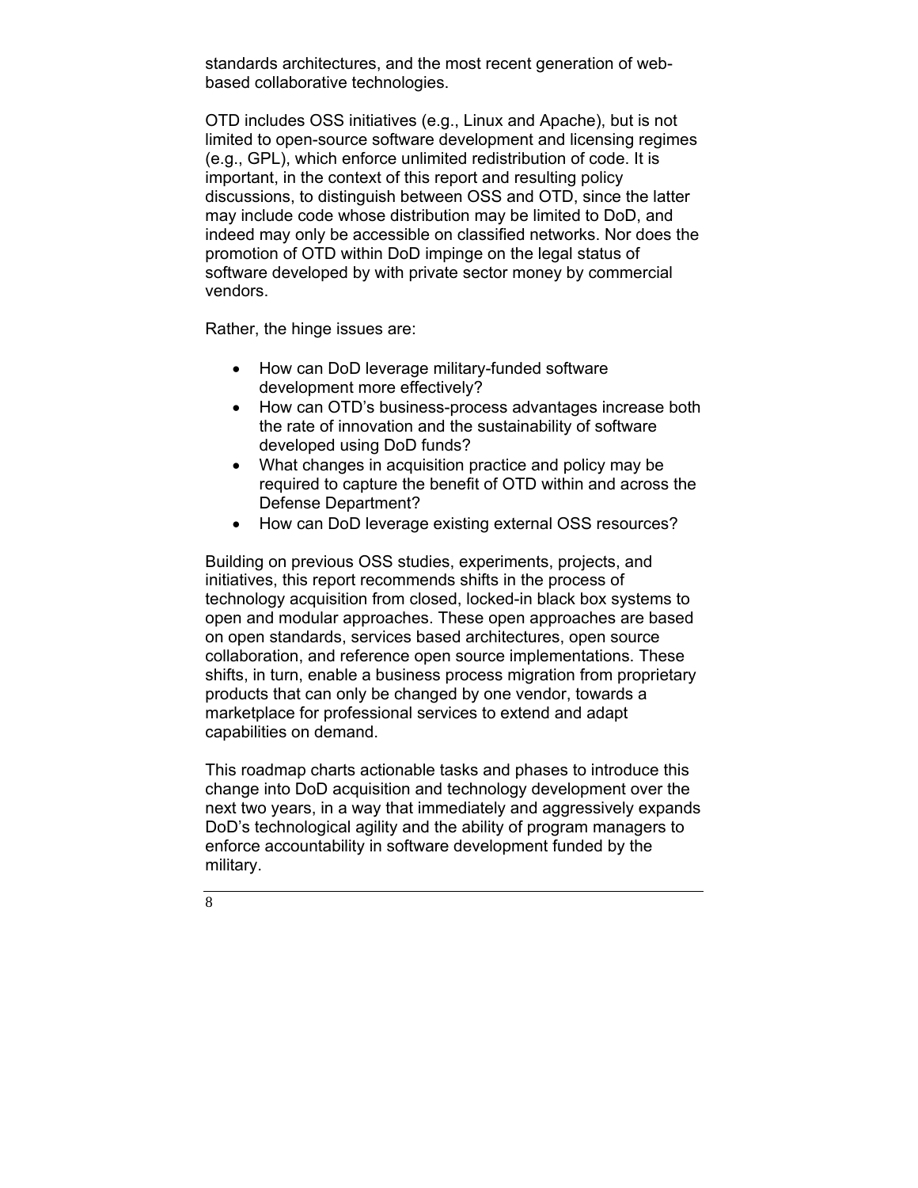standards architectures, and the most recent generation of web-based collaborative technologies.

OTD includes OSS initiatives (e.g., Linux and Apache), but is not limited to open-source software development and licensing regimes (e.g., GPL), which enforce unlimited redistribution of code. It is important, in the context of this report and resulting policy discussions, to distinguish between OSS and OTD, since the latter may include code whose distribution may be limited to DoD, and indeed may only be accessible on classified networks. Nor does the promotion of OTD within DoD impinge on the legal status of software developed by with private sector money by commercial vendors.

Rather, the hinge issues are:

- How can DoD leverage military-funded software development more effectively?
- How can OTD's business-process advantages increase both the rate of innovation and the sustainability of software developed using DoD funds?
- What changes in acquisition practice and policy may be required to capture the benefit of OTD within and across the Defense Department?
- How can DoD leverage existing external OSS resources?

Building on previous OSS studies, experiments, projects, and initiatives, this report recommends shifts in the process of technology acquisition from closed, locked-in black box systems to open and modular approaches. These open approaches are based on open standards, services based architectures, open source collaboration, and reference open source implementations. These shifts, in turn, enable a business process migration from proprietary products that can only be changed by one vendor, towards a marketplace for professional services to extend and adapt capabilities on demand.

This roadmap charts actionable tasks and phases to introduce this change into DoD acquisition and technology development over the next two years, in a way that immediately and aggressively expands DoD's technological agility and the ability of program managers to enforce accountability in software development funded by the military.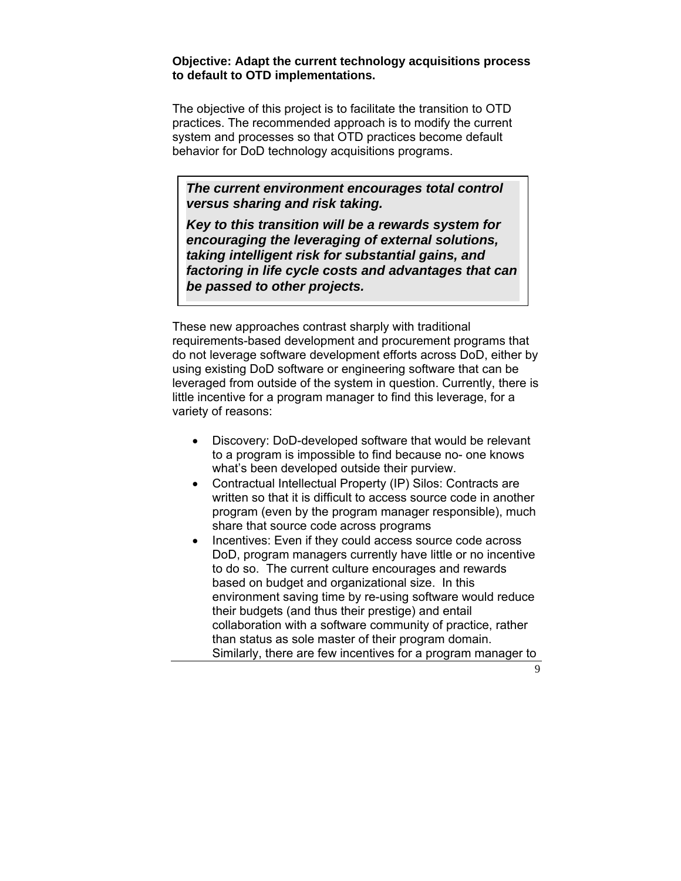**Objective: Adapt the current technology acquisitions process to default to OTD implementations.**

The objective of this project is to facilitate the transition to OTD practices. The recommended approach is to modify the current system and processes so that OTD practices become default behavior for DoD technology acquisitions programs.

> ***The current environment encourages total control versus sharing and risk taking.***
>
> ***Key to this transition will be a rewards system for encouraging the leveraging of external solutions, taking intelligent risk for substantial gains, and factoring in life cycle costs and advantages that can be passed to other projects.***

These new approaches contrast sharply with traditional requirements-based development and procurement programs that do not leverage software development efforts across DoD, either by using existing DoD software or engineering software that can be leveraged from outside of the system in question. Currently, there is little incentive for a program manager to find this leverage, for a variety of reasons:

- Discovery: DoD-developed software that would be relevant to a program is impossible to find because no- one knows what's been developed outside their purview.
- Contractual Intellectual Property (IP) Silos: Contracts are written so that it is difficult to access source code in another program (even by the program manager responsible), much share that source code across programs
- Incentives: Even if they could access source code across DoD, program managers currently have little or no incentive to do so. The current culture encourages and rewards based on budget and organizational size. In this environment saving time by re-using software would reduce their budgets (and thus their prestige) and entail collaboration with a software community of practice, rather than status as sole master of their program domain. Similarly, there are few incentives for a program manager to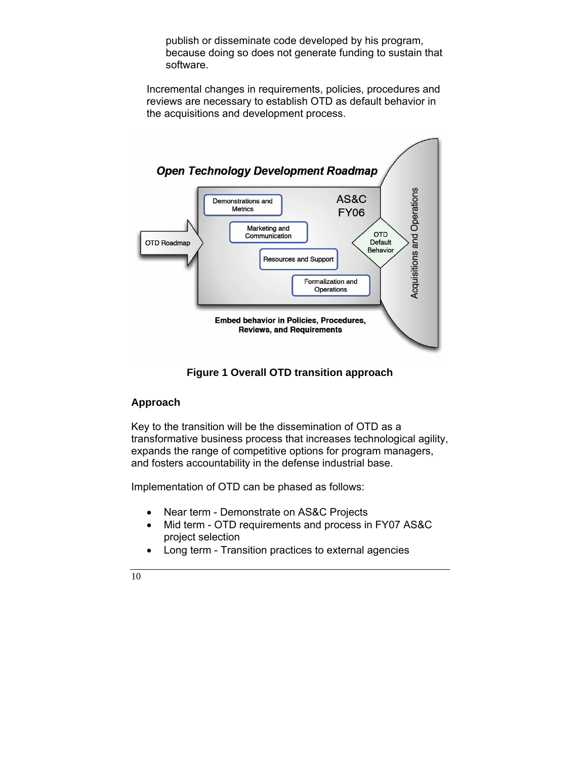publish or disseminate code developed by his program, because doing so does not generate funding to sustain that software.

Incremental changes in requirements, policies, procedures and reviews are necessary to establish OTD as default behavior in the acquisitions and development process.

**Figure 1 Overall OTD transition approach**

### Approach

Key to the transition will be the dissemination of OTD as a transformative business process that increases technological agility, expands the range of competitive options for program managers, and fosters accountability in the defense industrial base.

Implementation of OTD can be phased as follows:

- Near term - Demonstrate on AS&C Projects
- Mid term - OTD requirements and process in FY07 AS&C project selection
- Long term - Transition practices to external agencies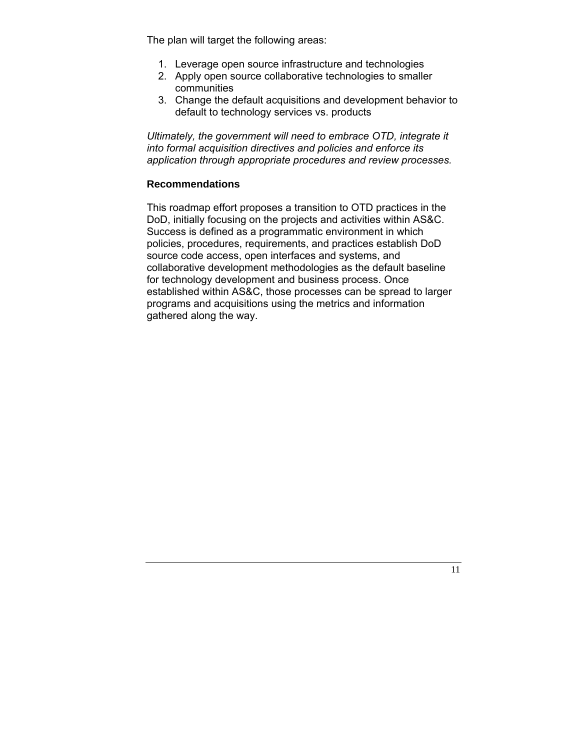The plan will target the following areas:

1. Leverage open source infrastructure and technologies
2. Apply open source collaborative technologies to smaller communities
3. Change the default acquisitions and development behavior to default to technology services vs. products

*Ultimately, the government will need to embrace OTD, integrate it into formal acquisition directives and policies and enforce its application through appropriate procedures and review processes.*

**Recommendations**

This roadmap effort proposes a transition to OTD practices in the DoD, initially focusing on the projects and activities within AS&C. Success is defined as a programmatic environment in which policies, procedures, requirements, and practices establish DoD source code access, open interfaces and systems, and collaborative development methodologies as the default baseline for technology development and business process. Once established within AS&C, those processes can be spread to larger programs and acquisitions using the metrics and information gathered along the way.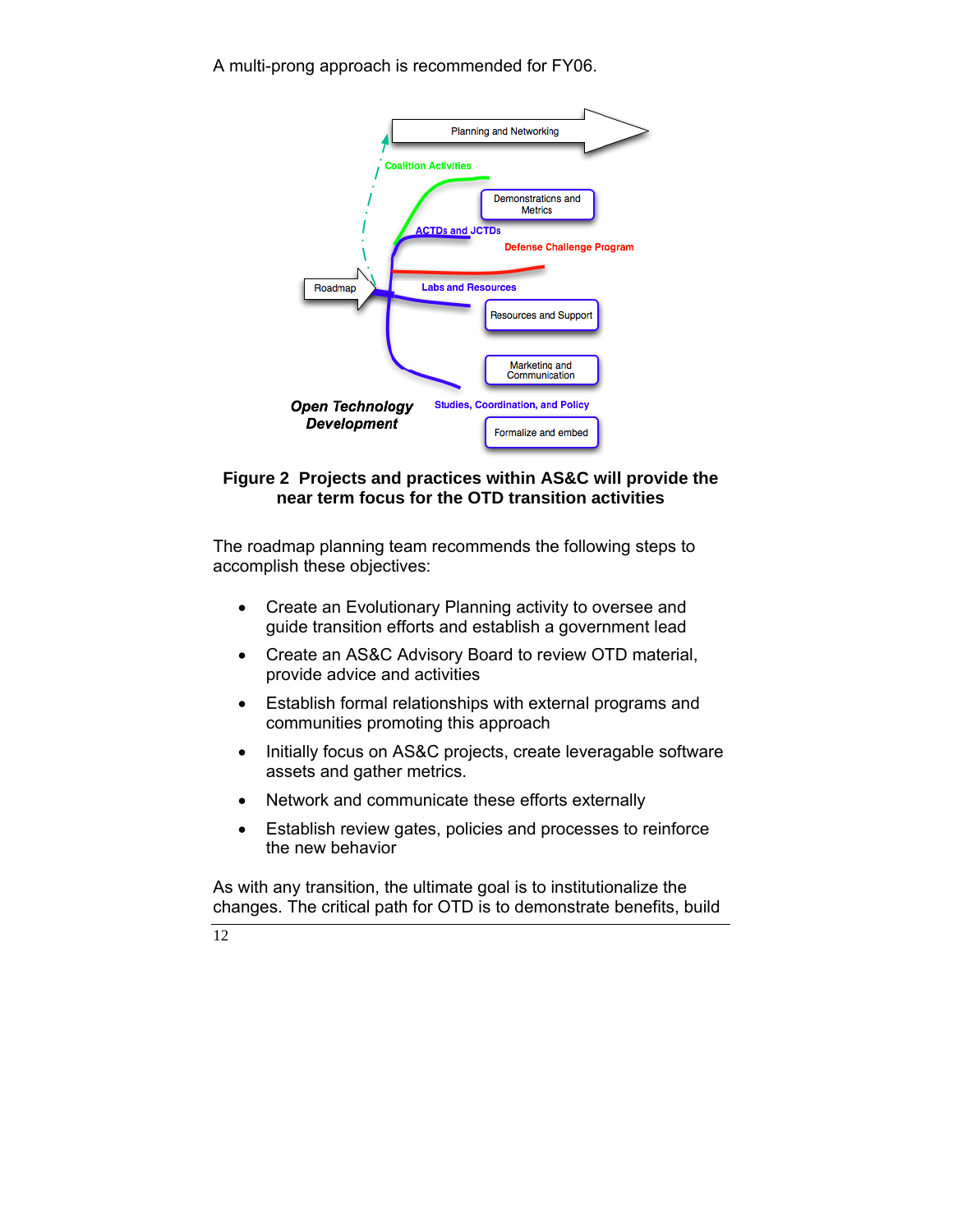A multi-prong approach is recommended for FY06.

Planning and Networking

Coalition Activities

Demonstrations and Metrics

ACTDs and JCTDs

Defense Challenge Program

Roadmap

Labs and Resources

Resources and Support

Marketing and Communication

***Open Technology Development***

Studies, Coordination, and Policy

Formalize and embed

**Figure 2 Projects and practices within AS&C will provide the near term focus for the OTD transition activities**

The roadmap planning team recommends the following steps to accomplish these objectives:

- Create an Evolutionary Planning activity to oversee and guide transition efforts and establish a government lead
- Create an AS&C Advisory Board to review OTD material, provide advice and activities
- Establish formal relationships with external programs and communities promoting this approach
- Initially focus on AS&C projects, create leveragable software assets and gather metrics.
- Network and communicate these efforts externally
- Establish review gates, policies and processes to reinforce the new behavior

As with any transition, the ultimate goal is to institutionalize the changes. The critical path for OTD is to demonstrate benefits, build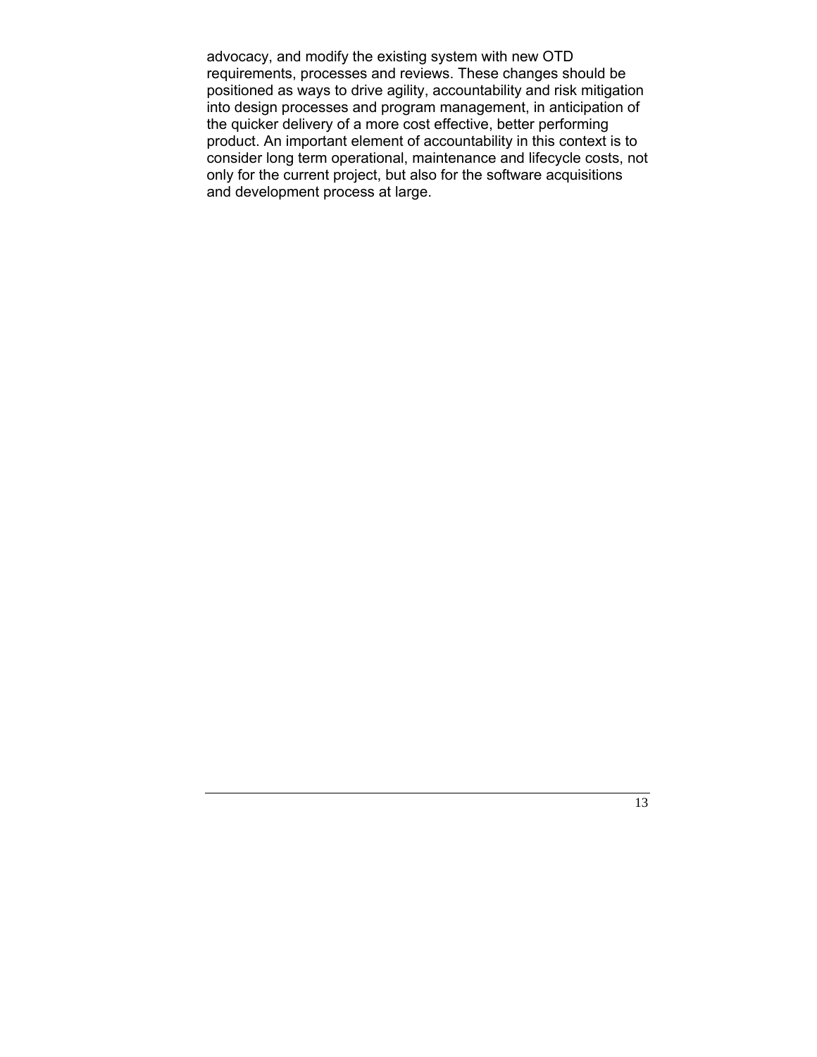advocacy, and modify the existing system with new OTD requirements, processes and reviews. These changes should be positioned as ways to drive agility, accountability and risk mitigation into design processes and program management, in anticipation of the quicker delivery of a more cost effective, better performing product. An important element of accountability in this context is to consider long term operational, maintenance and lifecycle costs, not only for the current project, but also for the software acquisitions and development process at large.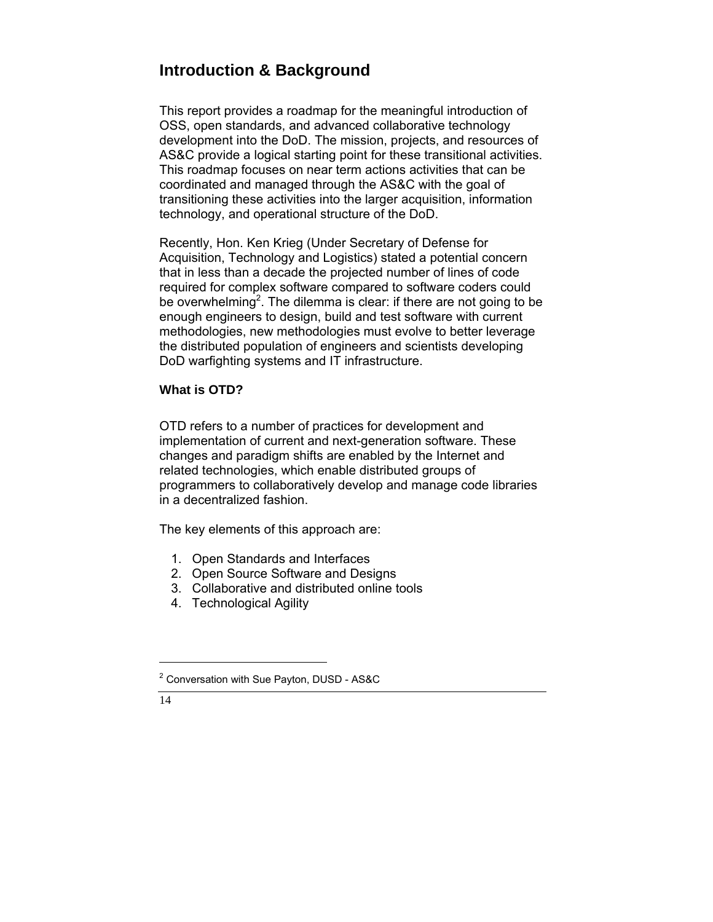## Introduction & Background

This report provides a roadmap for the meaningful introduction of OSS, open standards, and advanced collaborative technology development into the DoD. The mission, projects, and resources of AS&C provide a logical starting point for these transitional activities. This roadmap focuses on near term actions activities that can be coordinated and managed through the AS&C with the goal of transitioning these activities into the larger acquisition, information technology, and operational structure of the DoD.

Recently, Hon. Ken Krieg (Under Secretary of Defense for Acquisition, Technology and Logistics) stated a potential concern that in less than a decade the projected number of lines of code required for complex software compared to software coders could be overwhelming[2]. The dilemma is clear: if there are not going to be enough engineers to design, build and test software with current methodologies, new methodologies must evolve to better leverage the distributed population of engineers and scientists developing DoD warfighting systems and IT infrastructure.

### What is OTD?

OTD refers to a number of practices for development and implementation of current and next-generation software. These changes and paradigm shifts are enabled by the Internet and related technologies, which enable distributed groups of programmers to collaboratively develop and manage code libraries in a decentralized fashion.

The key elements of this approach are:

1. Open Standards and Interfaces
2. Open Source Software and Designs
3. Collaborative and distributed online tools
4. Technological Agility

---

[2] Conversation with Sue Payton, DUSD - AS&C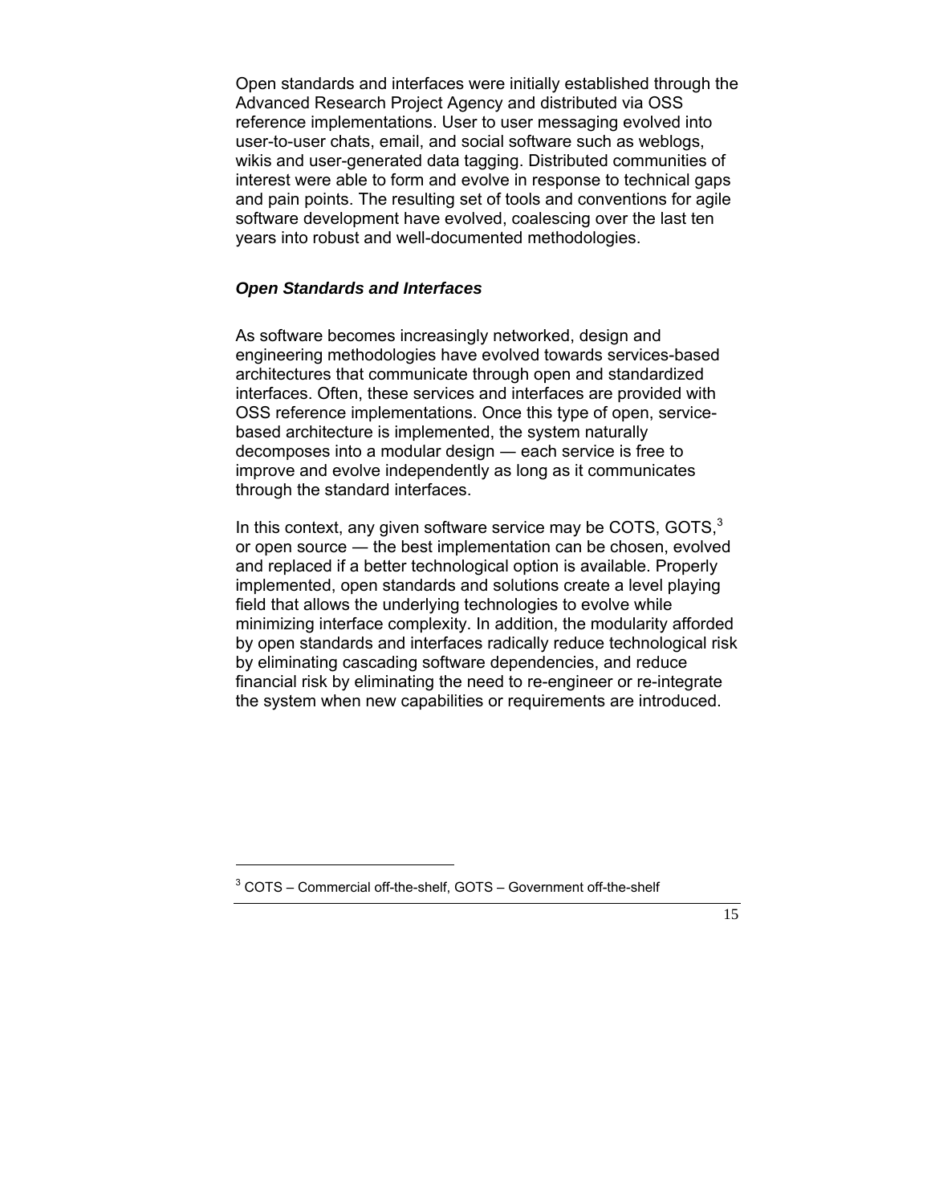Open standards and interfaces were initially established through the Advanced Research Project Agency and distributed via OSS reference implementations. User to user messaging evolved into user-to-user chats, email, and social software such as weblogs, wikis and user-generated data tagging. Distributed communities of interest were able to form and evolve in response to technical gaps and pain points. The resulting set of tools and conventions for agile software development have evolved, coalescing over the last ten years into robust and well-documented methodologies.

### ***Open Standards and Interfaces***

As software becomes increasingly networked, design and engineering methodologies have evolved towards services-based architectures that communicate through open and standardized interfaces. Often, these services and interfaces are provided with OSS reference implementations. Once this type of open, service-based architecture is implemented, the system naturally decomposes into a modular design — each service is free to improve and evolve independently as long as it communicates through the standard interfaces.

In this context, any given software service may be COTS, GOTS,[3] or open source — the best implementation can be chosen, evolved and replaced if a better technological option is available. Properly implemented, open standards and solutions create a level playing field that allows the underlying technologies to evolve while minimizing interface complexity. In addition, the modularity afforded by open standards and interfaces radically reduce technological risk by eliminating cascading software dependencies, and reduce financial risk by eliminating the need to re-engineer or re-integrate the system when new capabilities or requirements are introduced.

---

[3] COTS – Commercial off-the-shelf, GOTS – Government off-the-shelf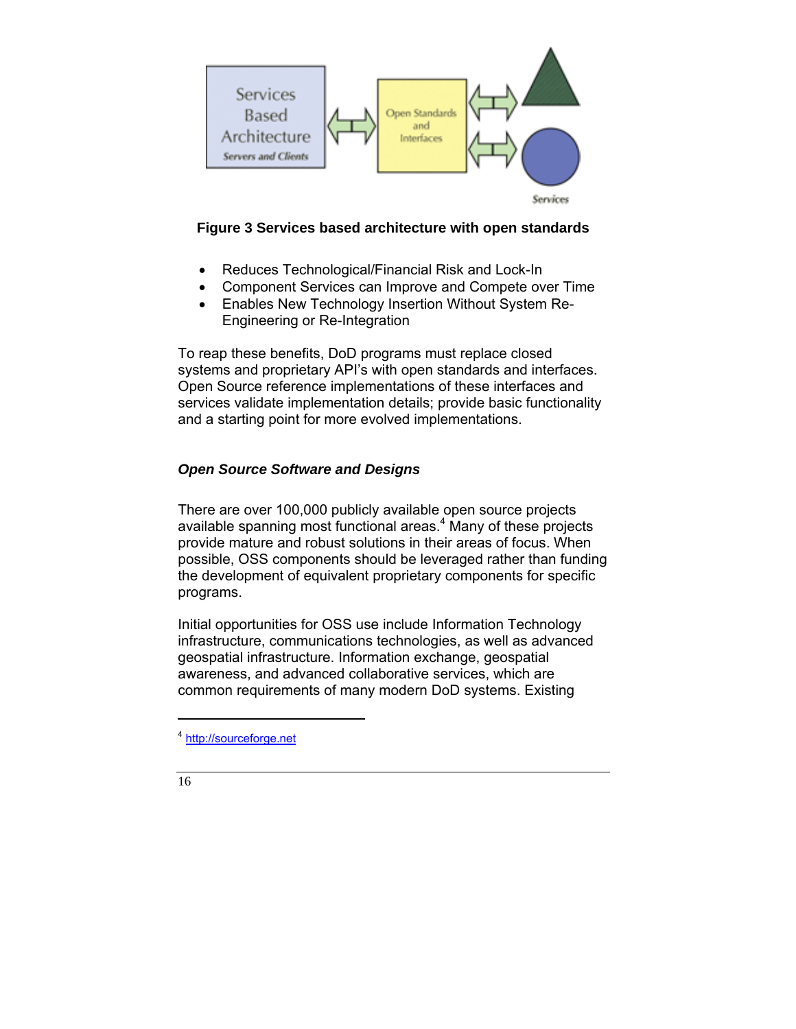**Figure 3 Services based architecture with open standards**

- Reduces Technological/Financial Risk and Lock-In
- Component Services can Improve and Compete over Time
- Enables New Technology Insertion Without System Re-Engineering or Re-Integration

To reap these benefits, DoD programs must replace closed systems and proprietary API's with open standards and interfaces. Open Source reference implementations of these interfaces and services validate implementation details; provide basic functionality and a starting point for more evolved implementations.

### *Open Source Software and Designs*

There are over 100,000 publicly available open source projects available spanning most functional areas.[4] Many of these projects provide mature and robust solutions in their areas of focus. When possible, OSS components should be leveraged rather than funding the development of equivalent proprietary components for specific programs.

Initial opportunities for OSS use include Information Technology infrastructure, communications technologies, as well as advanced geospatial infrastructure. Information exchange, geospatial awareness, and advanced collaborative services, which are common requirements of many modern DoD systems. Existing

---

[4] http://sourceforge.net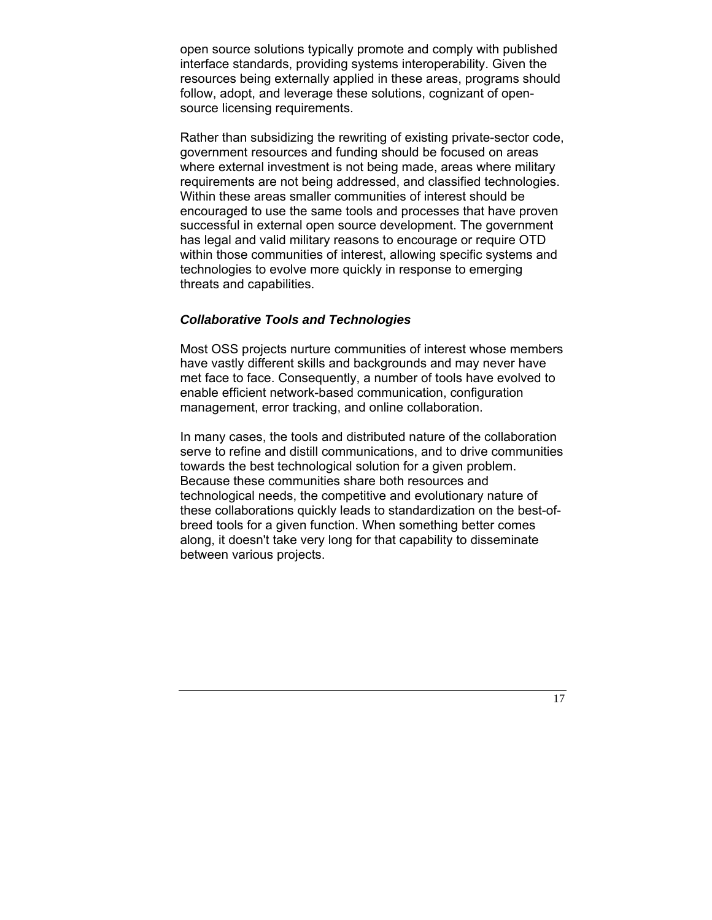open source solutions typically promote and comply with published interface standards, providing systems interoperability. Given the resources being externally applied in these areas, programs should follow, adopt, and leverage these solutions, cognizant of open-source licensing requirements.

Rather than subsidizing the rewriting of existing private-sector code, government resources and funding should be focused on areas where external investment is not being made, areas where military requirements are not being addressed, and classified technologies. Within these areas smaller communities of interest should be encouraged to use the same tools and processes that have proven successful in external open source development. The government has legal and valid military reasons to encourage or require OTD within those communities of interest, allowing specific systems and technologies to evolve more quickly in response to emerging threats and capabilities.

### *Collaborative Tools and Technologies*

Most OSS projects nurture communities of interest whose members have vastly different skills and backgrounds and may never have met face to face. Consequently, a number of tools have evolved to enable efficient network-based communication, configuration management, error tracking, and online collaboration.

In many cases, the tools and distributed nature of the collaboration serve to refine and distill communications, and to drive communities towards the best technological solution for a given problem. Because these communities share both resources and technological needs, the competitive and evolutionary nature of these collaborations quickly leads to standardization on the best-of-breed tools for a given function. When something better comes along, it doesn't take very long for that capability to disseminate between various projects.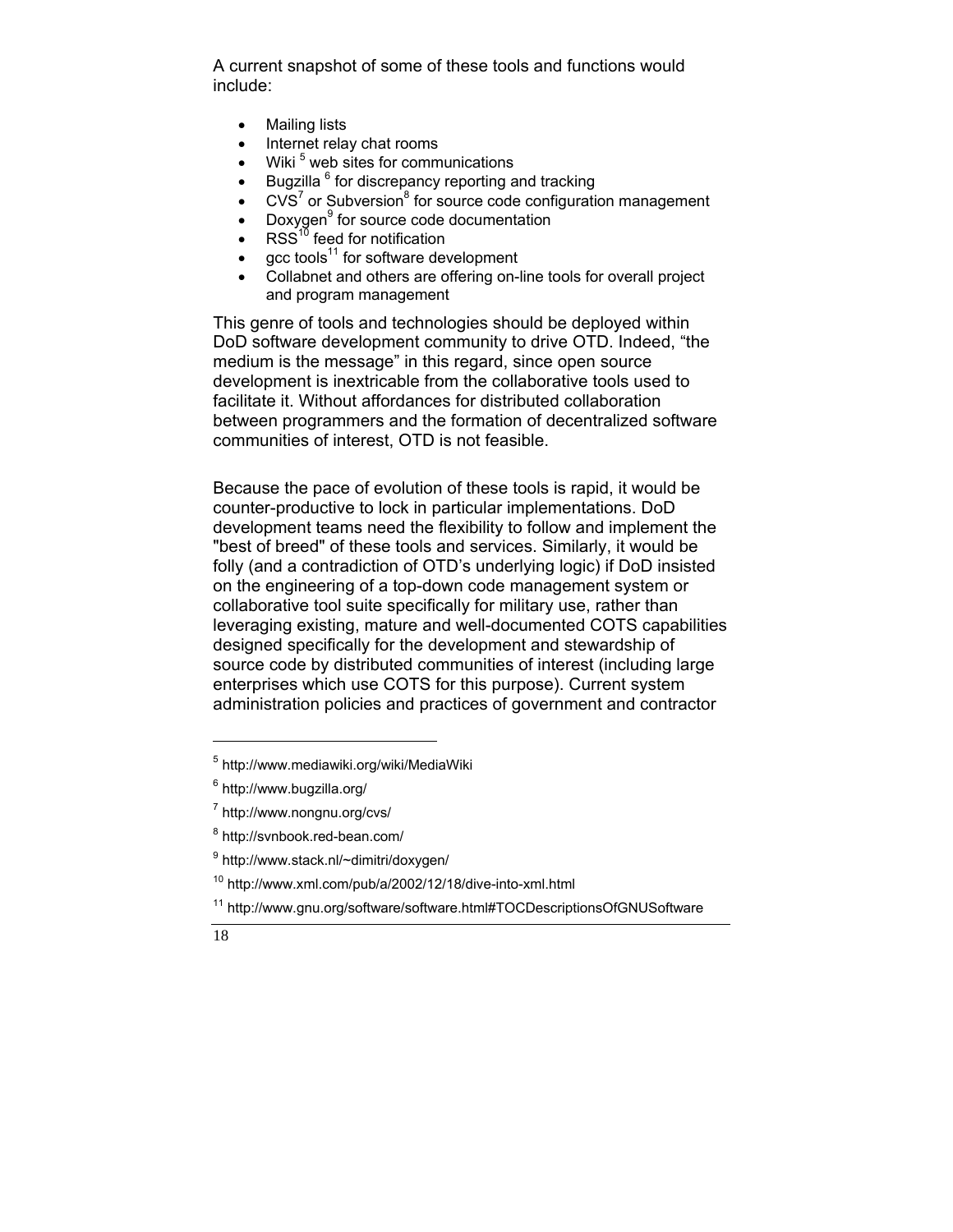A current snapshot of some of these tools and functions would include:

- Mailing lists
- Internet relay chat rooms
- Wiki [5] web sites for communications
- Bugzilla [6] for discrepancy reporting and tracking
- CVS[7] or Subversion[8] for source code configuration management
- Doxygen[9] for source code documentation
- RSS[10] feed for notification
- gcc tools[11] for software development
- Collabnet and others are offering on-line tools for overall project and program management

This genre of tools and technologies should be deployed within DoD software development community to drive OTD. Indeed, "the medium is the message" in this regard, since open source development is inextricable from the collaborative tools used to facilitate it. Without affordances for distributed collaboration between programmers and the formation of decentralized software communities of interest, OTD is not feasible.

Because the pace of evolution of these tools is rapid, it would be counter-productive to lock in particular implementations. DoD development teams need the flexibility to follow and implement the "best of breed" of these tools and services. Similarly, it would be folly (and a contradiction of OTD's underlying logic) if DoD insisted on the engineering of a top-down code management system or collaborative tool suite specifically for military use, rather than leveraging existing, mature and well-documented COTS capabilities designed specifically for the development and stewardship of source code by distributed communities of interest (including large enterprises which use COTS for this purpose). Current system administration policies and practices of government and contractor

---

[5] http://www.mediawiki.org/wiki/MediaWiki

[6] http://www.bugzilla.org/

[7] http://www.nongnu.org/cvs/

[8] http://svnbook.red-bean.com/

[9] http://www.stack.nl/~dimitri/doxygen/

[10] http://www.xml.com/pub/a/2002/12/18/dive-into-xml.html

[11] http://www.gnu.org/software/software.html#TOCDescriptionsOfGNUSoftware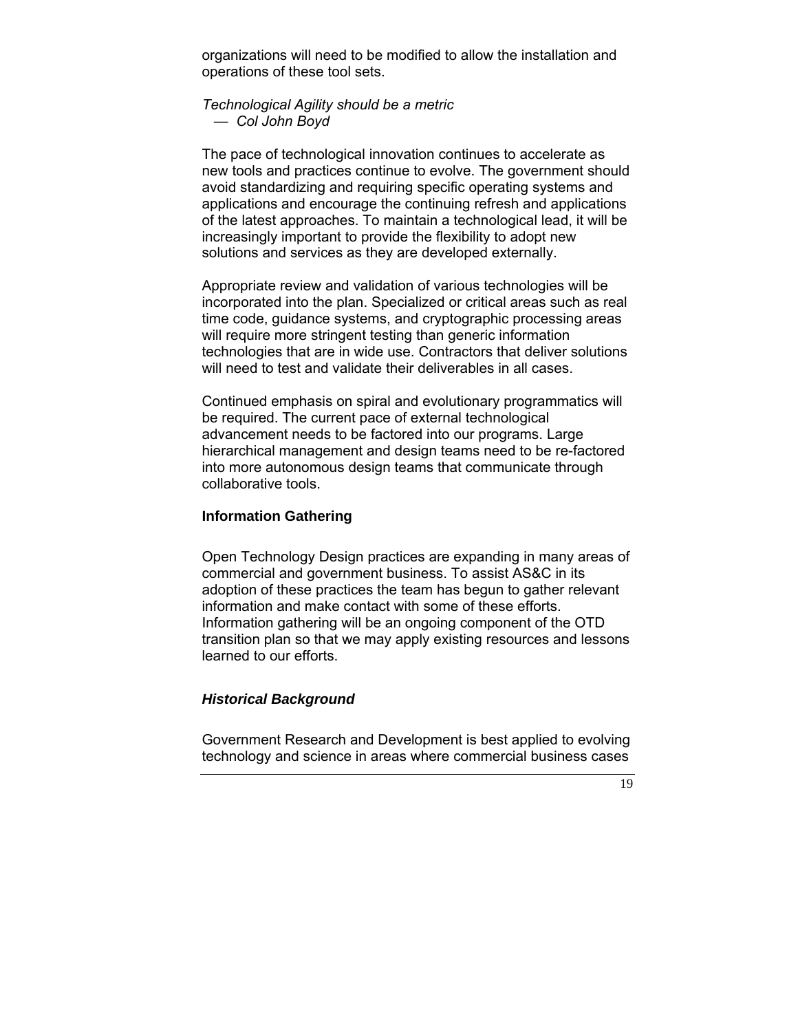organizations will need to be modified to allow the installation and operations of these tool sets.

*Technological Agility should be a metric*
*— Col John Boyd*

The pace of technological innovation continues to accelerate as new tools and practices continue to evolve. The government should avoid standardizing and requiring specific operating systems and applications and encourage the continuing refresh and applications of the latest approaches. To maintain a technological lead, it will be increasingly important to provide the flexibility to adopt new solutions and services as they are developed externally.

Appropriate review and validation of various technologies will be incorporated into the plan. Specialized or critical areas such as real time code, guidance systems, and cryptographic processing areas will require more stringent testing than generic information technologies that are in wide use. Contractors that deliver solutions will need to test and validate their deliverables in all cases.

Continued emphasis on spiral and evolutionary programmatics will be required. The current pace of external technological advancement needs to be factored into our programs. Large hierarchical management and design teams need to be re-factored into more autonomous design teams that communicate through collaborative tools.

## Information Gathering

Open Technology Design practices are expanding in many areas of commercial and government business. To assist AS&C in its adoption of these practices the team has begun to gather relevant information and make contact with some of these efforts. Information gathering will be an ongoing component of the OTD transition plan so that we may apply existing resources and lessons learned to our efforts.

### *Historical Background*

Government Research and Development is best applied to evolving technology and science in areas where commercial business cases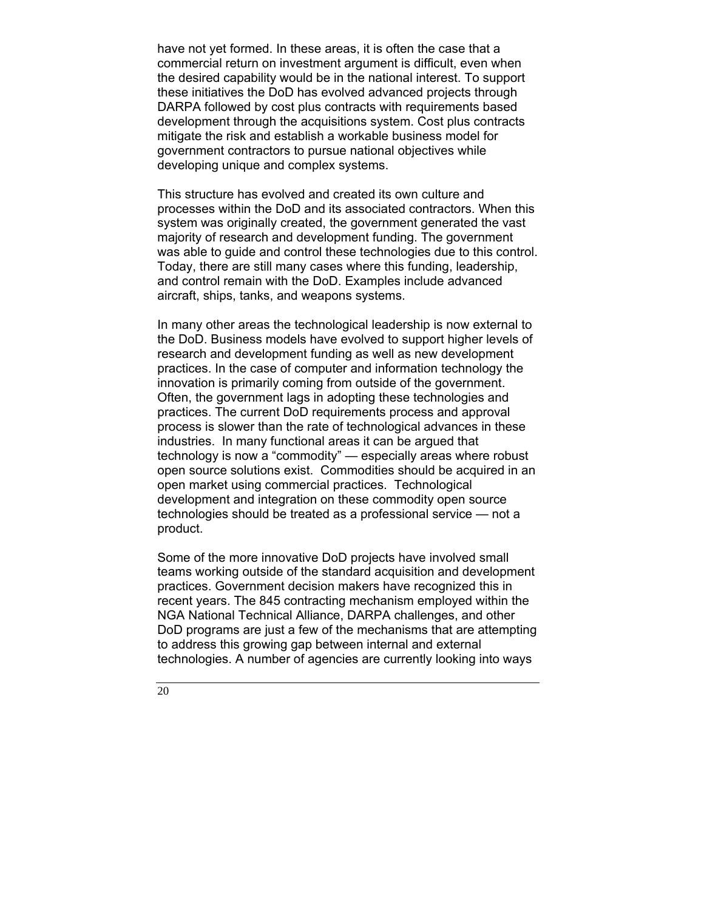have not yet formed. In these areas, it is often the case that a commercial return on investment argument is difficult, even when the desired capability would be in the national interest. To support these initiatives the DoD has evolved advanced projects through DARPA followed by cost plus contracts with requirements based development through the acquisitions system. Cost plus contracts mitigate the risk and establish a workable business model for government contractors to pursue national objectives while developing unique and complex systems.

This structure has evolved and created its own culture and processes within the DoD and its associated contractors. When this system was originally created, the government generated the vast majority of research and development funding. The government was able to guide and control these technologies due to this control. Today, there are still many cases where this funding, leadership, and control remain with the DoD. Examples include advanced aircraft, ships, tanks, and weapons systems.

In many other areas the technological leadership is now external to the DoD. Business models have evolved to support higher levels of research and development funding as well as new development practices. In the case of computer and information technology the innovation is primarily coming from outside of the government. Often, the government lags in adopting these technologies and practices. The current DoD requirements process and approval process is slower than the rate of technological advances in these industries. In many functional areas it can be argued that technology is now a "commodity" — especially areas where robust open source solutions exist. Commodities should be acquired in an open market using commercial practices. Technological development and integration on these commodity open source technologies should be treated as a professional service — not a product.

Some of the more innovative DoD projects have involved small teams working outside of the standard acquisition and development practices. Government decision makers have recognized this in recent years. The 845 contracting mechanism employed within the NGA National Technical Alliance, DARPA challenges, and other DoD programs are just a few of the mechanisms that are attempting to address this growing gap between internal and external technologies. A number of agencies are currently looking into ways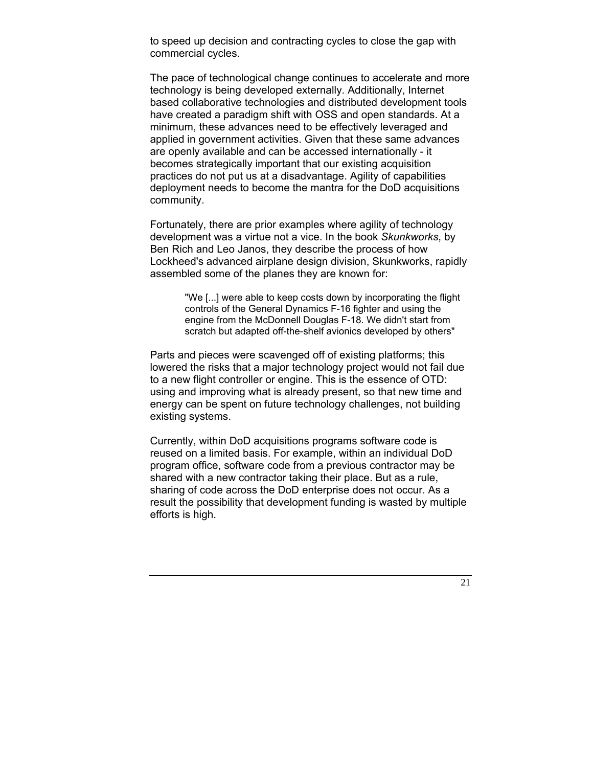to speed up decision and contracting cycles to close the gap with commercial cycles.

The pace of technological change continues to accelerate and more technology is being developed externally. Additionally, Internet based collaborative technologies and distributed development tools have created a paradigm shift with OSS and open standards. At a minimum, these advances need to be effectively leveraged and applied in government activities. Given that these same advances are openly available and can be accessed internationally - it becomes strategically important that our existing acquisition practices do not put us at a disadvantage. Agility of capabilities deployment needs to become the mantra for the DoD acquisitions community.

Fortunately, there are prior examples where agility of technology development was a virtue not a vice. In the book *Skunkworks*, by Ben Rich and Leo Janos, they describe the process of how Lockheed's advanced airplane design division, Skunkworks, rapidly assembled some of the planes they are known for:

> "We [...] were able to keep costs down by incorporating the flight controls of the General Dynamics F-16 fighter and using the engine from the McDonnell Douglas F-18. We didn't start from scratch but adapted off-the-shelf avionics developed by others"

Parts and pieces were scavenged off of existing platforms; this lowered the risks that a major technology project would not fail due to a new flight controller or engine. This is the essence of OTD: using and improving what is already present, so that new time and energy can be spent on future technology challenges, not building existing systems.

Currently, within DoD acquisitions programs software code is reused on a limited basis. For example, within an individual DoD program office, software code from a previous contractor may be shared with a new contractor taking their place. But as a rule, sharing of code across the DoD enterprise does not occur. As a result the possibility that development funding is wasted by multiple efforts is high.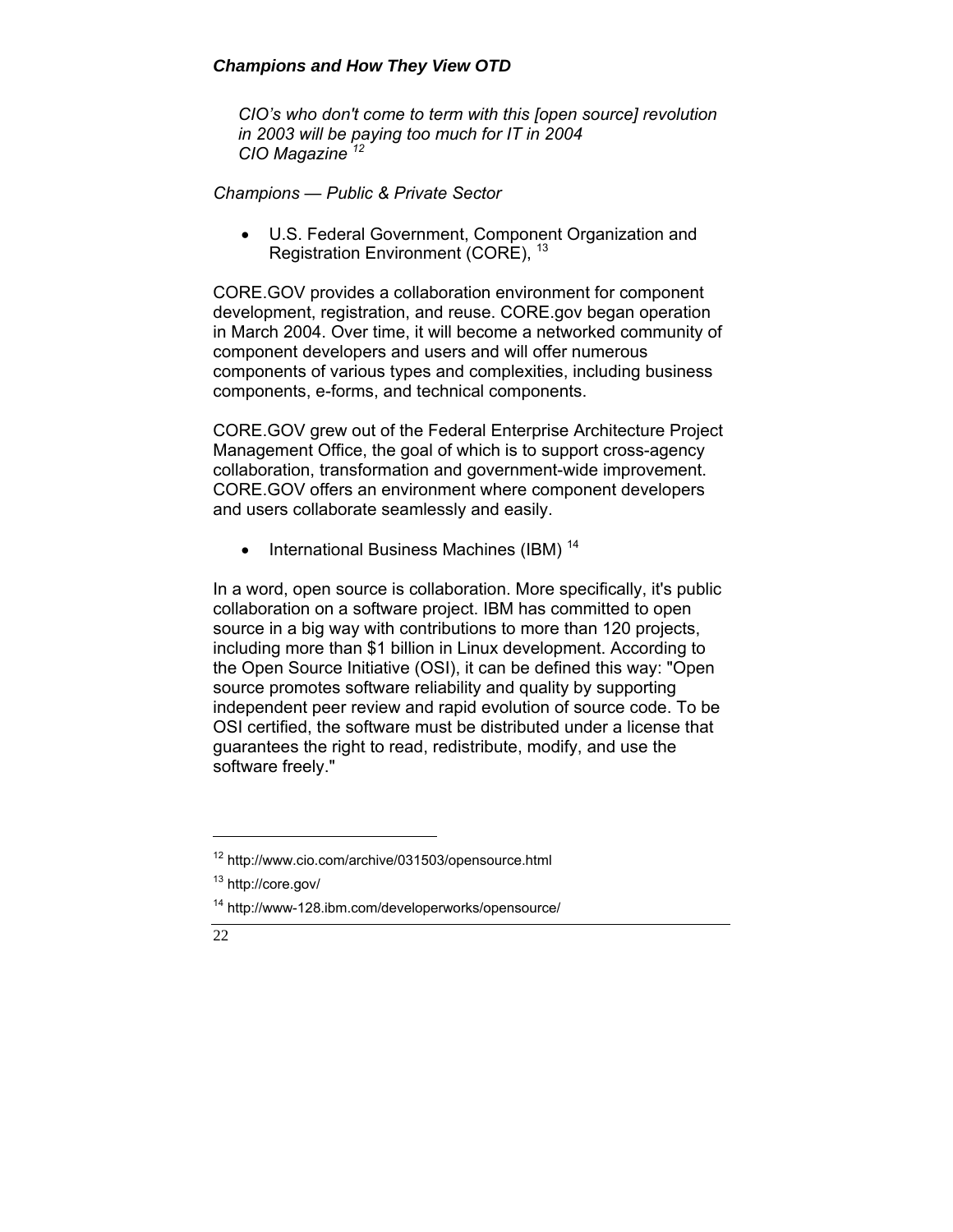### *Champions and How They View OTD*

> *CIO's who don't come to term with this [open source] revolution in 2003 will be paying too much for IT in 2004*
> *CIO Magazine* [12]

*Champions — Public & Private Sector*

- U.S. Federal Government, Component Organization and Registration Environment (CORE), [13]

CORE.GOV provides a collaboration environment for component development, registration, and reuse. CORE.gov began operation in March 2004. Over time, it will become a networked community of component developers and users and will offer numerous components of various types and complexities, including business components, e-forms, and technical components.

CORE.GOV grew out of the Federal Enterprise Architecture Project Management Office, the goal of which is to support cross-agency collaboration, transformation and government-wide improvement. CORE.GOV offers an environment where component developers and users collaborate seamlessly and easily.

- International Business Machines (IBM) [14]

In a word, open source is collaboration. More specifically, it's public collaboration on a software project. IBM has committed to open source in a big way with contributions to more than 120 projects, including more than $1 billion in Linux development. According to the Open Source Initiative (OSI), it can be defined this way: "Open source promotes software reliability and quality by supporting independent peer review and rapid evolution of source code. To be OSI certified, the software must be distributed under a license that guarantees the right to read, redistribute, modify, and use the software freely."

---

[12] http://www.cio.com/archive/031503/opensource.html

[13] http://core.gov/

[14] http://www-128.ibm.com/developerworks/opensource/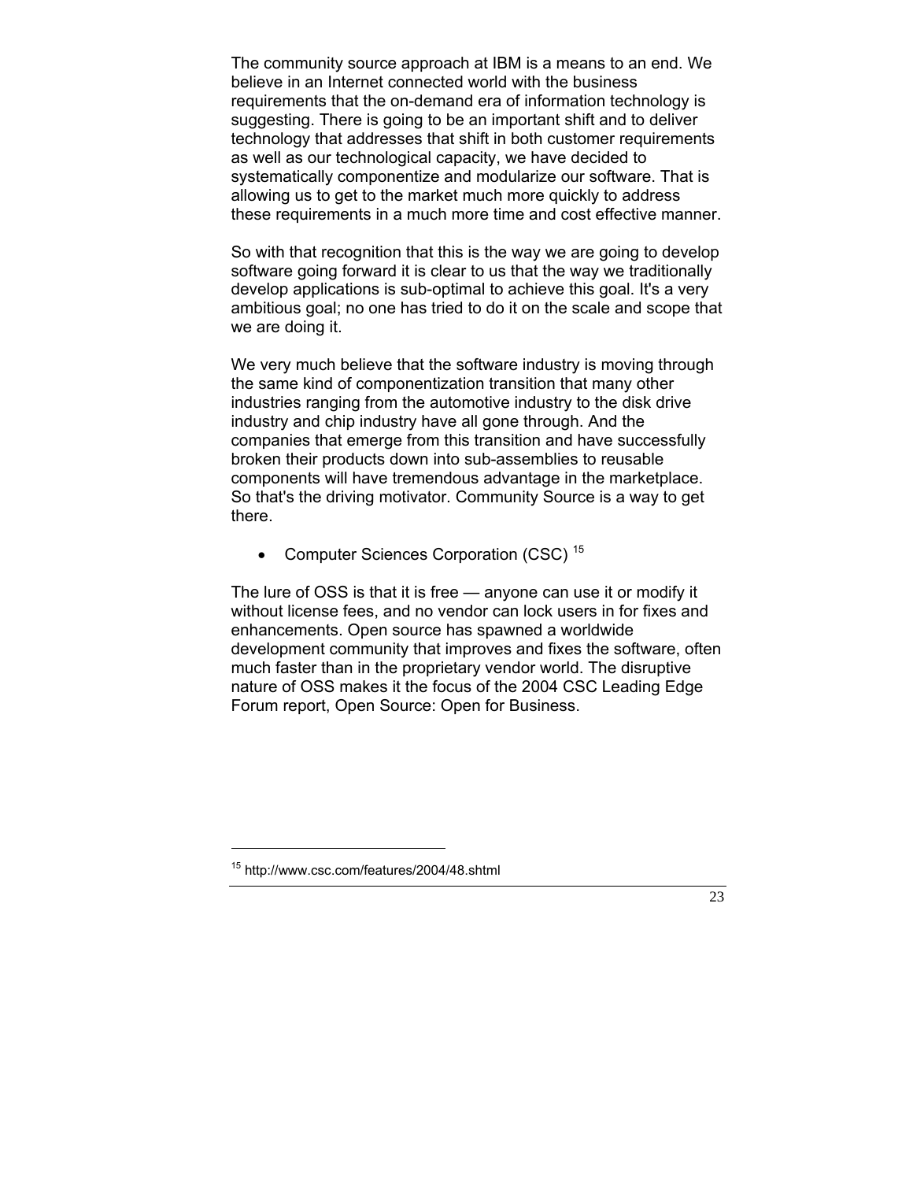The community source approach at IBM is a means to an end. We believe in an Internet connected world with the business requirements that the on-demand era of information technology is suggesting. There is going to be an important shift and to deliver technology that addresses that shift in both customer requirements as well as our technological capacity, we have decided to systematically componentize and modularize our software. That is allowing us to get to the market much more quickly to address these requirements in a much more time and cost effective manner.

So with that recognition that this is the way we are going to develop software going forward it is clear to us that the way we traditionally develop applications is sub-optimal to achieve this goal. It's a very ambitious goal; no one has tried to do it on the scale and scope that we are doing it.

We very much believe that the software industry is moving through the same kind of componentization transition that many other industries ranging from the automotive industry to the disk drive industry and chip industry have all gone through. And the companies that emerge from this transition and have successfully broken their products down into sub-assemblies to reusable components will have tremendous advantage in the marketplace. So that's the driving motivator. Community Source is a way to get there.

- Computer Sciences Corporation (CSC) [15]

The lure of OSS is that it is free — anyone can use it or modify it without license fees, and no vendor can lock users in for fixes and enhancements. Open source has spawned a worldwide development community that improves and fixes the software, often much faster than in the proprietary vendor world. The disruptive nature of OSS makes it the focus of the 2004 CSC Leading Edge Forum report, Open Source: Open for Business.

[15] http://www.csc.com/features/2004/48.shtml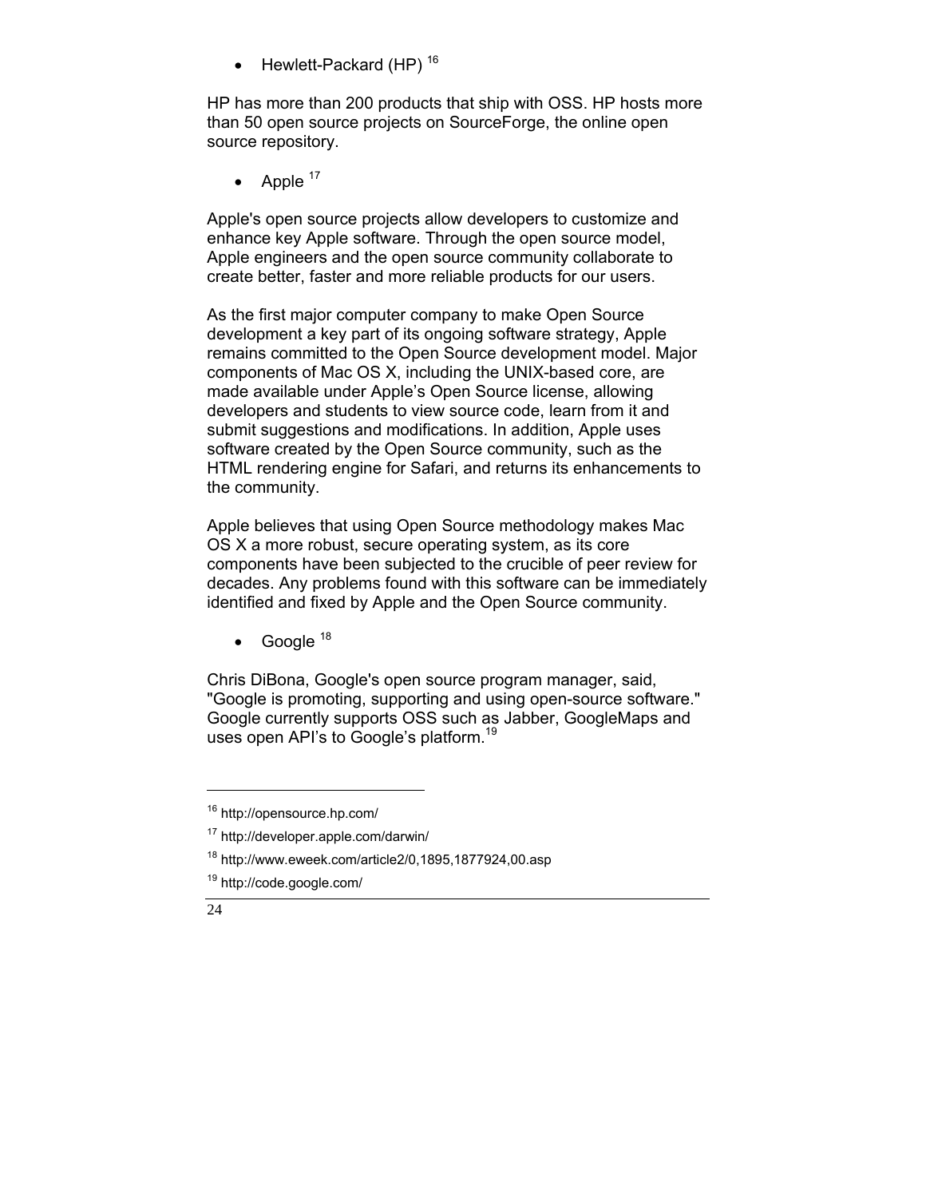- Hewlett-Packard (HP) [16]

HP has more than 200 products that ship with OSS. HP hosts more than 50 open source projects on SourceForge, the online open source repository.

- Apple [17]

Apple's open source projects allow developers to customize and enhance key Apple software. Through the open source model, Apple engineers and the open source community collaborate to create better, faster and more reliable products for our users.

As the first major computer company to make Open Source development a key part of its ongoing software strategy, Apple remains committed to the Open Source development model. Major components of Mac OS X, including the UNIX-based core, are made available under Apple's Open Source license, allowing developers and students to view source code, learn from it and submit suggestions and modifications. In addition, Apple uses software created by the Open Source community, such as the HTML rendering engine for Safari, and returns its enhancements to the community.

Apple believes that using Open Source methodology makes Mac OS X a more robust, secure operating system, as its core components have been subjected to the crucible of peer review for decades. Any problems found with this software can be immediately identified and fixed by Apple and the Open Source community.

- Google [18]

Chris DiBona, Google's open source program manager, said, "Google is promoting, supporting and using open-source software." Google currently supports OSS such as Jabber, GoogleMaps and uses open API's to Google's platform.[19]

---

[16] http://opensource.hp.com/

[17] http://developer.apple.com/darwin/

[18] http://www.eweek.com/article2/0,1895,1877924,00.asp

[19] http://code.google.com/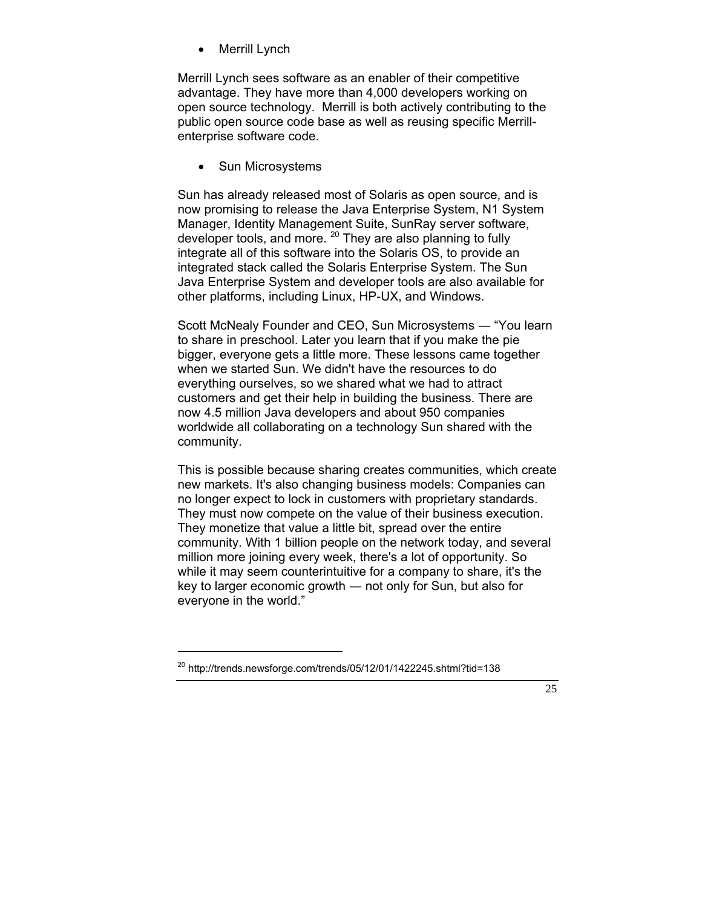- Merrill Lynch

Merrill Lynch sees software as an enabler of their competitive advantage. They have more than 4,000 developers working on open source technology.  Merrill is both actively contributing to the public open source code base as well as reusing specific Merrill-enterprise software code.

- Sun Microsystems

Sun has already released most of Solaris as open source, and is now promising to release the Java Enterprise System, N1 System Manager, Identity Management Suite, SunRay server software, developer tools, and more. [20] They are also planning to fully integrate all of this software into the Solaris OS, to provide an integrated stack called the Solaris Enterprise System. The Sun Java Enterprise System and developer tools are also available for other platforms, including Linux, HP-UX, and Windows.

Scott McNealy Founder and CEO, Sun Microsystems — "You learn to share in preschool. Later you learn that if you make the pie bigger, everyone gets a little more. These lessons came together when we started Sun. We didn't have the resources to do everything ourselves, so we shared what we had to attract customers and get their help in building the business. There are now 4.5 million Java developers and about 950 companies worldwide all collaborating on a technology Sun shared with the community.

This is possible because sharing creates communities, which create new markets. It's also changing business models: Companies can no longer expect to lock in customers with proprietary standards. They must now compete on the value of their business execution. They monetize that value a little bit, spread over the entire community. With 1 billion people on the network today, and several million more joining every week, there's a lot of opportunity. So while it may seem counterintuitive for a company to share, it's the key to larger economic growth — not only for Sun, but also for everyone in the world."

---

[20] http://trends.newsforge.com/trends/05/12/01/1422245.shtml?tid=138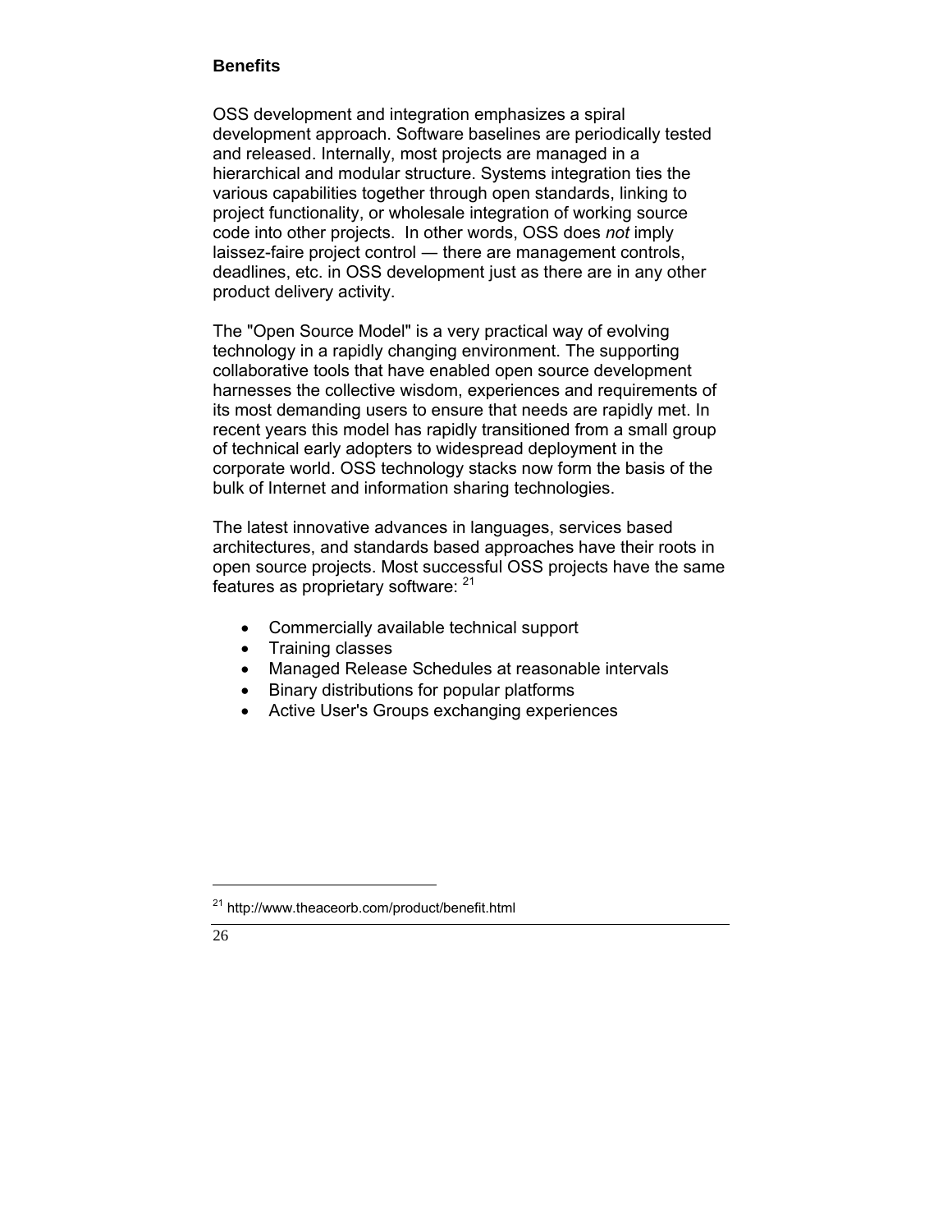**Benefits**

OSS development and integration emphasizes a spiral development approach. Software baselines are periodically tested and released. Internally, most projects are managed in a hierarchical and modular structure. Systems integration ties the various capabilities together through open standards, linking to project functionality, or wholesale integration of working source code into other projects. In other words, OSS does *not* imply laissez-faire project control — there are management controls, deadlines, etc. in OSS development just as there are in any other product delivery activity.

The "Open Source Model" is a very practical way of evolving technology in a rapidly changing environment. The supporting collaborative tools that have enabled open source development harnesses the collective wisdom, experiences and requirements of its most demanding users to ensure that needs are rapidly met. In recent years this model has rapidly transitioned from a small group of technical early adopters to widespread deployment in the corporate world. OSS technology stacks now form the basis of the bulk of Internet and information sharing technologies.

The latest innovative advances in languages, services based architectures, and standards based approaches have their roots in open source projects. Most successful OSS projects have the same features as proprietary software: [21]

- Commercially available technical support
- Training classes
- Managed Release Schedules at reasonable intervals
- Binary distributions for popular platforms
- Active User's Groups exchanging experiences

[21] http://www.theaceorb.com/product/benefit.html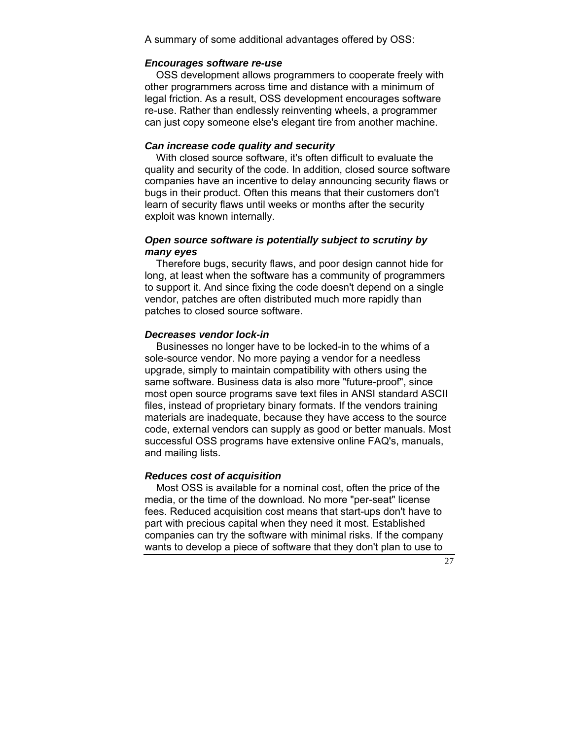A summary of some additional advantages offered by OSS:

***Encourages software re-use***

OSS development allows programmers to cooperate freely with other programmers across time and distance with a minimum of legal friction. As a result, OSS development encourages software re-use. Rather than endlessly reinventing wheels, a programmer can just copy someone else's elegant tire from another machine.

***Can increase code quality and security***

With closed source software, it's often difficult to evaluate the quality and security of the code. In addition, closed source software companies have an incentive to delay announcing security flaws or bugs in their product. Often this means that their customers don't learn of security flaws until weeks or months after the security exploit was known internally.

***Open source software is potentially subject to scrutiny by many eyes***

Therefore bugs, security flaws, and poor design cannot hide for long, at least when the software has a community of programmers to support it. And since fixing the code doesn't depend on a single vendor, patches are often distributed much more rapidly than patches to closed source software.

***Decreases vendor lock-in***

Businesses no longer have to be locked-in to the whims of a sole-source vendor. No more paying a vendor for a needless upgrade, simply to maintain compatibility with others using the same software. Business data is also more "future-proof", since most open source programs save text files in ANSI standard ASCII files, instead of proprietary binary formats. If the vendors training materials are inadequate, because they have access to the source code, external vendors can supply as good or better manuals. Most successful OSS programs have extensive online FAQ's, manuals, and mailing lists.

***Reduces cost of acquisition***

Most OSS is available for a nominal cost, often the price of the media, or the time of the download. No more "per-seat" license fees. Reduced acquisition cost means that start-ups don't have to part with precious capital when they need it most. Established companies can try the software with minimal risks. If the company wants to develop a piece of software that they don't plan to use to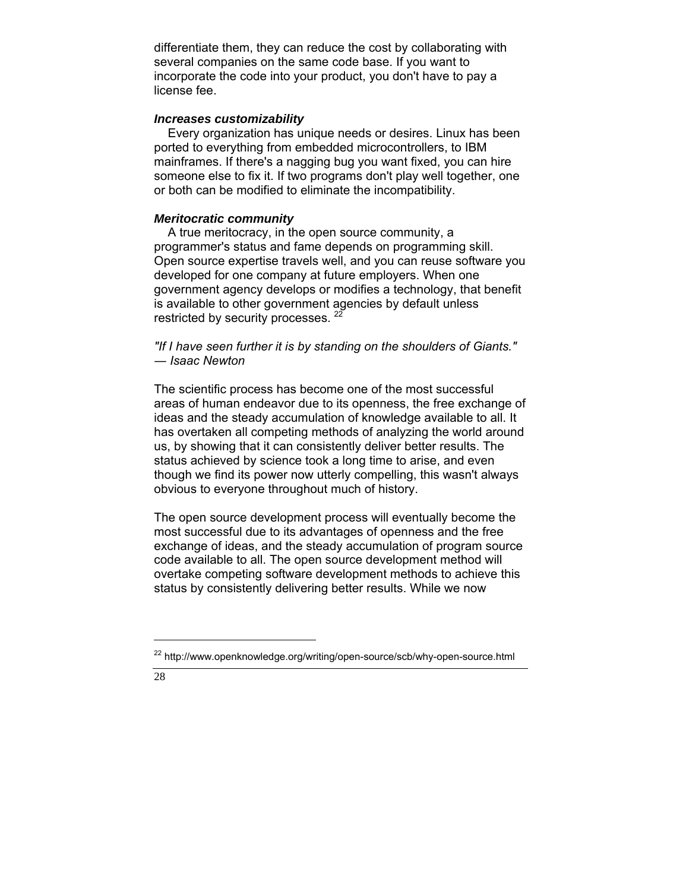differentiate them, they can reduce the cost by collaborating with several companies on the same code base. If you want to incorporate the code into your product, you don't have to pay a license fee.

***Increases customizability***

Every organization has unique needs or desires. Linux has been ported to everything from embedded microcontrollers, to IBM mainframes. If there's a nagging bug you want fixed, you can hire someone else to fix it. If two programs don't play well together, one or both can be modified to eliminate the incompatibility.

***Meritocratic community***

A true meritocracy, in the open source community, a programmer's status and fame depends on programming skill. Open source expertise travels well, and you can reuse software you developed for one company at future employers. When one government agency develops or modifies a technology, that benefit is available to other government agencies by default unless restricted by security processes. [22]

*"If I have seen further it is by standing on the shoulders of Giants." — Isaac Newton*

The scientific process has become one of the most successful areas of human endeavor due to its openness, the free exchange of ideas and the steady accumulation of knowledge available to all. It has overtaken all competing methods of analyzing the world around us, by showing that it can consistently deliver better results. The status achieved by science took a long time to arise, and even though we find its power now utterly compelling, this wasn't always obvious to everyone throughout much of history.

The open source development process will eventually become the most successful due to its advantages of openness and the free exchange of ideas, and the steady accumulation of program source code available to all. The open source development method will overtake competing software development methods to achieve this status by consistently delivering better results. While we now

---

[22] http://www.openknowledge.org/writing/open-source/scb/why-open-source.html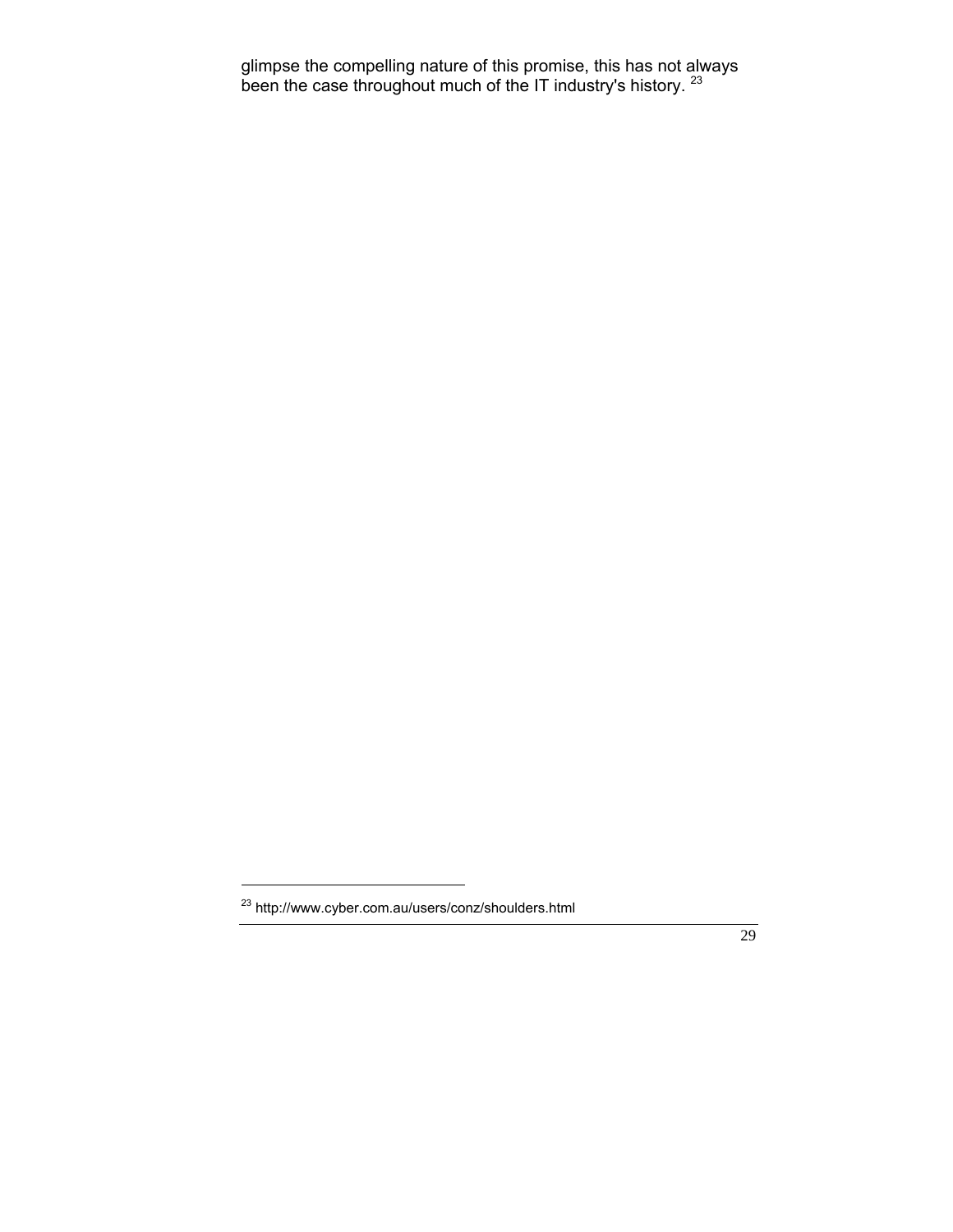glimpse the compelling nature of this promise, this has not always been the case throughout much of the IT industry's history. [23]

[23] http://www.cyber.com.au/users/conz/shoulders.html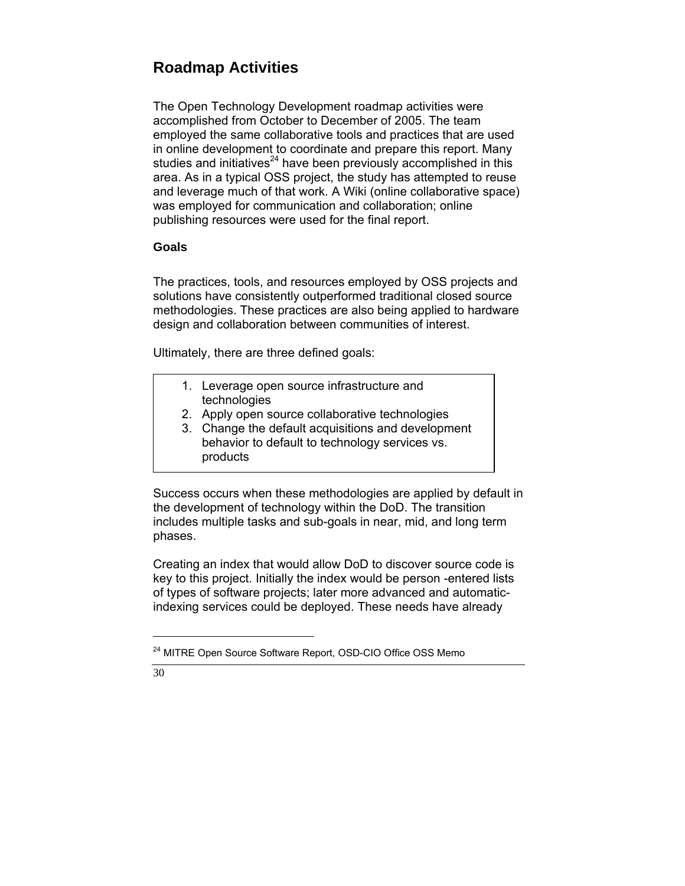## Roadmap Activities

The Open Technology Development roadmap activities were accomplished from October to December of 2005. The team employed the same collaborative tools and practices that are used in online development to coordinate and prepare this report. Many studies and initiatives[24] have been previously accomplished in this area. As in a typical OSS project, the study has attempted to reuse and leverage much of that work. A Wiki (online collaborative space) was employed for communication and collaboration; online publishing resources were used for the final report.

### Goals

The practices, tools, and resources employed by OSS projects and solutions have consistently outperformed traditional closed source methodologies. These practices are also being applied to hardware design and collaboration between communities of interest.

Ultimately, there are three defined goals:

1. Leverage open source infrastructure and technologies
2. Apply open source collaborative technologies
3. Change the default acquisitions and development behavior to default to technology services vs. products

Success occurs when these methodologies are applied by default in the development of technology within the DoD. The transition includes multiple tasks and sub-goals in near, mid, and long term phases.

Creating an index that would allow DoD to discover source code is key to this project. Initially the index would be person -entered lists of types of software projects; later more advanced and automatic-indexing services could be deployed. These needs have already

[24] MITRE Open Source Software Report, OSD-CIO Office OSS Memo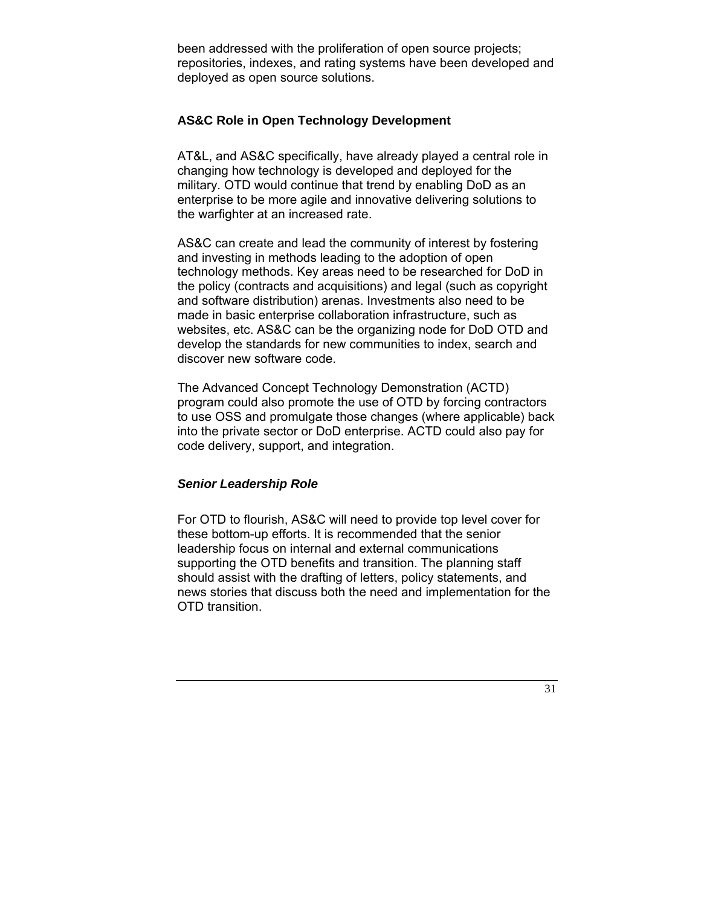been addressed with the proliferation of open source projects; repositories, indexes, and rating systems have been developed and deployed as open source solutions.

### AS&C Role in Open Technology Development

AT&L, and AS&C specifically, have already played a central role in changing how technology is developed and deployed for the military. OTD would continue that trend by enabling DoD as an enterprise to be more agile and innovative delivering solutions to the warfighter at an increased rate.

AS&C can create and lead the community of interest by fostering and investing in methods leading to the adoption of open technology methods. Key areas need to be researched for DoD in the policy (contracts and acquisitions) and legal (such as copyright and software distribution) arenas. Investments also need to be made in basic enterprise collaboration infrastructure, such as websites, etc. AS&C can be the organizing node for DoD OTD and develop the standards for new communities to index, search and discover new software code.

The Advanced Concept Technology Demonstration (ACTD) program could also promote the use of OTD by forcing contractors to use OSS and promulgate those changes (where applicable) back into the private sector or DoD enterprise. ACTD could also pay for code delivery, support, and integration.

#### *Senior Leadership Role*

For OTD to flourish, AS&C will need to provide top level cover for these bottom-up efforts. It is recommended that the senior leadership focus on internal and external communications supporting the OTD benefits and transition. The planning staff should assist with the drafting of letters, policy statements, and news stories that discuss both the need and implementation for the OTD transition.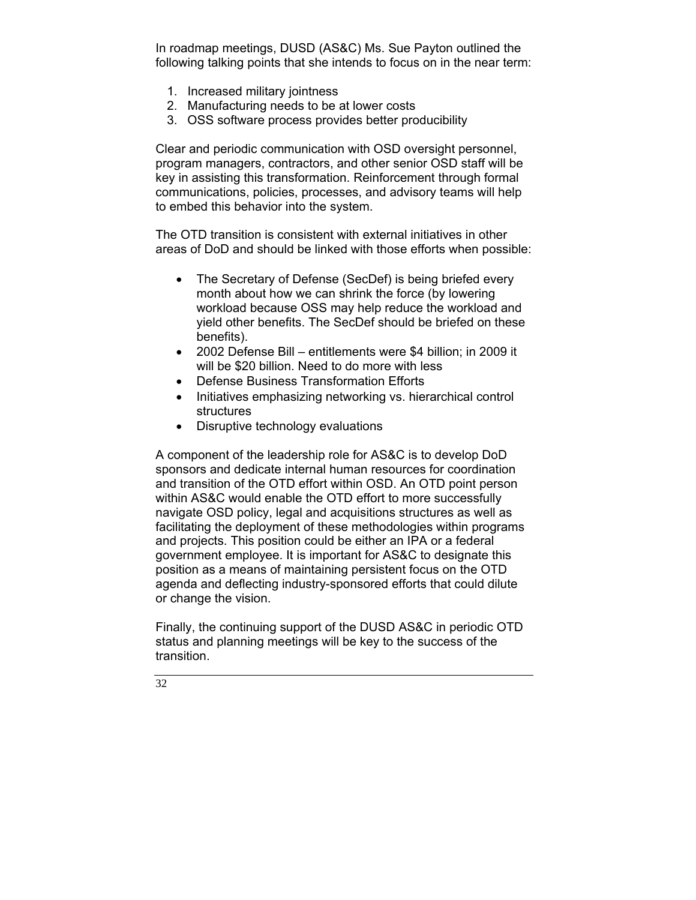In roadmap meetings, DUSD (AS&C) Ms. Sue Payton outlined the following talking points that she intends to focus on in the near term:

1. Increased military jointness
2. Manufacturing needs to be at lower costs
3. OSS software process provides better producibility

Clear and periodic communication with OSD oversight personnel, program managers, contractors, and other senior OSD staff will be key in assisting this transformation. Reinforcement through formal communications, policies, processes, and advisory teams will help to embed this behavior into the system.

The OTD transition is consistent with external initiatives in other areas of DoD and should be linked with those efforts when possible:

- The Secretary of Defense (SecDef) is being briefed every month about how we can shrink the force (by lowering workload because OSS may help reduce the workload and yield other benefits. The SecDef should be briefed on these benefits).
- 2002 Defense Bill – entitlements were $4 billion; in 2009 it will be $20 billion. Need to do more with less
- Defense Business Transformation Efforts
- Initiatives emphasizing networking vs. hierarchical control structures
- Disruptive technology evaluations

A component of the leadership role for AS&C is to develop DoD sponsors and dedicate internal human resources for coordination and transition of the OTD effort within OSD. An OTD point person within AS&C would enable the OTD effort to more successfully navigate OSD policy, legal and acquisitions structures as well as facilitating the deployment of these methodologies within programs and projects. This position could be either an IPA or a federal government employee. It is important for AS&C to designate this position as a means of maintaining persistent focus on the OTD agenda and deflecting industry-sponsored efforts that could dilute or change the vision.

Finally, the continuing support of the DUSD AS&C in periodic OTD status and planning meetings will be key to the success of the transition.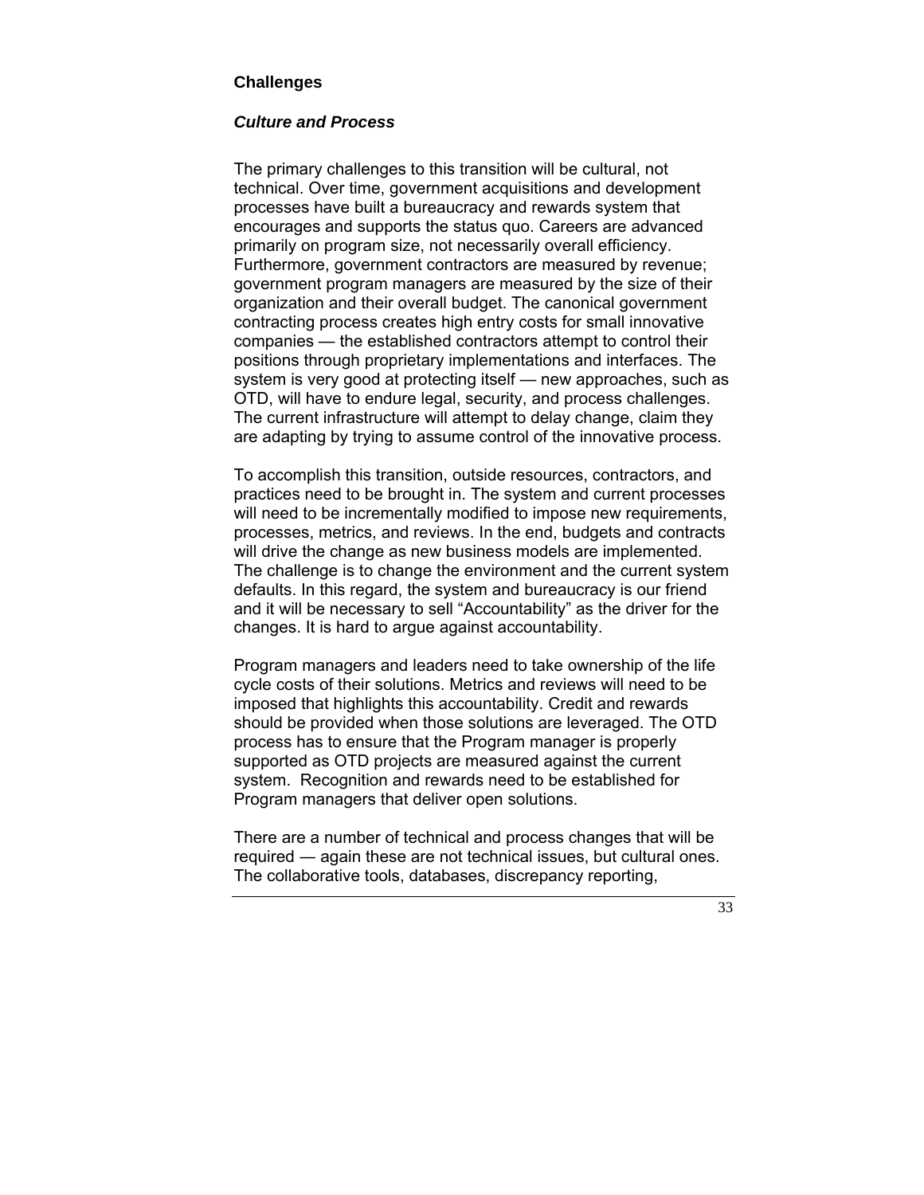## Challenges

### *Culture and Process*

The primary challenges to this transition will be cultural, not technical. Over time, government acquisitions and development processes have built a bureaucracy and rewards system that encourages and supports the status quo. Careers are advanced primarily on program size, not necessarily overall efficiency. Furthermore, government contractors are measured by revenue; government program managers are measured by the size of their organization and their overall budget. The canonical government contracting process creates high entry costs for small innovative companies — the established contractors attempt to control their positions through proprietary implementations and interfaces. The system is very good at protecting itself — new approaches, such as OTD, will have to endure legal, security, and process challenges. The current infrastructure will attempt to delay change, claim they are adapting by trying to assume control of the innovative process.

To accomplish this transition, outside resources, contractors, and practices need to be brought in. The system and current processes will need to be incrementally modified to impose new requirements, processes, metrics, and reviews. In the end, budgets and contracts will drive the change as new business models are implemented. The challenge is to change the environment and the current system defaults. In this regard, the system and bureaucracy is our friend and it will be necessary to sell "Accountability" as the driver for the changes. It is hard to argue against accountability.

Program managers and leaders need to take ownership of the life cycle costs of their solutions. Metrics and reviews will need to be imposed that highlights this accountability. Credit and rewards should be provided when those solutions are leveraged. The OTD process has to ensure that the Program manager is properly supported as OTD projects are measured against the current system. Recognition and rewards need to be established for Program managers that deliver open solutions.

There are a number of technical and process changes that will be required — again these are not technical issues, but cultural ones. The collaborative tools, databases, discrepancy reporting,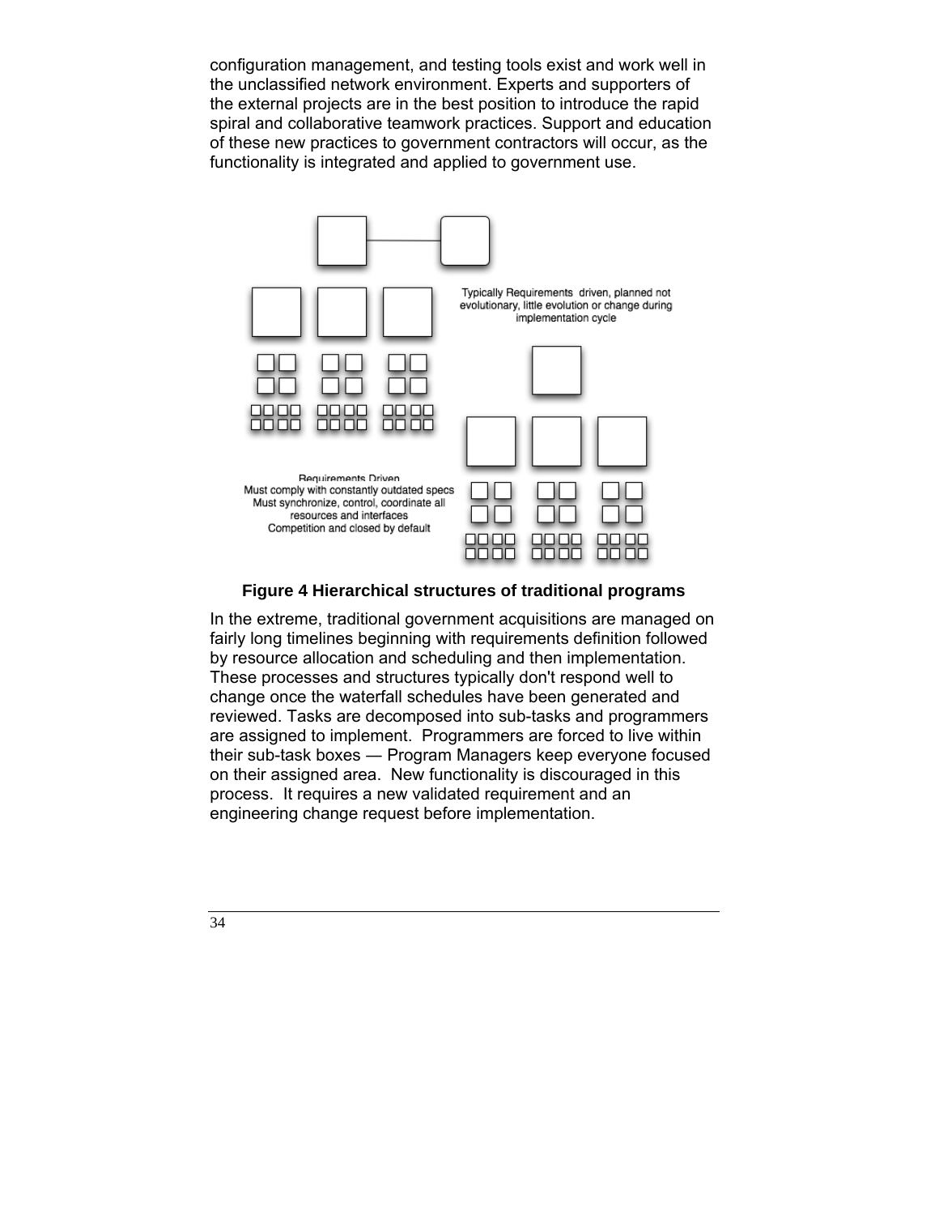configuration management, and testing tools exist and work well in the unclassified network environment. Experts and supporters of the external projects are in the best position to introduce the rapid spiral and collaborative teamwork practices. Support and education of these new practices to government contractors will occur, as the functionality is integrated and applied to government use.

Typically Requirements driven, planned not evolutionary, little evolution or change during implementation cycle

Requirements Driven
Must comply with constantly outdated specs
Must synchronize, control, coordinate all resources and interfaces
Competition and closed by default

**Figure 4 Hierarchical structures of traditional programs**

In the extreme, traditional government acquisitions are managed on fairly long timelines beginning with requirements definition followed by resource allocation and scheduling and then implementation. These processes and structures typically don't respond well to change once the waterfall schedules have been generated and reviewed. Tasks are decomposed into sub-tasks and programmers are assigned to implement. Programmers are forced to live within their sub-task boxes — Program Managers keep everyone focused on their assigned area. New functionality is discouraged in this process. It requires a new validated requirement and an engineering change request before implementation.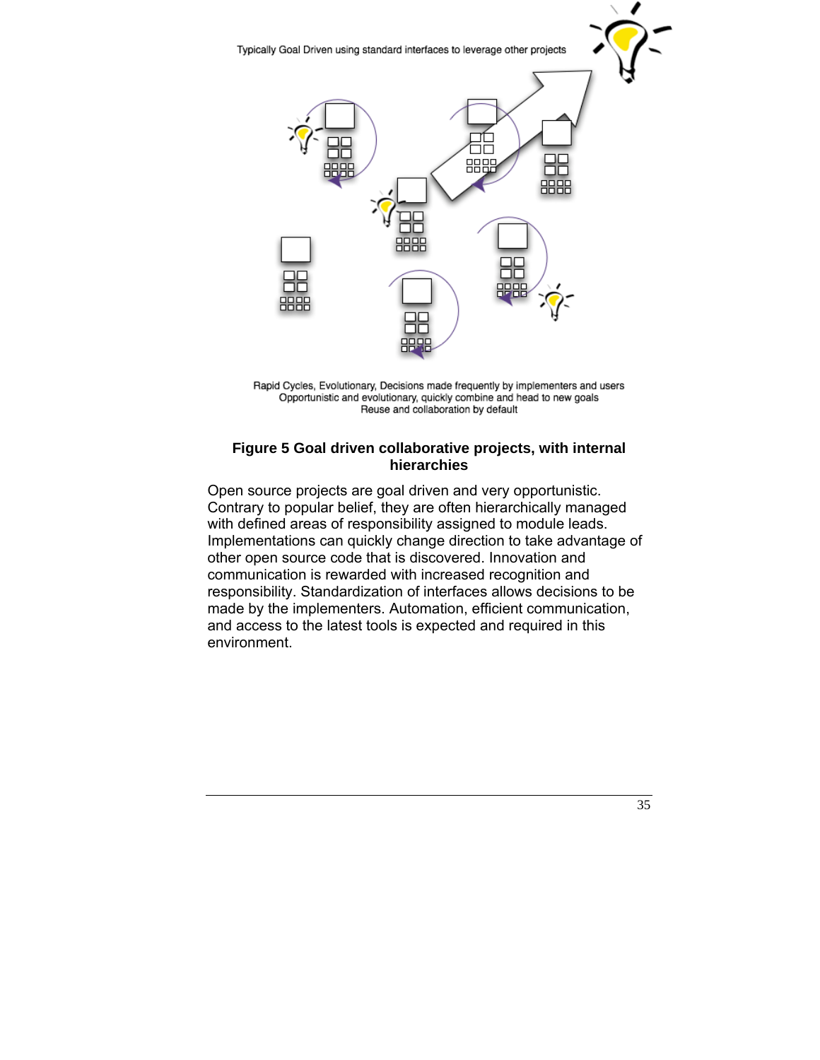Typically Goal Driven using standard interfaces to leverage other projects

Rapid Cycles, Evolutionary, Decisions made frequently by implementers and users
Opportunistic and evolutionary, quickly combine and head to new goals
Reuse and collaboration by default

**Figure 5 Goal driven collaborative projects, with internal hierarchies**

Open source projects are goal driven and very opportunistic. Contrary to popular belief, they are often hierarchically managed with defined areas of responsibility assigned to module leads. Implementations can quickly change direction to take advantage of other open source code that is discovered. Innovation and communication is rewarded with increased recognition and responsibility. Standardization of interfaces allows decisions to be made by the implementers. Automation, efficient communication, and access to the latest tools is expected and required in this environment.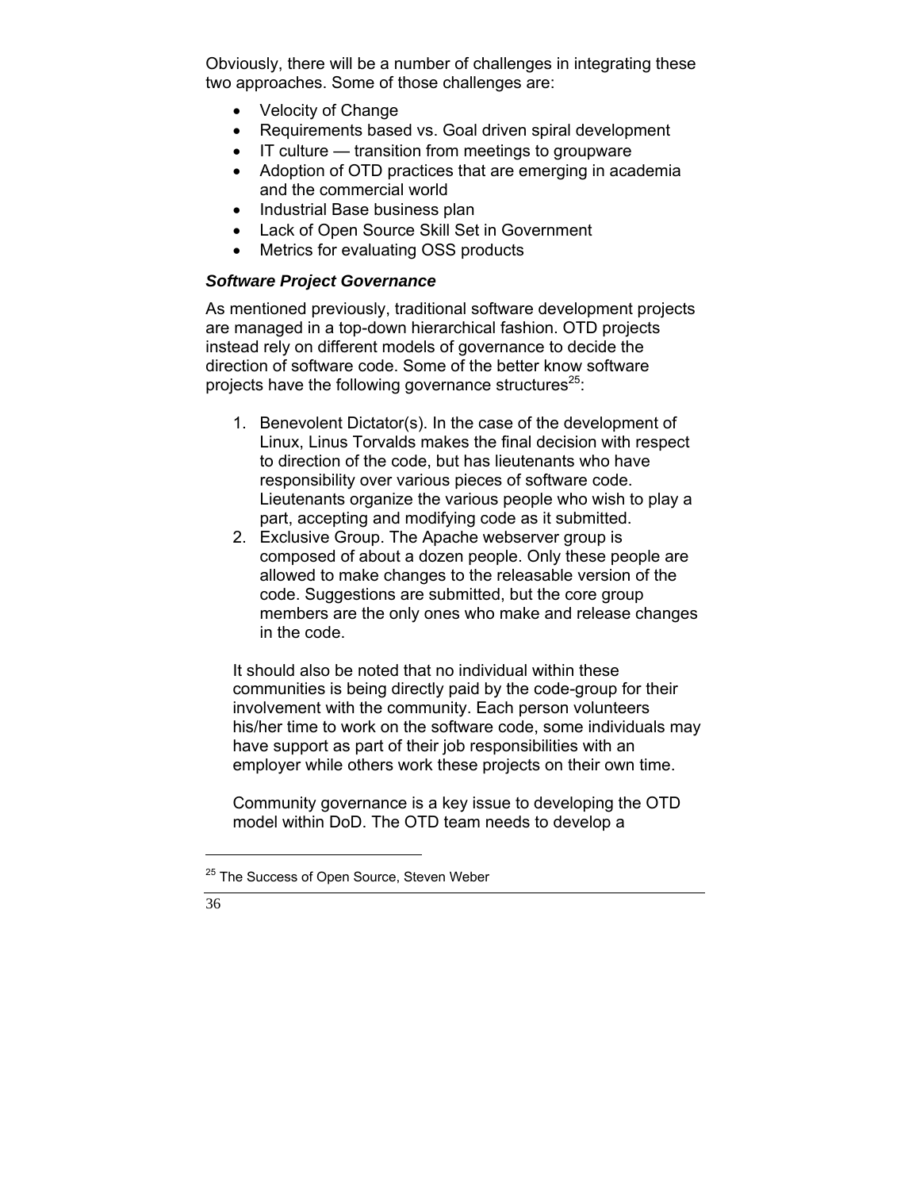Obviously, there will be a number of challenges in integrating these two approaches. Some of those challenges are:

- Velocity of Change
- Requirements based vs. Goal driven spiral development
- IT culture — transition from meetings to groupware
- Adoption of OTD practices that are emerging in academia and the commercial world
- Industrial Base business plan
- Lack of Open Source Skill Set in Government
- Metrics for evaluating OSS products

### *Software Project Governance*

As mentioned previously, traditional software development projects are managed in a top-down hierarchical fashion. OTD projects instead rely on different models of governance to decide the direction of software code. Some of the better know software projects have the following governance structures[25]:

1. Benevolent Dictator(s). In the case of the development of Linux, Linus Torvalds makes the final decision with respect to direction of the code, but has lieutenants who have responsibility over various pieces of software code. Lieutenants organize the various people who wish to play a part, accepting and modifying code as it submitted.
2. Exclusive Group. The Apache webserver group is composed of about a dozen people. Only these people are allowed to make changes to the releasable version of the code. Suggestions are submitted, but the core group members are the only ones who make and release changes in the code.

It should also be noted that no individual within these communities is being directly paid by the code-group for their involvement with the community. Each person volunteers his/her time to work on the software code, some individuals may have support as part of their job responsibilities with an employer while others work these projects on their own time.

Community governance is a key issue to developing the OTD model within DoD. The OTD team needs to develop a

---

[25] The Success of Open Source, Steven Weber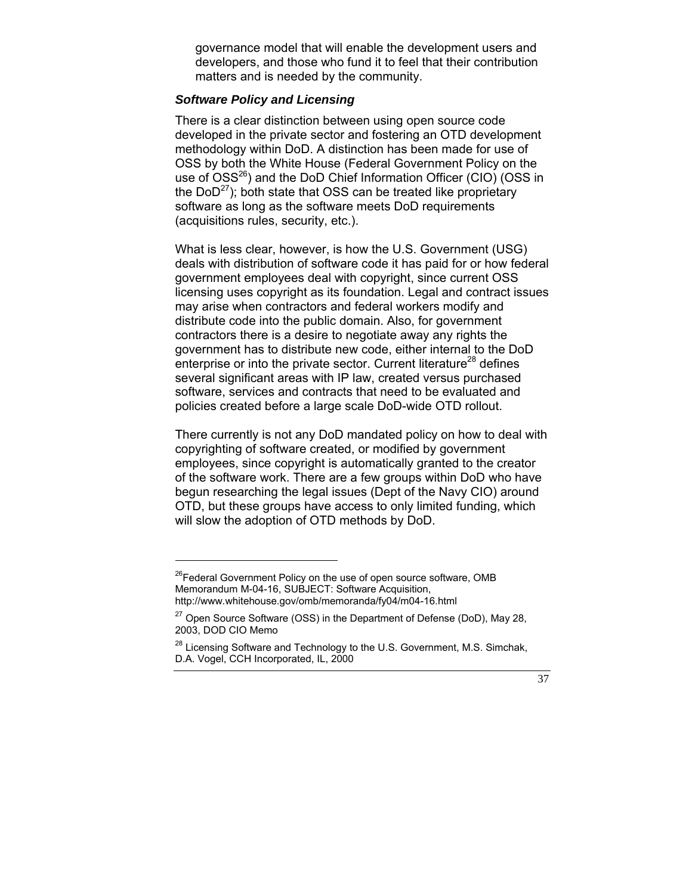governance model that will enable the development users and developers, and those who fund it to feel that their contribution matters and is needed by the community.

### *Software Policy and Licensing*

There is a clear distinction between using open source code developed in the private sector and fostering an OTD development methodology within DoD. A distinction has been made for use of OSS by both the White House (Federal Government Policy on the use of OSS[26]) and the DoD Chief Information Officer (CIO) (OSS in the DoD[27]); both state that OSS can be treated like proprietary software as long as the software meets DoD requirements (acquisitions rules, security, etc.).

What is less clear, however, is how the U.S. Government (USG) deals with distribution of software code it has paid for or how federal government employees deal with copyright, since current OSS licensing uses copyright as its foundation. Legal and contract issues may arise when contractors and federal workers modify and distribute code into the public domain. Also, for government contractors there is a desire to negotiate away any rights the government has to distribute new code, either internal to the DoD enterprise or into the private sector. Current literature[28] defines several significant areas with IP law, created versus purchased software, services and contracts that need to be evaluated and policies created before a large scale DoD-wide OTD rollout.

There currently is not any DoD mandated policy on how to deal with copyrighting of software created, or modified by government employees, since copyright is automatically granted to the creator of the software work. There are a few groups within DoD who have begun researching the legal issues (Dept of the Navy CIO) around OTD, but these groups have access to only limited funding, which will slow the adoption of OTD methods by DoD.

---

[26] Federal Government Policy on the use of open source software, OMB Memorandum M-04-16, SUBJECT: Software Acquisition, http://www.whitehouse.gov/omb/memoranda/fy04/m04-16.html

[27] Open Source Software (OSS) in the Department of Defense (DoD), May 28, 2003, DOD CIO Memo

[28] Licensing Software and Technology to the U.S. Government, M.S. Simchak, D.A. Vogel, CCH Incorporated, IL, 2000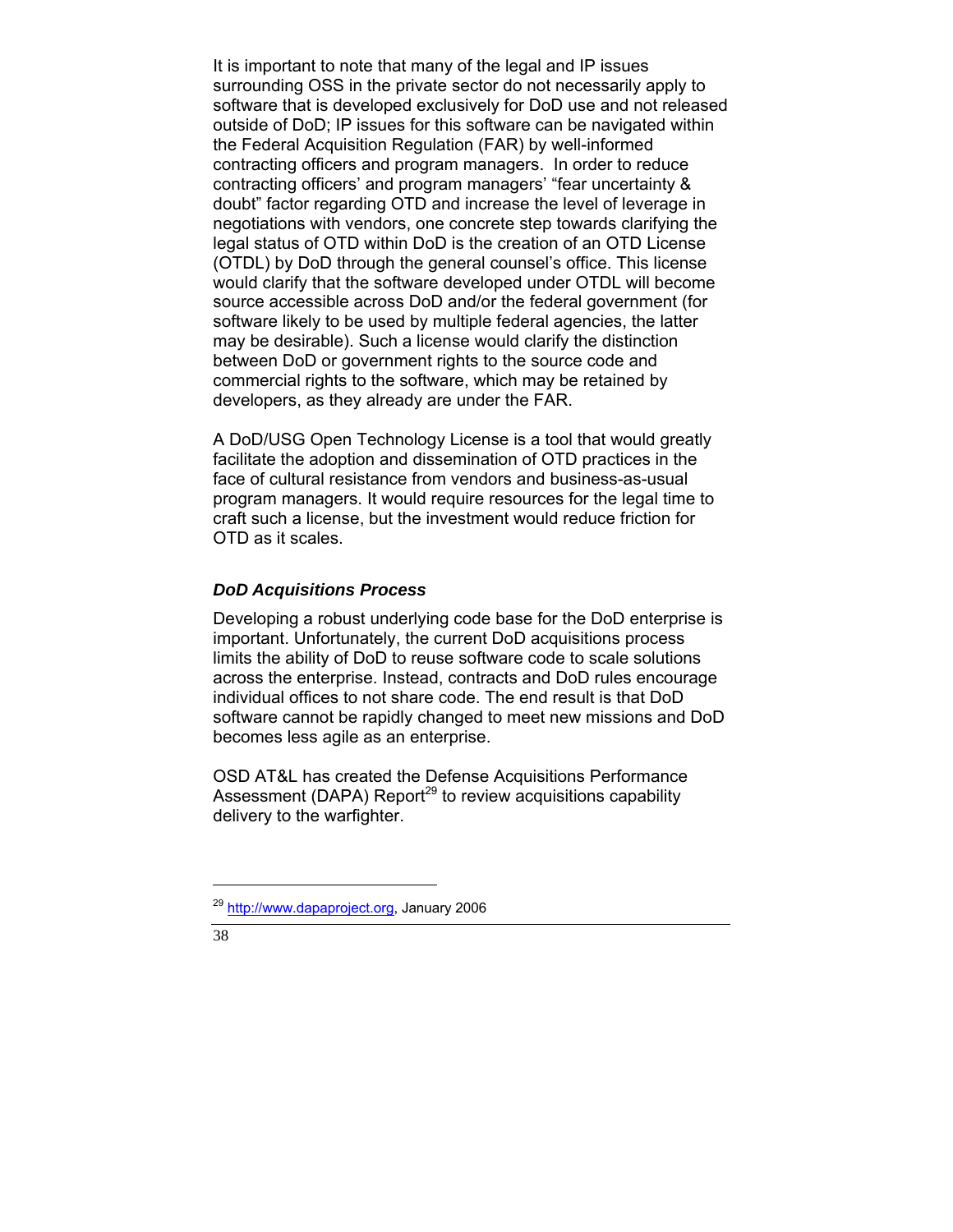It is important to note that many of the legal and IP issues surrounding OSS in the private sector do not necessarily apply to software that is developed exclusively for DoD use and not released outside of DoD; IP issues for this software can be navigated within the Federal Acquisition Regulation (FAR) by well-informed contracting officers and program managers. In order to reduce contracting officers' and program managers' "fear uncertainty & doubt" factor regarding OTD and increase the level of leverage in negotiations with vendors, one concrete step towards clarifying the legal status of OTD within DoD is the creation of an OTD License (OTDL) by DoD through the general counsel's office. This license would clarify that the software developed under OTDL will become source accessible across DoD and/or the federal government (for software likely to be used by multiple federal agencies, the latter may be desirable). Such a license would clarify the distinction between DoD or government rights to the source code and commercial rights to the software, which may be retained by developers, as they already are under the FAR.

A DoD/USG Open Technology License is a tool that would greatly facilitate the adoption and dissemination of OTD practices in the face of cultural resistance from vendors and business-as-usual program managers. It would require resources for the legal time to craft such a license, but the investment would reduce friction for OTD as it scales.

### *DoD Acquisitions Process*

Developing a robust underlying code base for the DoD enterprise is important. Unfortunately, the current DoD acquisitions process limits the ability of DoD to reuse software code to scale solutions across the enterprise. Instead, contracts and DoD rules encourage individual offices to not share code. The end result is that DoD software cannot be rapidly changed to meet new missions and DoD becomes less agile as an enterprise.

OSD AT&L has created the Defense Acquisitions Performance Assessment (DAPA) Report[29] to review acquisitions capability delivery to the warfighter.

[29] http://www.dapaproject.org, January 2006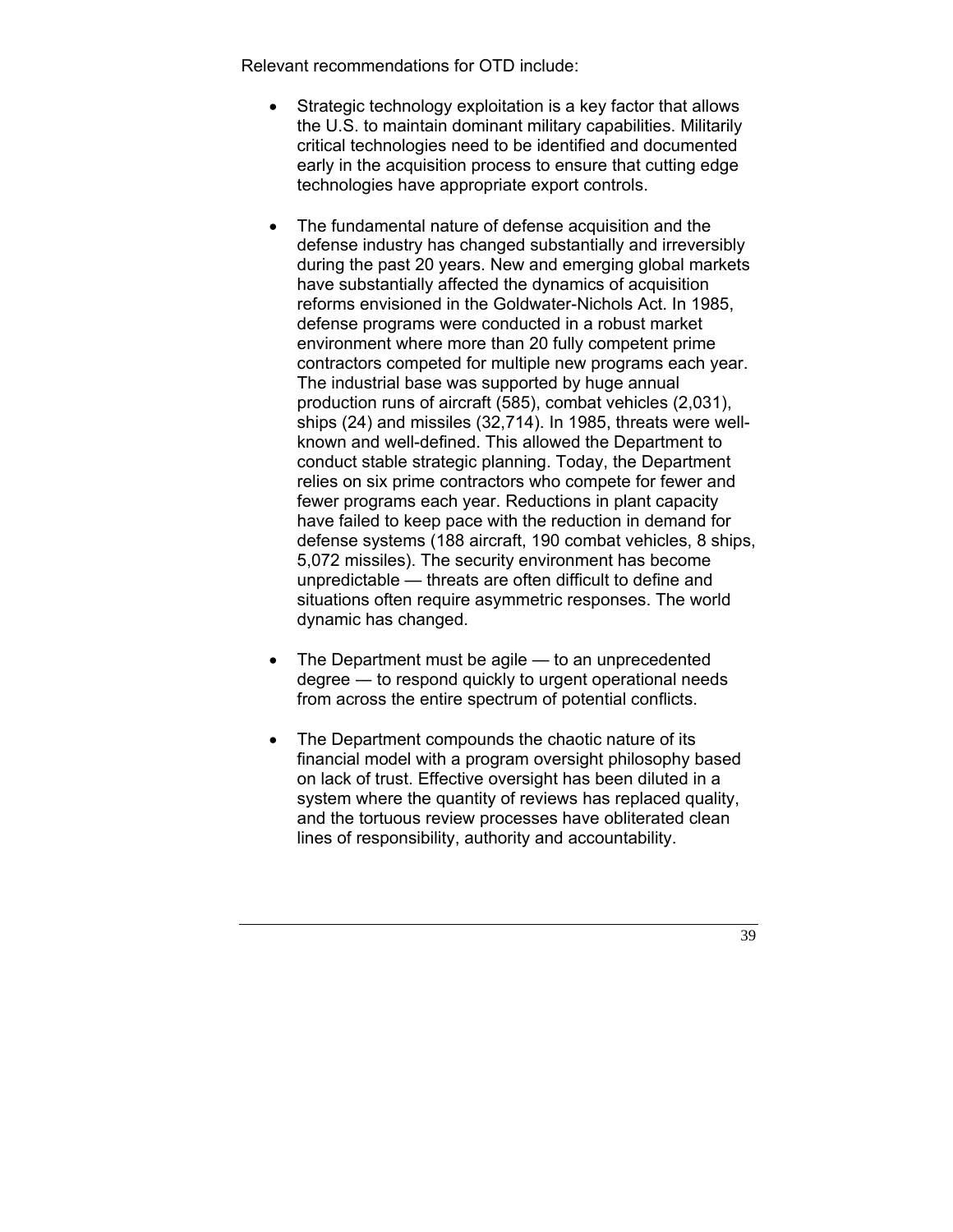Relevant recommendations for OTD include:

- Strategic technology exploitation is a key factor that allows the U.S. to maintain dominant military capabilities. Militarily critical technologies need to be identified and documented early in the acquisition process to ensure that cutting edge technologies have appropriate export controls.

- The fundamental nature of defense acquisition and the defense industry has changed substantially and irreversibly during the past 20 years. New and emerging global markets have substantially affected the dynamics of acquisition reforms envisioned in the Goldwater-Nichols Act. In 1985, defense programs were conducted in a robust market environment where more than 20 fully competent prime contractors competed for multiple new programs each year. The industrial base was supported by huge annual production runs of aircraft (585), combat vehicles (2,031), ships (24) and missiles (32,714). In 1985, threats were well-known and well-defined. This allowed the Department to conduct stable strategic planning. Today, the Department relies on six prime contractors who compete for fewer and fewer programs each year. Reductions in plant capacity have failed to keep pace with the reduction in demand for defense systems (188 aircraft, 190 combat vehicles, 8 ships, 5,072 missiles). The security environment has become unpredictable — threats are often difficult to define and situations often require asymmetric responses. The world dynamic has changed.

- The Department must be agile — to an unprecedented degree — to respond quickly to urgent operational needs from across the entire spectrum of potential conflicts.

- The Department compounds the chaotic nature of its financial model with a program oversight philosophy based on lack of trust. Effective oversight has been diluted in a system where the quantity of reviews has replaced quality, and the tortuous review processes have obliterated clean lines of responsibility, authority and accountability.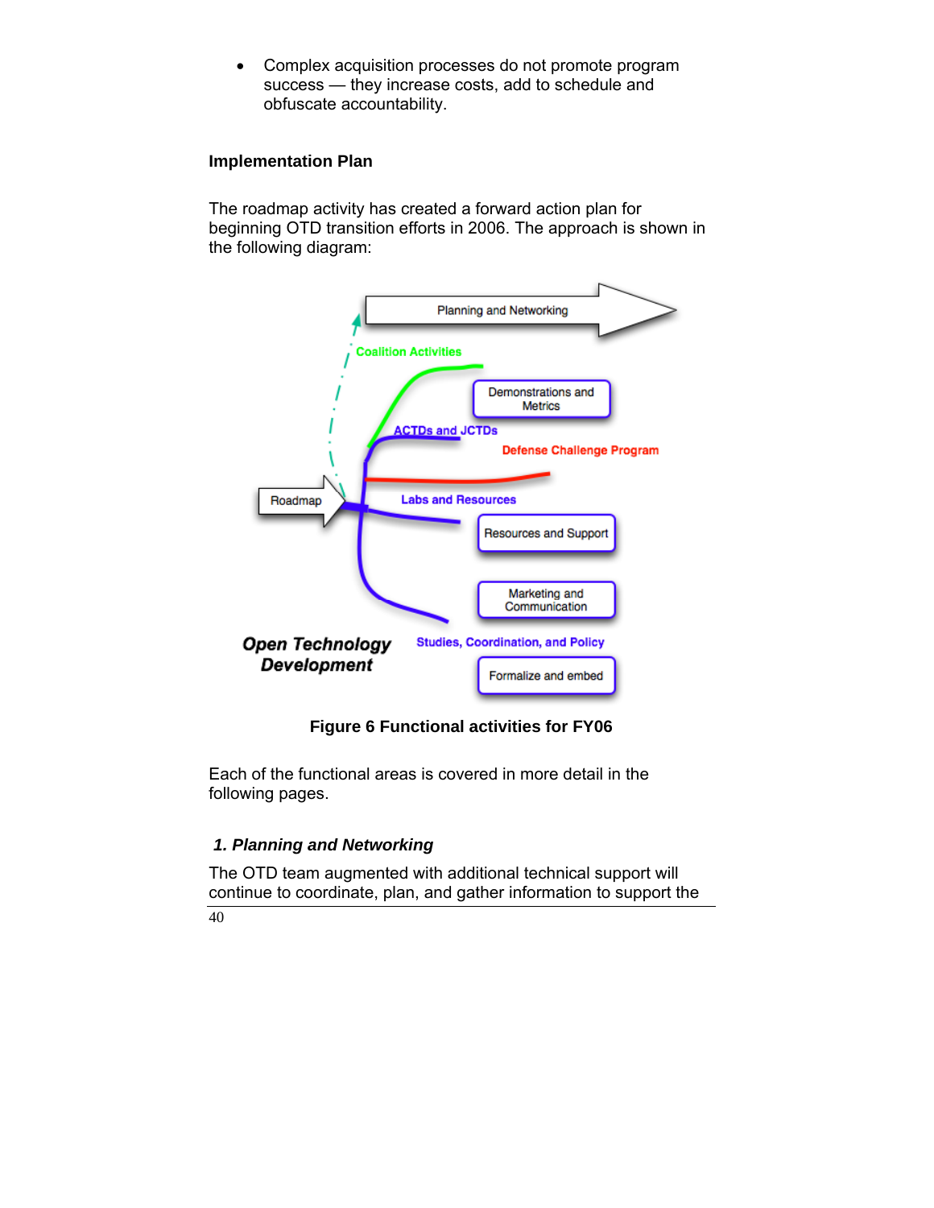- Complex acquisition processes do not promote program success — they increase costs, add to schedule and obfuscate accountability.

**Implementation Plan**

The roadmap activity has created a forward action plan for beginning OTD transition efforts in 2006. The approach is shown in the following diagram:

Planning and Networking

Coalition Activities

Demonstrations and Metrics

ACTDs and JCTDs

Defense Challenge Program

Roadmap

Labs and Resources

Resources and Support

Marketing and Communication

***Open Technology Development***

Studies, Coordination, and Policy

Formalize and embed

**Figure 6 Functional activities for FY06**

Each of the functional areas is covered in more detail in the following pages.

### *1. Planning and Networking*

The OTD team augmented with additional technical support will continue to coordinate, plan, and gather information to support the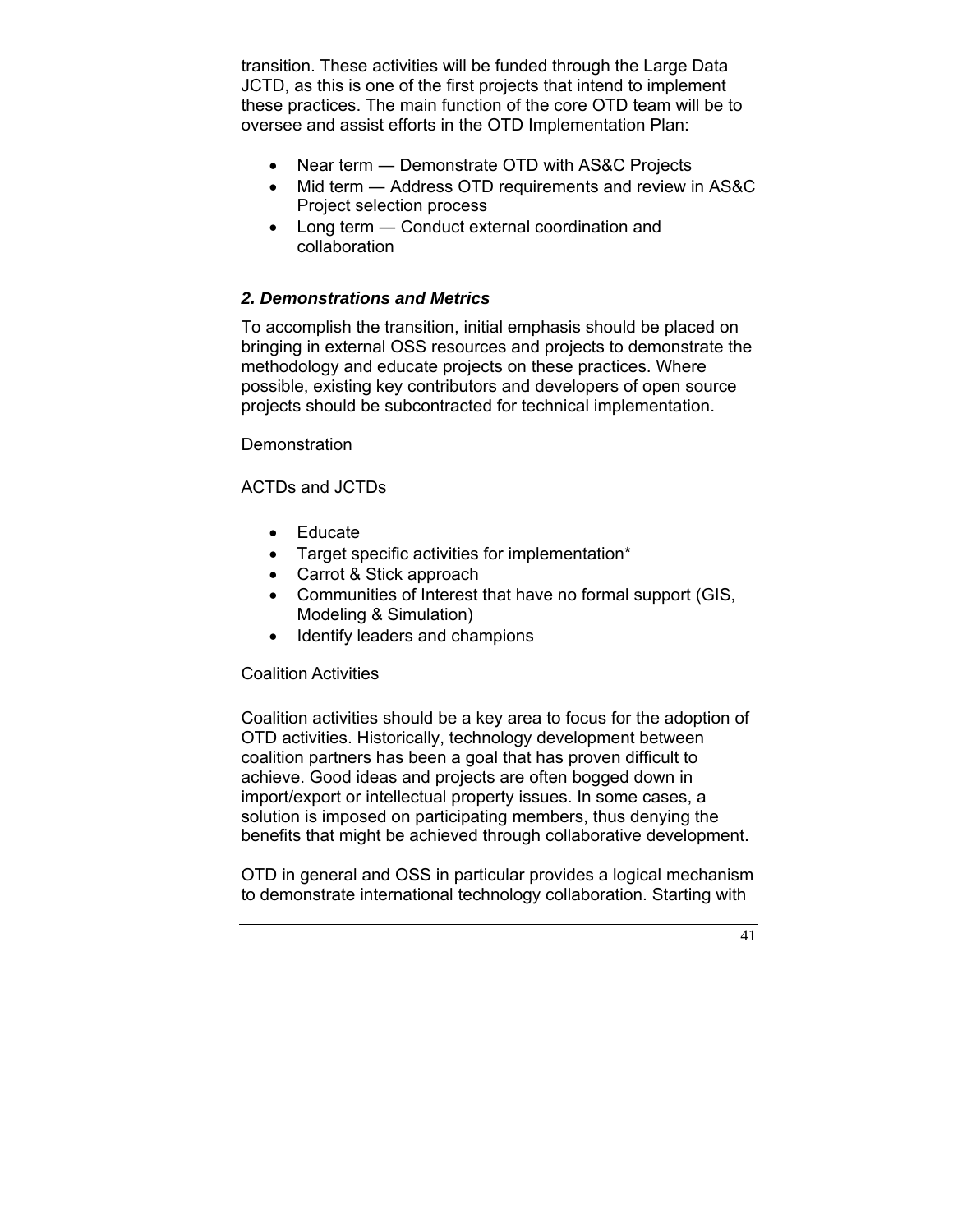transition. These activities will be funded through the Large Data JCTD, as this is one of the first projects that intend to implement these practices. The main function of the core OTD team will be to oversee and assist efforts in the OTD Implementation Plan:

- Near term — Demonstrate OTD with AS&C Projects
- Mid term — Address OTD requirements and review in AS&C Project selection process
- Long term — Conduct external coordination and collaboration

### *2. Demonstrations and Metrics*

To accomplish the transition, initial emphasis should be placed on bringing in external OSS resources and projects to demonstrate the methodology and educate projects on these practices. Where possible, existing key contributors and developers of open source projects should be subcontracted for technical implementation.

Demonstration

ACTDs and JCTDs

- Educate
- Target specific activities for implementation*
- Carrot & Stick approach
- Communities of Interest that have no formal support (GIS, Modeling & Simulation)
- Identify leaders and champions

Coalition Activities

Coalition activities should be a key area to focus for the adoption of OTD activities. Historically, technology development between coalition partners has been a goal that has proven difficult to achieve. Good ideas and projects are often bogged down in import/export or intellectual property issues. In some cases, a solution is imposed on participating members, thus denying the benefits that might be achieved through collaborative development.

OTD in general and OSS in particular provides a logical mechanism to demonstrate international technology collaboration. Starting with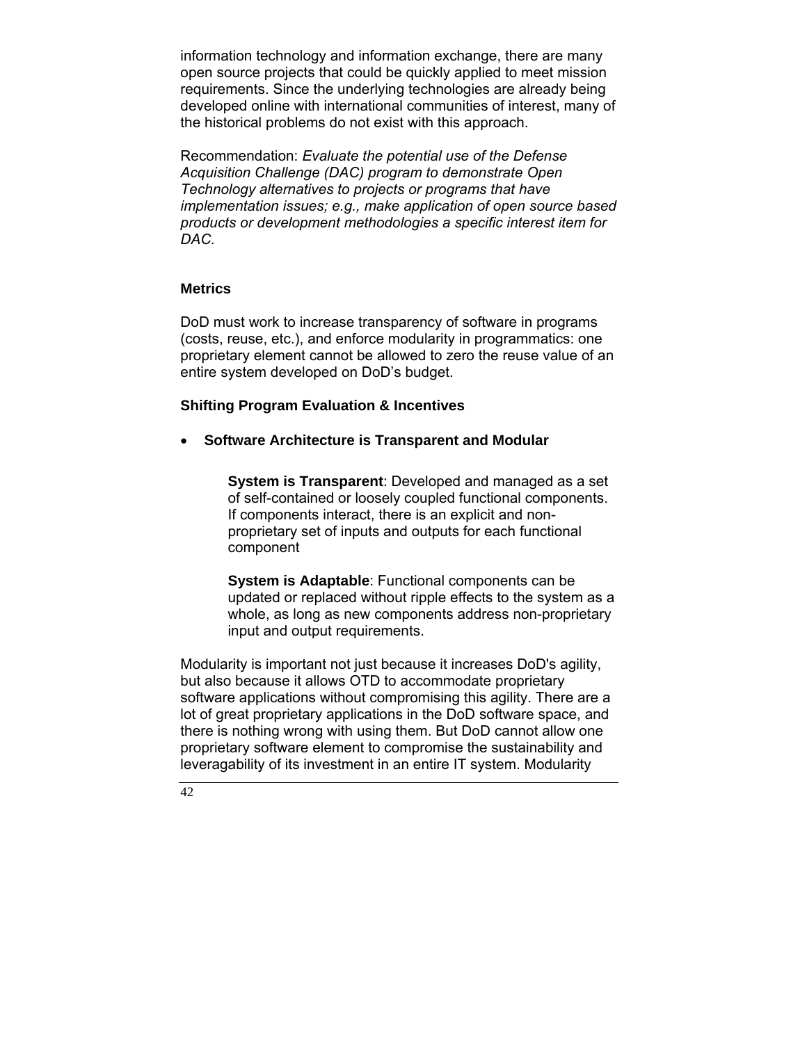information technology and information exchange, there are many open source projects that could be quickly applied to meet mission requirements. Since the underlying technologies are already being developed online with international communities of interest, many of the historical problems do not exist with this approach.

Recommendation: *Evaluate the potential use of the Defense Acquisition Challenge (DAC) program to demonstrate Open Technology alternatives to projects or programs that have implementation issues; e.g., make application of open source based products or development methodologies a specific interest item for DAC.*

### Metrics

DoD must work to increase transparency of software in programs (costs, reuse, etc.), and enforce modularity in programmatics: one proprietary element cannot be allowed to zero the reuse value of an entire system developed on DoD's budget.

### Shifting Program Evaluation & Incentives

- **Software Architecture is Transparent and Modular**

  **System is Transparent**: Developed and managed as a set of self-contained or loosely coupled functional components. If components interact, there is an explicit and non-proprietary set of inputs and outputs for each functional component

  **System is Adaptable**: Functional components can be updated or replaced without ripple effects to the system as a whole, as long as new components address non-proprietary input and output requirements.

Modularity is important not just because it increases DoD's agility, but also because it allows OTD to accommodate proprietary software applications without compromising this agility. There are a lot of great proprietary applications in the DoD software space, and there is nothing wrong with using them. But DoD cannot allow one proprietary software element to compromise the sustainability and leveragability of its investment in an entire IT system. Modularity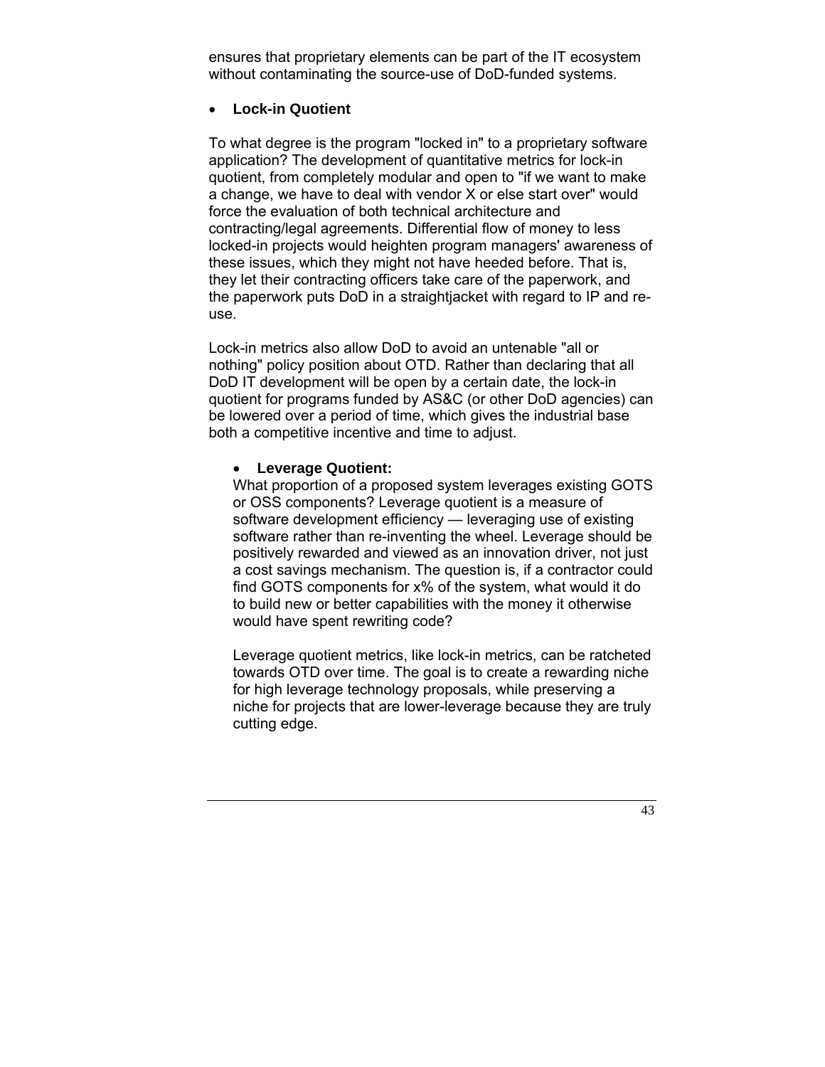ensures that proprietary elements can be part of the IT ecosystem without contaminating the source-use of DoD-funded systems.

- **Lock-in Quotient**

To what degree is the program "locked in" to a proprietary software application? The development of quantitative metrics for lock-in quotient, from completely modular and open to "if we want to make a change, we have to deal with vendor X or else start over" would force the evaluation of both technical architecture and contracting/legal agreements. Differential flow of money to less locked-in projects would heighten program managers' awareness of these issues, which they might not have heeded before. That is, they let their contracting officers take care of the paperwork, and the paperwork puts DoD in a straightjacket with regard to IP and re-use.

Lock-in metrics also allow DoD to avoid an untenable "all or nothing" policy position about OTD. Rather than declaring that all DoD IT development will be open by a certain date, the lock-in quotient for programs funded by AS&C (or other DoD agencies) can be lowered over a period of time, which gives the industrial base both a competitive incentive and time to adjust.

- **Leverage Quotient:**
  What proportion of a proposed system leverages existing GOTS or OSS components? Leverage quotient is a measure of software development efficiency — leveraging use of existing software rather than re-inventing the wheel. Leverage should be positively rewarded and viewed as an innovation driver, not just a cost savings mechanism. The question is, if a contractor could find GOTS components for x% of the system, what would it do to build new or better capabilities with the money it otherwise would have spent rewriting code?

  Leverage quotient metrics, like lock-in metrics, can be ratcheted towards OTD over time. The goal is to create a rewarding niche for high leverage technology proposals, while preserving a niche for projects that are lower-leverage because they are truly cutting edge.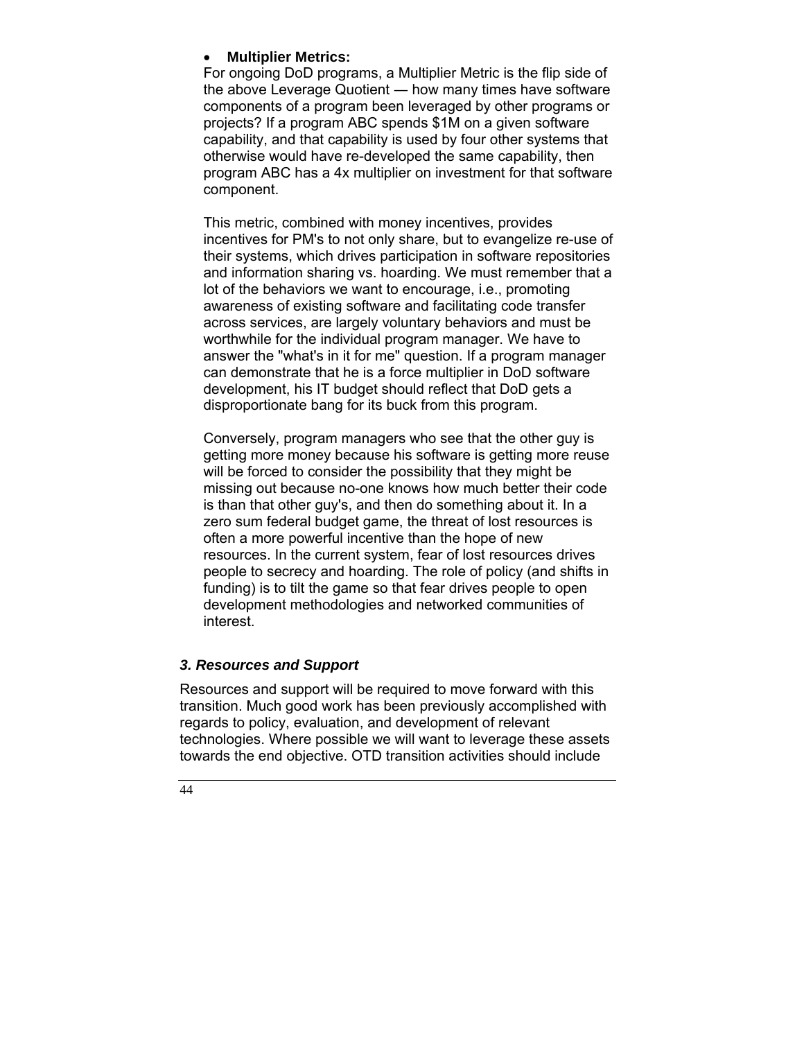- **Multiplier Metrics:**

  For ongoing DoD programs, a Multiplier Metric is the flip side of the above Leverage Quotient — how many times have software components of a program been leveraged by other programs or projects? If a program ABC spends $1M on a given software capability, and that capability is used by four other systems that otherwise would have re-developed the same capability, then program ABC has a 4x multiplier on investment for that software component.

  This metric, combined with money incentives, provides incentives for PM's to not only share, but to evangelize re-use of their systems, which drives participation in software repositories and information sharing vs. hoarding. We must remember that a lot of the behaviors we want to encourage, i.e., promoting awareness of existing software and facilitating code transfer across services, are largely voluntary behaviors and must be worthwhile for the individual program manager. We have to answer the "what's in it for me" question. If a program manager can demonstrate that he is a force multiplier in DoD software development, his IT budget should reflect that DoD gets a disproportionate bang for its buck from this program.

  Conversely, program managers who see that the other guy is getting more money because his software is getting more reuse will be forced to consider the possibility that they might be missing out because no-one knows how much better their code is than that other guy's, and then do something about it. In a zero sum federal budget game, the threat of lost resources is often a more powerful incentive than the hope of new resources. In the current system, fear of lost resources drives people to secrecy and hoarding. The role of policy (and shifts in funding) is to tilt the game so that fear drives people to open development methodologies and networked communities of interest.

### *3. Resources and Support*

Resources and support will be required to move forward with this transition. Much good work has been previously accomplished with regards to policy, evaluation, and development of relevant technologies. Where possible we will want to leverage these assets towards the end objective. OTD transition activities should include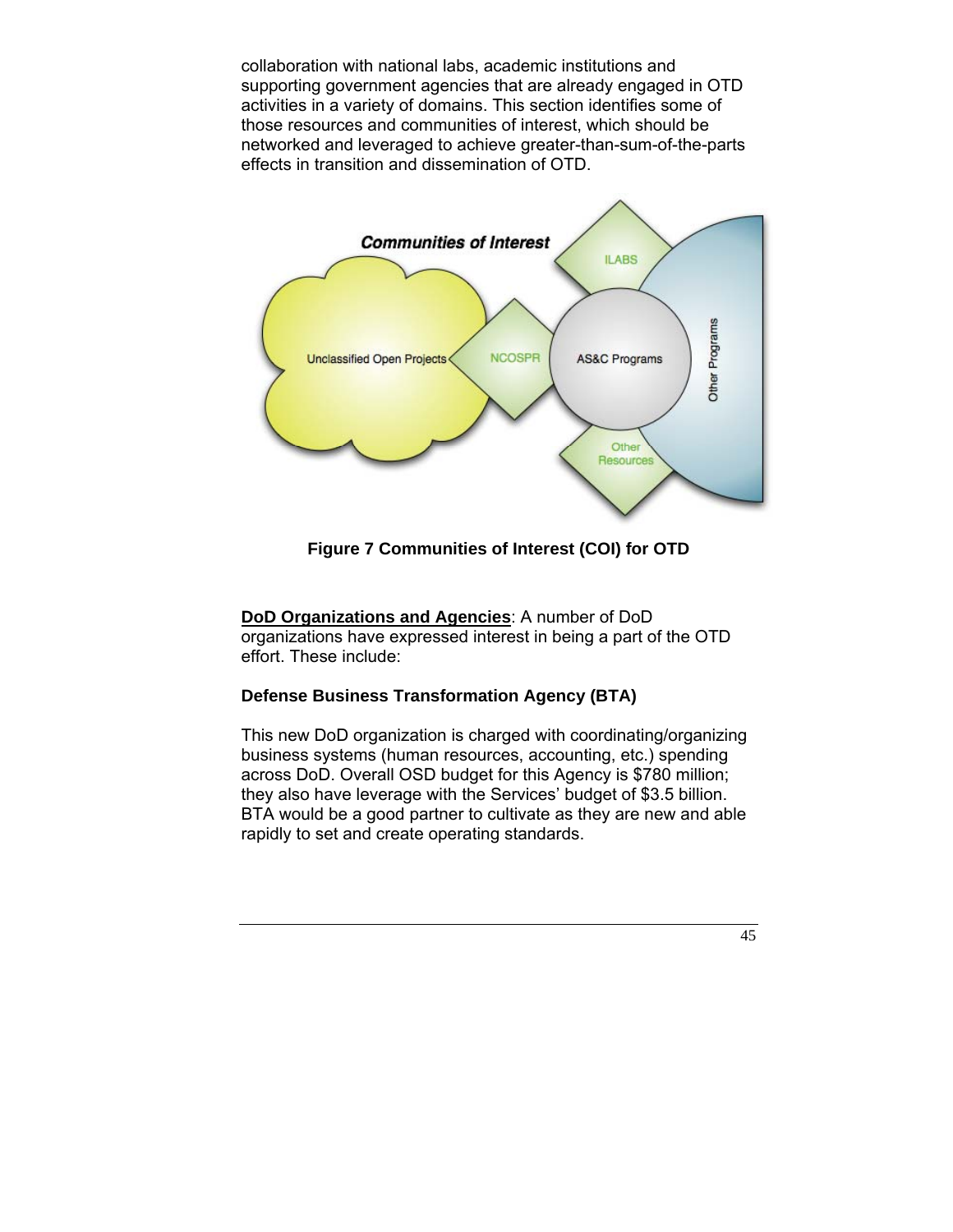collaboration with national labs, academic institutions and supporting government agencies that are already engaged in OTD activities in a variety of domains. This section identifies some of those resources and communities of interest, which should be networked and leveraged to achieve greater-than-sum-of-the-parts effects in transition and dissemination of OTD.

**Figure 7 Communities of Interest (COI) for OTD**

**DoD Organizations and Agencies**: A number of DoD organizations have expressed interest in being a part of the OTD effort. These include:

### Defense Business Transformation Agency (BTA)

This new DoD organization is charged with coordinating/organizing business systems (human resources, accounting, etc.) spending across DoD. Overall OSD budget for this Agency is $780 million; they also have leverage with the Services' budget of $3.5 billion. BTA would be a good partner to cultivate as they are new and able rapidly to set and create operating standards.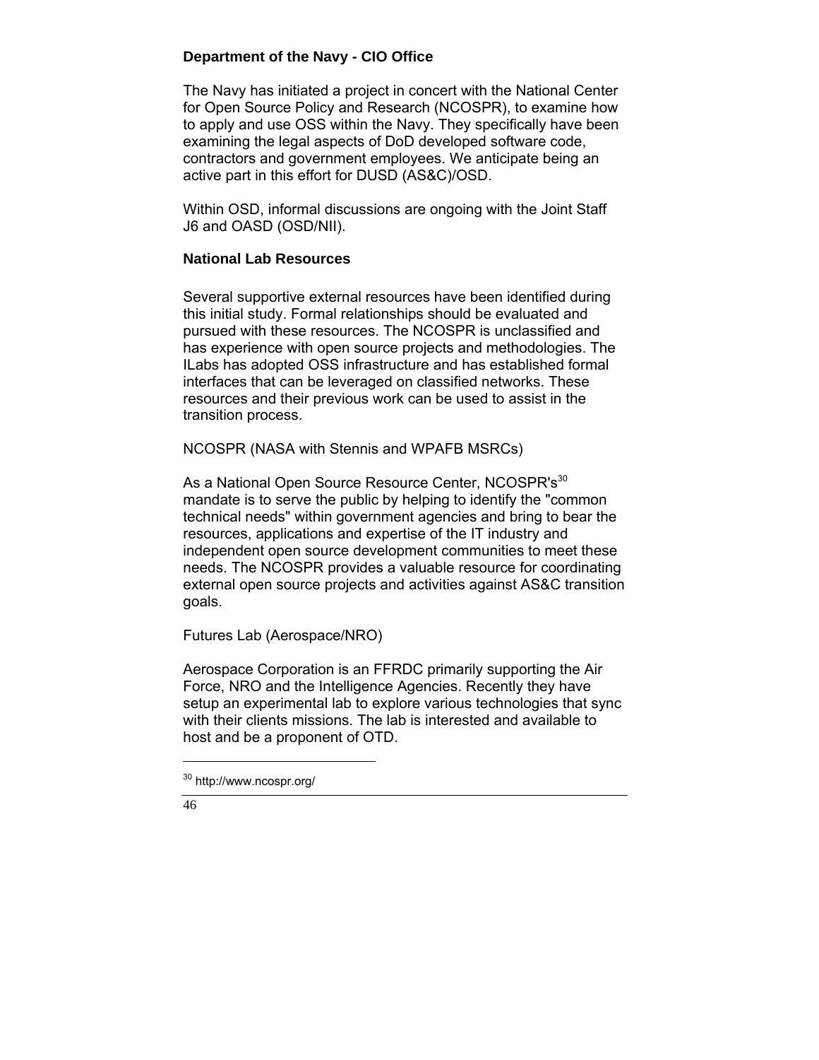### Department of the Navy - CIO Office

The Navy has initiated a project in concert with the National Center for Open Source Policy and Research (NCOSPR), to examine how to apply and use OSS within the Navy. They specifically have been examining the legal aspects of DoD developed software code, contractors and government employees. We anticipate being an active part in this effort for DUSD (AS&C)/OSD.

Within OSD, informal discussions are ongoing with the Joint Staff J6 and OASD (OSD/NII).

### National Lab Resources

Several supportive external resources have been identified during this initial study. Formal relationships should be evaluated and pursued with these resources. The NCOSPR is unclassified and has experience with open source projects and methodologies. The ILabs has adopted OSS infrastructure and has established formal interfaces that can be leveraged on classified networks. These resources and their previous work can be used to assist in the transition process.

NCOSPR (NASA with Stennis and WPAFB MSRCs)

As a National Open Source Resource Center, NCOSPR's[30] mandate is to serve the public by helping to identify the "common technical needs" within government agencies and bring to bear the resources, applications and expertise of the IT industry and independent open source development communities to meet these needs. The NCOSPR provides a valuable resource for coordinating external open source projects and activities against AS&C transition goals.

Futures Lab (Aerospace/NRO)

Aerospace Corporation is an FFRDC primarily supporting the Air Force, NRO and the Intelligence Agencies. Recently they have setup an experimental lab to explore various technologies that sync with their clients missions. The lab is interested and available to host and be a proponent of OTD.

---

[30] http://www.ncospr.org/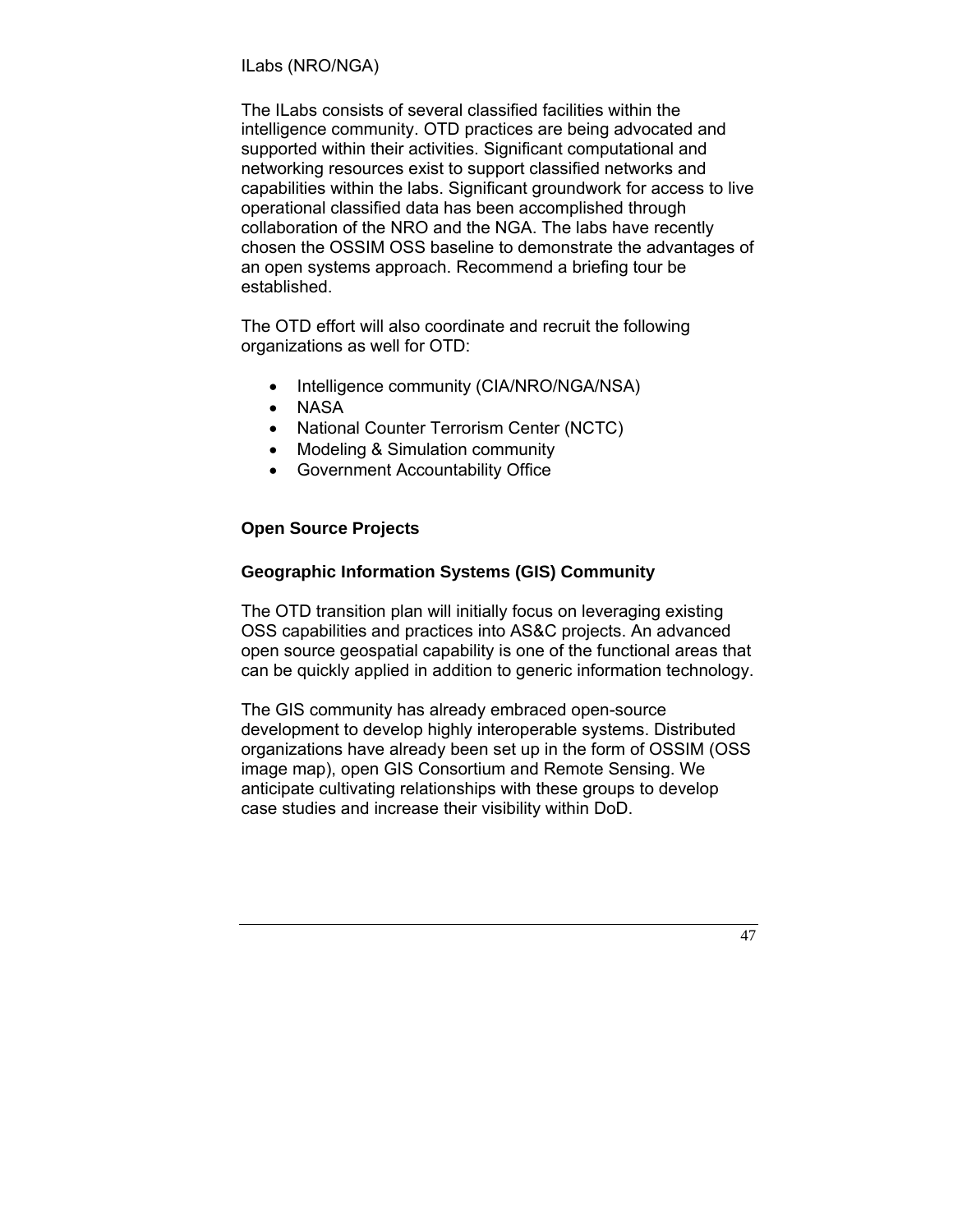ILabs (NRO/NGA)

The ILabs consists of several classified facilities within the intelligence community. OTD practices are being advocated and supported within their activities. Significant computational and networking resources exist to support classified networks and capabilities within the labs. Significant groundwork for access to live operational classified data has been accomplished through collaboration of the NRO and the NGA. The labs have recently chosen the OSSIM OSS baseline to demonstrate the advantages of an open systems approach. Recommend a briefing tour be established.

The OTD effort will also coordinate and recruit the following organizations as well for OTD:

- Intelligence community (CIA/NRO/NGA/NSA)
- NASA
- National Counter Terrorism Center (NCTC)
- Modeling & Simulation community
- Government Accountability Office

**Open Source Projects**

**Geographic Information Systems (GIS) Community**

The OTD transition plan will initially focus on leveraging existing OSS capabilities and practices into AS&C projects. An advanced open source geospatial capability is one of the functional areas that can be quickly applied in addition to generic information technology.

The GIS community has already embraced open-source development to develop highly interoperable systems. Distributed organizations have already been set up in the form of OSSIM (OSS image map), open GIS Consortium and Remote Sensing. We anticipate cultivating relationships with these groups to develop case studies and increase their visibility within DoD.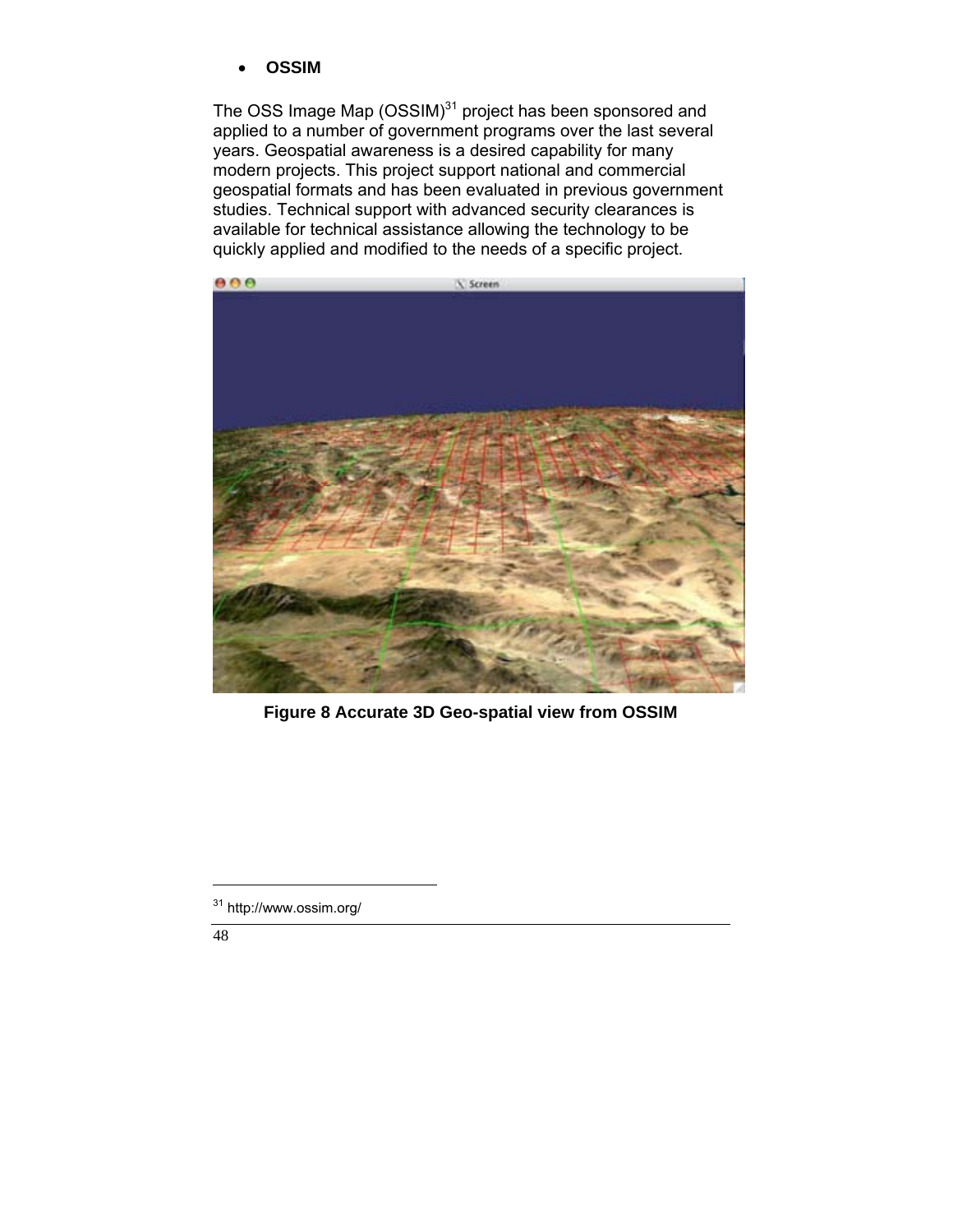- **OSSIM**

The OSS Image Map (OSSIM)[31] project has been sponsored and applied to a number of government programs over the last several years. Geospatial awareness is a desired capability for many modern projects. This project support national and commercial geospatial formats and has been evaluated in previous government studies. Technical support with advanced security clearances is available for technical assistance allowing the technology to be quickly applied and modified to the needs of a specific project.

**Figure 8 Accurate 3D Geo-spatial view from OSSIM**

[31] http://www.ossim.org/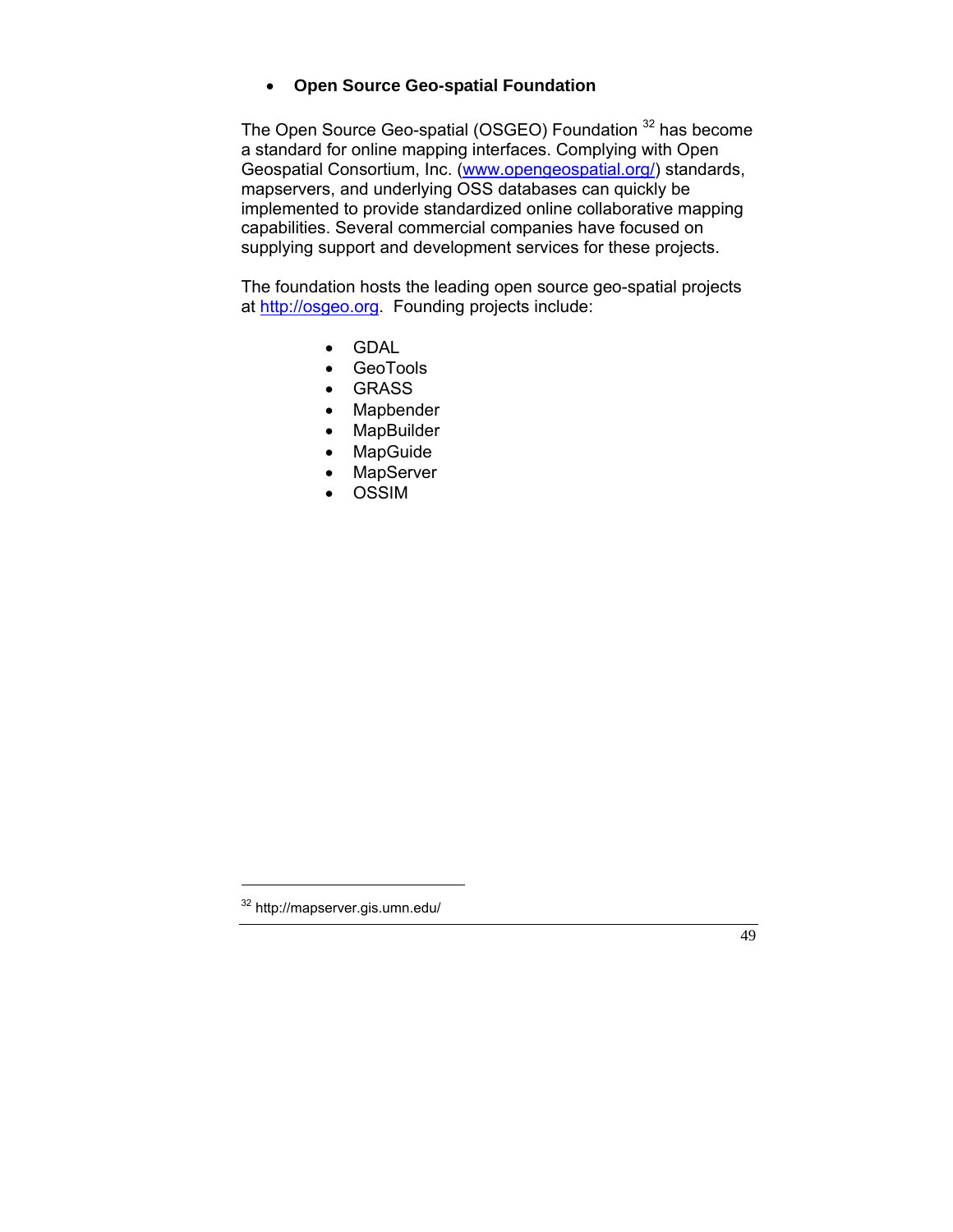- **Open Source Geo-spatial Foundation**

The Open Source Geo-spatial (OSGEO) Foundation [32] has become a standard for online mapping interfaces. Complying with Open Geospatial Consortium, Inc. (www.opengeospatial.org/) standards, mapservers, and underlying OSS databases can quickly be implemented to provide standardized online collaborative mapping capabilities. Several commercial companies have focused on supplying support and development services for these projects.

The foundation hosts the leading open source geo-spatial projects at http://osgeo.org. Founding projects include:

- GDAL
- GeoTools
- GRASS
- Mapbender
- MapBuilder
- MapGuide
- MapServer
- OSSIM

---

[32] http://mapserver.gis.umn.edu/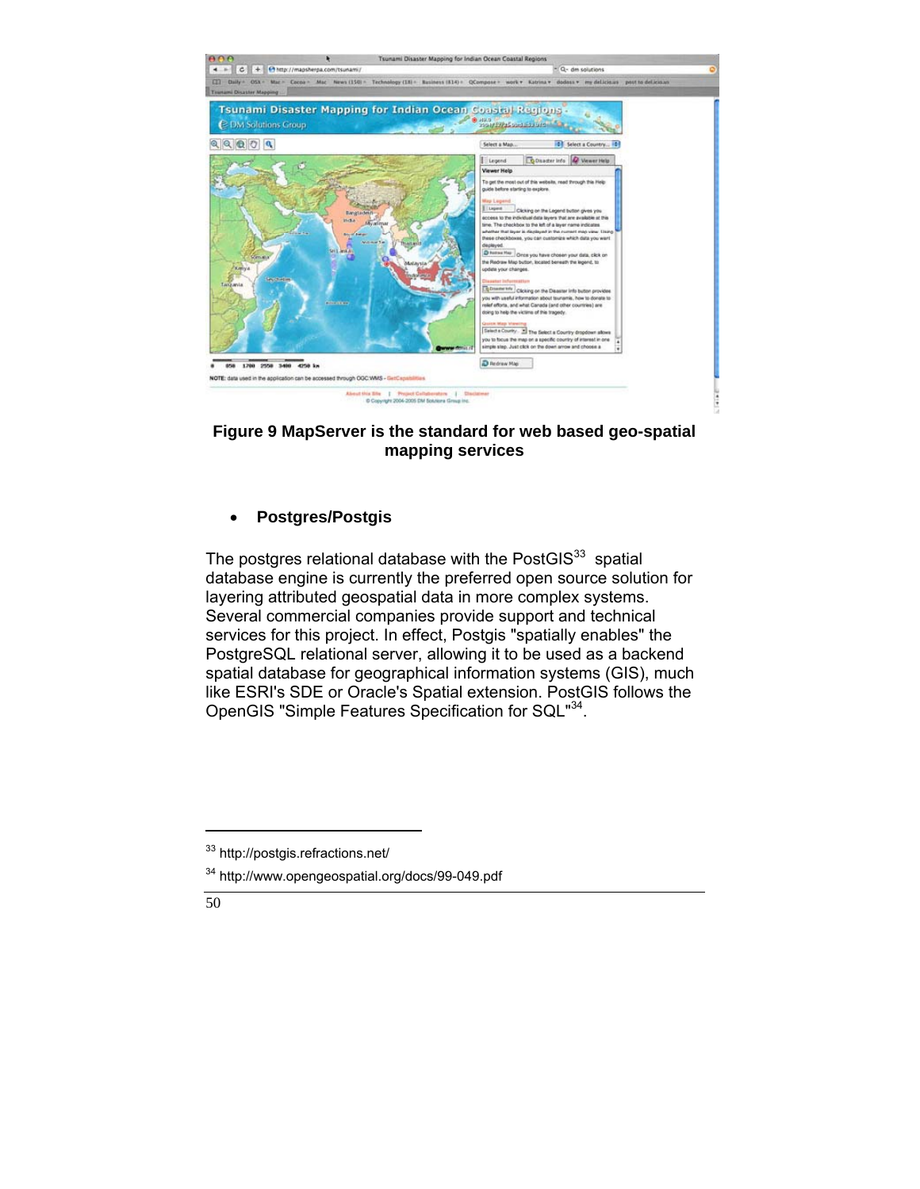**Figure 9 MapServer is the standard for web based geo-spatial mapping services**

- **Postgres/Postgis**

The postgres relational database with the PostGIS[33] spatial database engine is currently the preferred open source solution for layering attributed geospatial data in more complex systems. Several commercial companies provide support and technical services for this project. In effect, Postgis "spatially enables" the PostgreSQL relational server, allowing it to be used as a backend spatial database for geographical information systems (GIS), much like ESRI's SDE or Oracle's Spatial extension. PostGIS follows the OpenGIS "Simple Features Specification for SQL"[34].

[33] http://postgis.refractions.net/

[34] http://www.opengeospatial.org/docs/99-049.pdf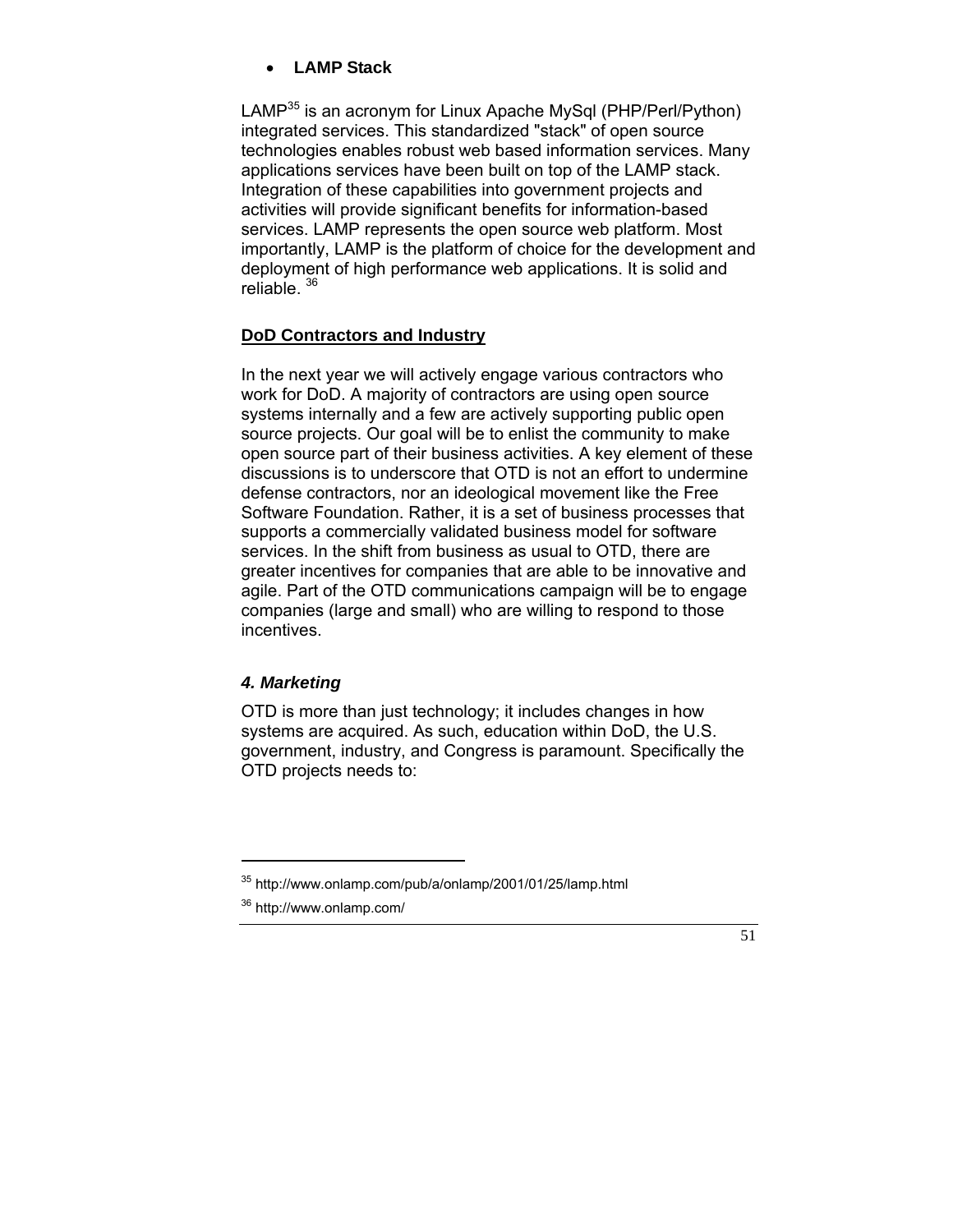- **LAMP Stack**

LAMP[35] is an acronym for Linux Apache MySql (PHP/Perl/Python) integrated services. This standardized "stack" of open source technologies enables robust web based information services. Many applications services have been built on top of the LAMP stack. Integration of these capabilities into government projects and activities will provide significant benefits for information-based services. LAMP represents the open source web platform. Most importantly, LAMP is the platform of choice for the development and deployment of high performance web applications. It is solid and reliable. [36]

**DoD Contractors and Industry**

In the next year we will actively engage various contractors who work for DoD. A majority of contractors are using open source systems internally and a few are actively supporting public open source projects. Our goal will be to enlist the community to make open source part of their business activities. A key element of these discussions is to underscore that OTD is not an effort to undermine defense contractors, nor an ideological movement like the Free Software Foundation. Rather, it is a set of business processes that supports a commercially validated business model for software services. In the shift from business as usual to OTD, there are greater incentives for companies that are able to be innovative and agile. Part of the OTD communications campaign will be to engage companies (large and small) who are willing to respond to those incentives.

### *4. Marketing*

OTD is more than just technology; it includes changes in how systems are acquired. As such, education within DoD, the U.S. government, industry, and Congress is paramount. Specifically the OTD projects needs to:

---

[35] http://www.onlamp.com/pub/a/onlamp/2001/01/25/lamp.html

[36] http://www.onlamp.com/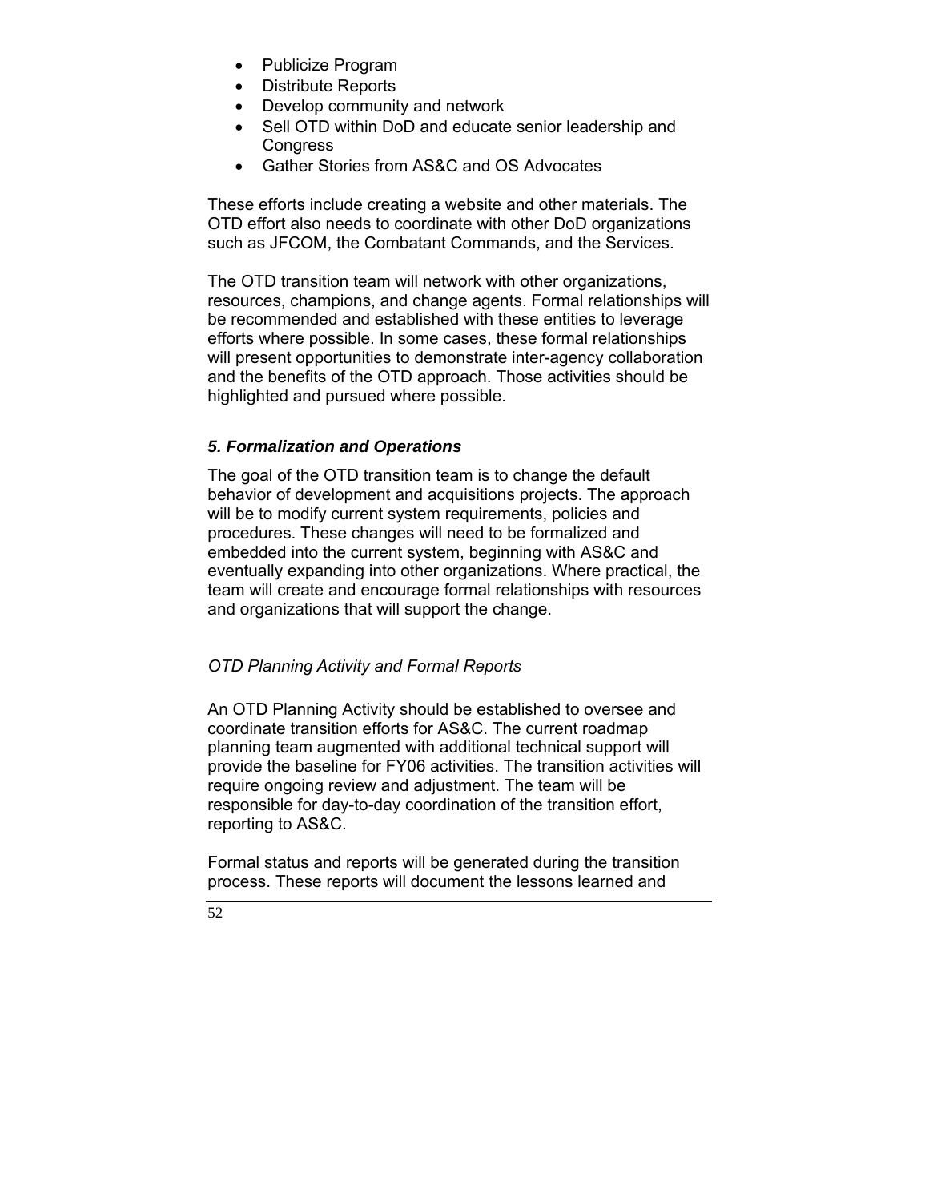- Publicize Program
- Distribute Reports
- Develop community and network
- Sell OTD within DoD and educate senior leadership and Congress
- Gather Stories from AS&C and OS Advocates

These efforts include creating a website and other materials. The OTD effort also needs to coordinate with other DoD organizations such as JFCOM, the Combatant Commands, and the Services.

The OTD transition team will network with other organizations, resources, champions, and change agents. Formal relationships will be recommended and established with these entities to leverage efforts where possible. In some cases, these formal relationships will present opportunities to demonstrate inter-agency collaboration and the benefits of the OTD approach. Those activities should be highlighted and pursued where possible.

### *5. Formalization and Operations*

The goal of the OTD transition team is to change the default behavior of development and acquisitions projects. The approach will be to modify current system requirements, policies and procedures. These changes will need to be formalized and embedded into the current system, beginning with AS&C and eventually expanding into other organizations. Where practical, the team will create and encourage formal relationships with resources and organizations that will support the change.

#### *OTD Planning Activity and Formal Reports*

An OTD Planning Activity should be established to oversee and coordinate transition efforts for AS&C. The current roadmap planning team augmented with additional technical support will provide the baseline for FY06 activities. The transition activities will require ongoing review and adjustment. The team will be responsible for day-to-day coordination of the transition effort, reporting to AS&C.

Formal status and reports will be generated during the transition process. These reports will document the lessons learned and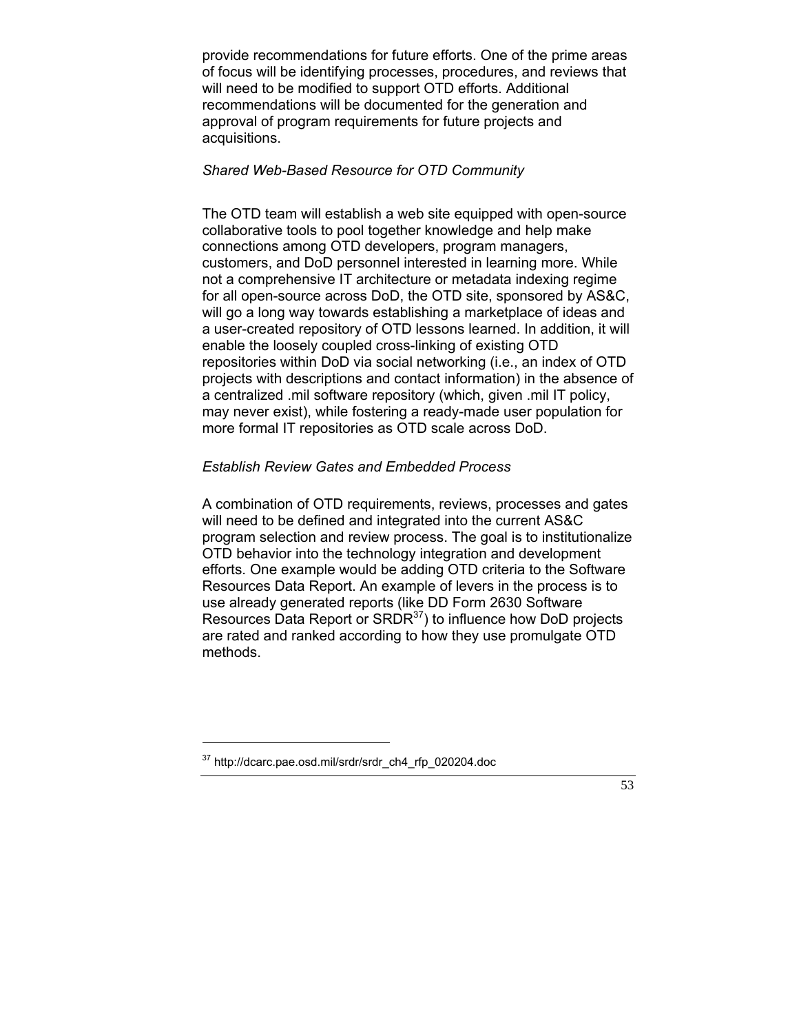provide recommendations for future efforts. One of the prime areas of focus will be identifying processes, procedures, and reviews that will need to be modified to support OTD efforts. Additional recommendations will be documented for the generation and approval of program requirements for future projects and acquisitions.

*Shared Web-Based Resource for OTD Community*

The OTD team will establish a web site equipped with open-source collaborative tools to pool together knowledge and help make connections among OTD developers, program managers, customers, and DoD personnel interested in learning more. While not a comprehensive IT architecture or metadata indexing regime for all open-source across DoD, the OTD site, sponsored by AS&C, will go a long way towards establishing a marketplace of ideas and a user-created repository of OTD lessons learned. In addition, it will enable the loosely coupled cross-linking of existing OTD repositories within DoD via social networking (i.e., an index of OTD projects with descriptions and contact information) in the absence of a centralized .mil software repository (which, given .mil IT policy, may never exist), while fostering a ready-made user population for more formal IT repositories as OTD scale across DoD.

*Establish Review Gates and Embedded Process*

A combination of OTD requirements, reviews, processes and gates will need to be defined and integrated into the current AS&C program selection and review process. The goal is to institutionalize OTD behavior into the technology integration and development efforts. One example would be adding OTD criteria to the Software Resources Data Report. An example of levers in the process is to use already generated reports (like DD Form 2630 Software Resources Data Report or SRDR[37]) to influence how DoD projects are rated and ranked according to how they use promulgate OTD methods.

---

[37] http://dcarc.pae.osd.mil/srdr/srdr_ch4_rfp_020204.doc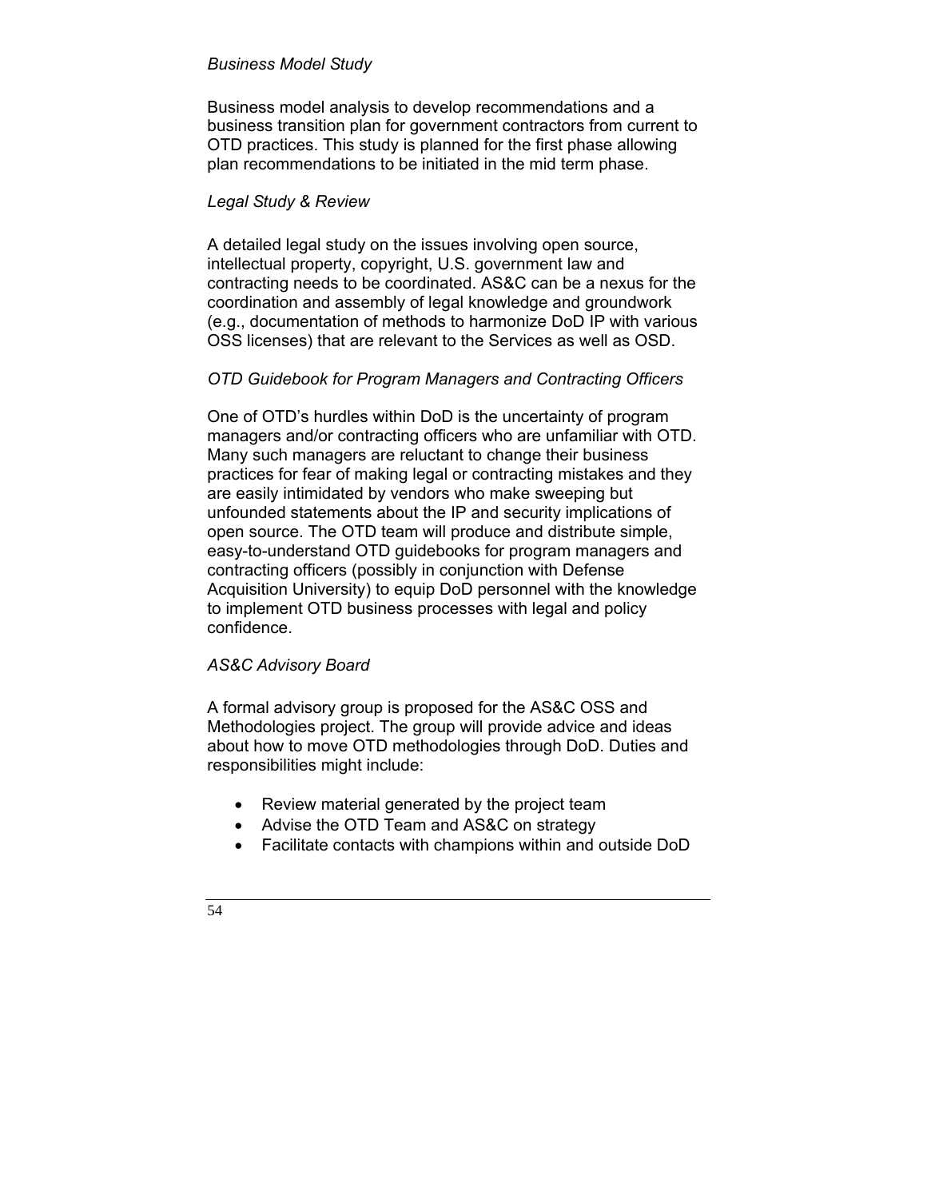*Business Model Study*

Business model analysis to develop recommendations and a business transition plan for government contractors from current to OTD practices. This study is planned for the first phase allowing plan recommendations to be initiated in the mid term phase.

*Legal Study & Review*

A detailed legal study on the issues involving open source, intellectual property, copyright, U.S. government law and contracting needs to be coordinated. AS&C can be a nexus for the coordination and assembly of legal knowledge and groundwork (e.g., documentation of methods to harmonize DoD IP with various OSS licenses) that are relevant to the Services as well as OSD.

*OTD Guidebook for Program Managers and Contracting Officers*

One of OTD's hurdles within DoD is the uncertainty of program managers and/or contracting officers who are unfamiliar with OTD. Many such managers are reluctant to change their business practices for fear of making legal or contracting mistakes and they are easily intimidated by vendors who make sweeping but unfounded statements about the IP and security implications of open source. The OTD team will produce and distribute simple, easy-to-understand OTD guidebooks for program managers and contracting officers (possibly in conjunction with Defense Acquisition University) to equip DoD personnel with the knowledge to implement OTD business processes with legal and policy confidence.

*AS&C Advisory Board*

A formal advisory group is proposed for the AS&C OSS and Methodologies project. The group will provide advice and ideas about how to move OTD methodologies through DoD. Duties and responsibilities might include:

- Review material generated by the project team
- Advise the OTD Team and AS&C on strategy
- Facilitate contacts with champions within and outside DoD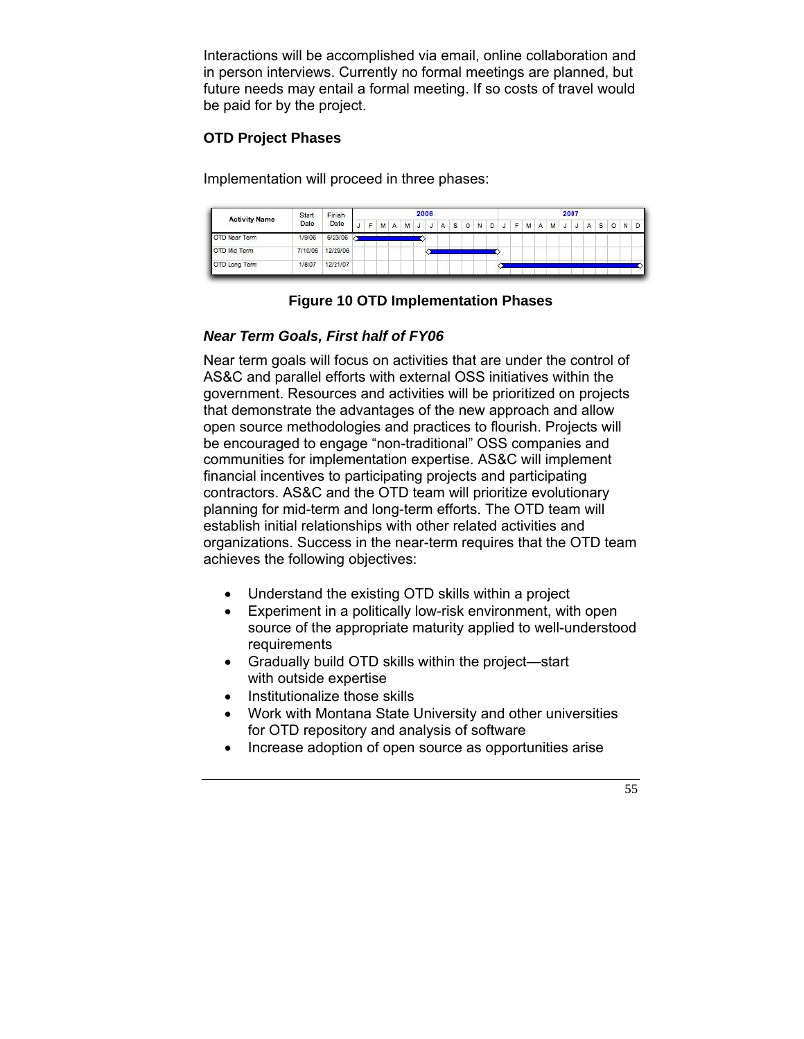Interactions will be accomplished via email, online collaboration and in person interviews. Currently no formal meetings are planned, but future needs may entail a formal meeting. If so costs of travel would be paid for by the project.

**OTD Project Phases**

Implementation will proceed in three phases:

| Activity Name | Start Date | Finish Date |
|---|---|---|
| OTD Near Term | 1/9/06 | 6/23/06 |
| OTD Mid Term | 7/10/06 | 12/29/06 |
| OTD Long Term | 1/8/07 | 12/21/07 |

**Figure 10 OTD Implementation Phases**

### *Near Term Goals, First half of FY06*

Near term goals will focus on activities that are under the control of AS&C and parallel efforts with external OSS initiatives within the government. Resources and activities will be prioritized on projects that demonstrate the advantages of the new approach and allow open source methodologies and practices to flourish. Projects will be encouraged to engage "non-traditional" OSS companies and communities for implementation expertise. AS&C will implement financial incentives to participating projects and participating contractors. AS&C and the OTD team will prioritize evolutionary planning for mid-term and long-term efforts. The OTD team will establish initial relationships with other related activities and organizations. Success in the near-term requires that the OTD team achieves the following objectives:

- Understand the existing OTD skills within a project
- Experiment in a politically low-risk environment, with open source of the appropriate maturity applied to well-understood requirements
- Gradually build OTD skills within the project—start with outside expertise
- Institutionalize those skills
- Work with Montana State University and other universities for OTD repository and analysis of software
- Increase adoption of open source as opportunities arise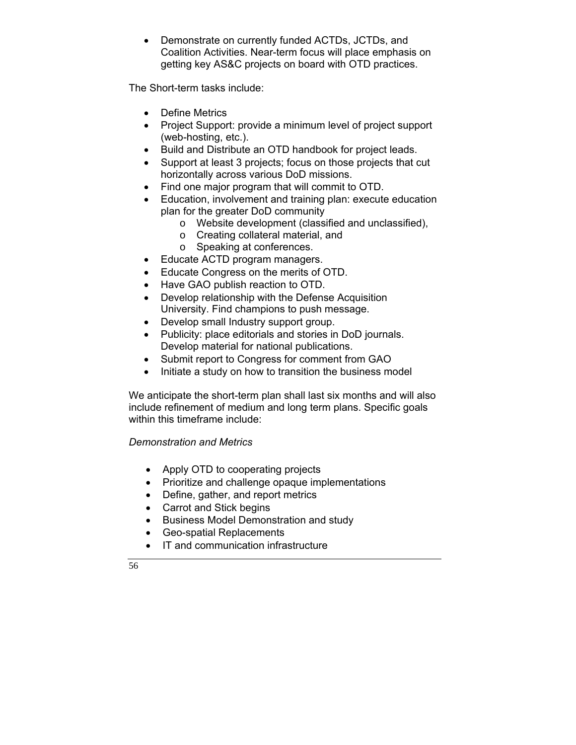- Demonstrate on currently funded ACTDs, JCTDs, and Coalition Activities. Near-term focus will place emphasis on getting key AS&C projects on board with OTD practices.

The Short-term tasks include:

- Define Metrics
- Project Support: provide a minimum level of project support (web-hosting, etc.).
- Build and Distribute an OTD handbook for project leads.
- Support at least 3 projects; focus on those projects that cut horizontally across various DoD missions.
- Find one major program that will commit to OTD.
- Education, involvement and training plan: execute education plan for the greater DoD community
    - Website development (classified and unclassified),
    - Creating collateral material, and
    - Speaking at conferences.
- Educate ACTD program managers.
- Educate Congress on the merits of OTD.
- Have GAO publish reaction to OTD.
- Develop relationship with the Defense Acquisition University. Find champions to push message.
- Develop small Industry support group.
- Publicity: place editorials and stories in DoD journals. Develop material for national publications.
- Submit report to Congress for comment from GAO
- Initiate a study on how to transition the business model

We anticipate the short-term plan shall last six months and will also include refinement of medium and long term plans. Specific goals within this timeframe include:

*Demonstration and Metrics*

- Apply OTD to cooperating projects
- Prioritize and challenge opaque implementations
- Define, gather, and report metrics
- Carrot and Stick begins
- Business Model Demonstration and study
- Geo-spatial Replacements
- IT and communication infrastructure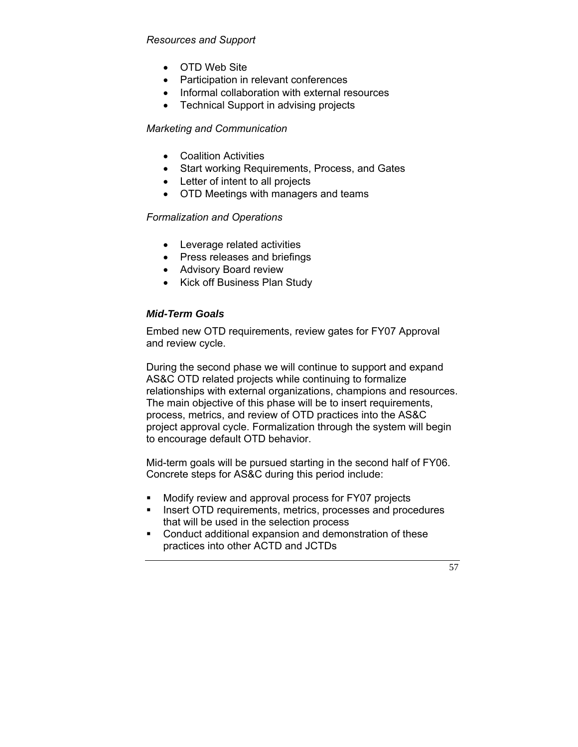*Resources and Support*

- OTD Web Site
- Participation in relevant conferences
- Informal collaboration with external resources
- Technical Support in advising projects

*Marketing and Communication*

- Coalition Activities
- Start working Requirements, Process, and Gates
- Letter of intent to all projects
- OTD Meetings with managers and teams

*Formalization and Operations*

- Leverage related activities
- Press releases and briefings
- Advisory Board review
- Kick off Business Plan Study

### ***Mid-Term Goals***

Embed new OTD requirements, review gates for FY07 Approval and review cycle.

During the second phase we will continue to support and expand AS&C OTD related projects while continuing to formalize relationships with external organizations, champions and resources. The main objective of this phase will be to insert requirements, process, metrics, and review of OTD practices into the AS&C project approval cycle. Formalization through the system will begin to encourage default OTD behavior.

Mid-term goals will be pursued starting in the second half of FY06. Concrete steps for AS&C during this period include:

- Modify review and approval process for FY07 projects
- Insert OTD requirements, metrics, processes and procedures that will be used in the selection process
- Conduct additional expansion and demonstration of these practices into other ACTD and JCTDs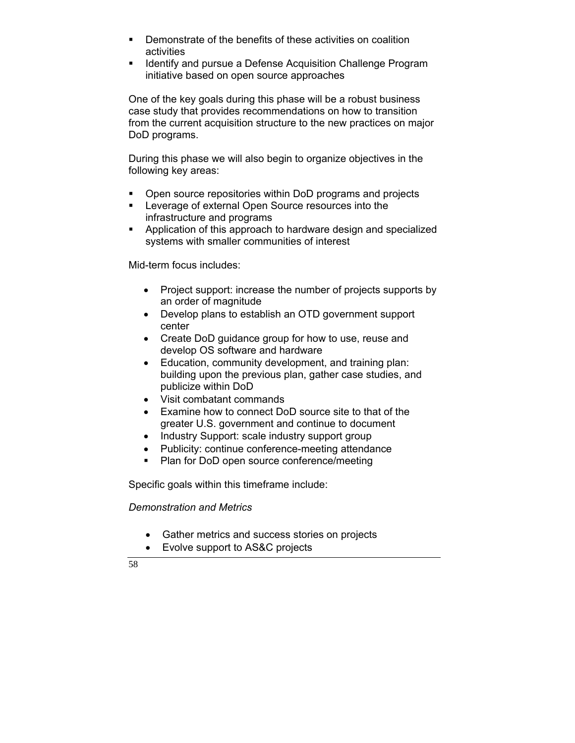- Demonstrate of the benefits of these activities on coalition activities
- Identify and pursue a Defense Acquisition Challenge Program initiative based on open source approaches

One of the key goals during this phase will be a robust business case study that provides recommendations on how to transition from the current acquisition structure to the new practices on major DoD programs.

During this phase we will also begin to organize objectives in the following key areas:

- Open source repositories within DoD programs and projects
- Leverage of external Open Source resources into the infrastructure and programs
- Application of this approach to hardware design and specialized systems with smaller communities of interest

Mid-term focus includes:

- Project support: increase the number of projects supports by an order of magnitude
- Develop plans to establish an OTD government support center
- Create DoD guidance group for how to use, reuse and develop OS software and hardware
- Education, community development, and training plan: building upon the previous plan, gather case studies, and publicize within DoD
- Visit combatant commands
- Examine how to connect DoD source site to that of the greater U.S. government and continue to document
- Industry Support: scale industry support group
- Publicity: continue conference-meeting attendance
- Plan for DoD open source conference/meeting

Specific goals within this timeframe include:

*Demonstration and Metrics*

- Gather metrics and success stories on projects
- Evolve support to AS&C projects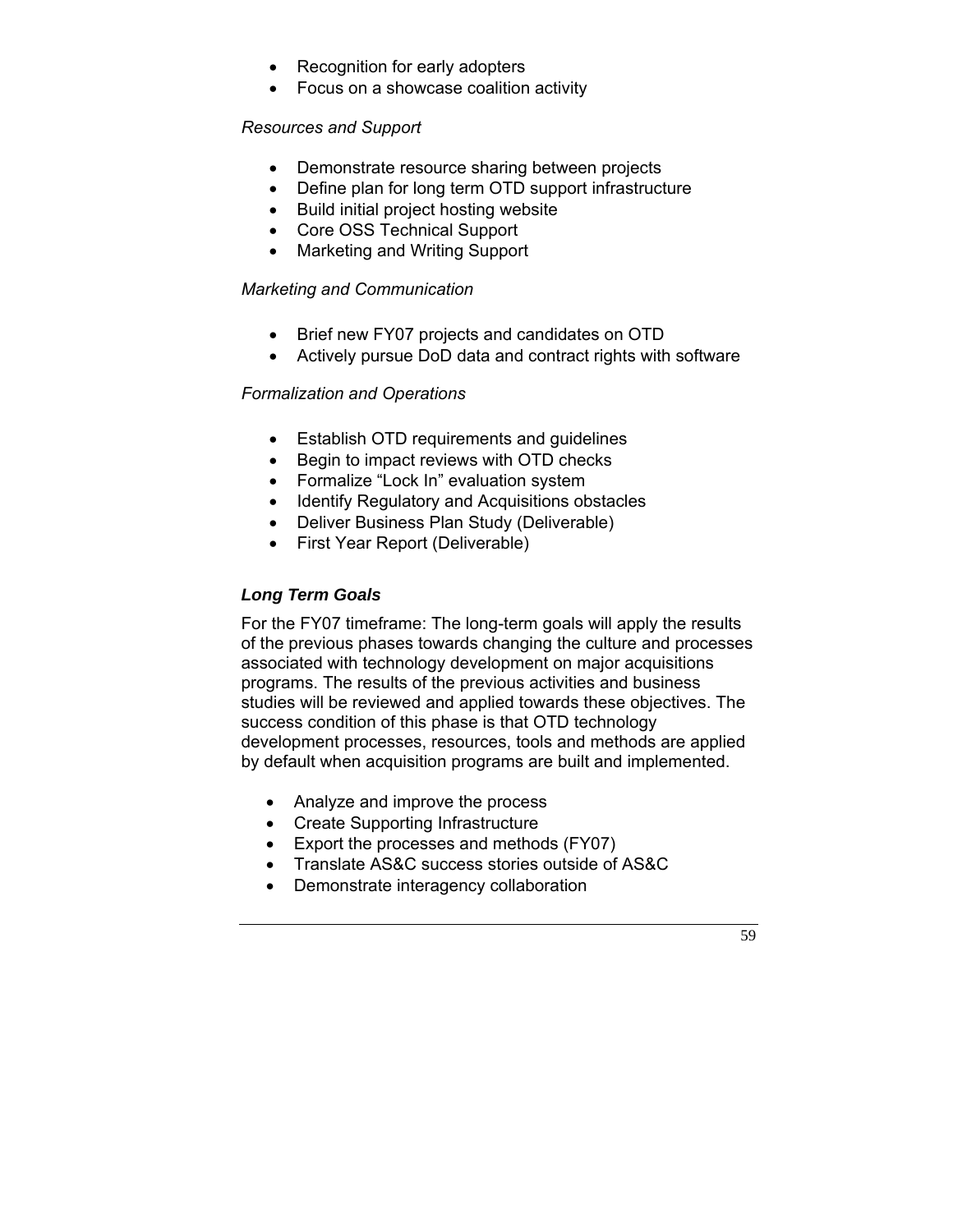- Recognition for early adopters
- Focus on a showcase coalition activity

*Resources and Support*

- Demonstrate resource sharing between projects
- Define plan for long term OTD support infrastructure
- Build initial project hosting website
- Core OSS Technical Support
- Marketing and Writing Support

*Marketing and Communication*

- Brief new FY07 projects and candidates on OTD
- Actively pursue DoD data and contract rights with software

*Formalization and Operations*

- Establish OTD requirements and guidelines
- Begin to impact reviews with OTD checks
- Formalize "Lock In" evaluation system
- Identify Regulatory and Acquisitions obstacles
- Deliver Business Plan Study (Deliverable)
- First Year Report (Deliverable)

### *Long Term Goals*

For the FY07 timeframe: The long-term goals will apply the results of the previous phases towards changing the culture and processes associated with technology development on major acquisitions programs. The results of the previous activities and business studies will be reviewed and applied towards these objectives. The success condition of this phase is that OTD technology development processes, resources, tools and methods are applied by default when acquisition programs are built and implemented.

- Analyze and improve the process
- Create Supporting Infrastructure
- Export the processes and methods (FY07)
- Translate AS&C success stories outside of AS&C
- Demonstrate interagency collaboration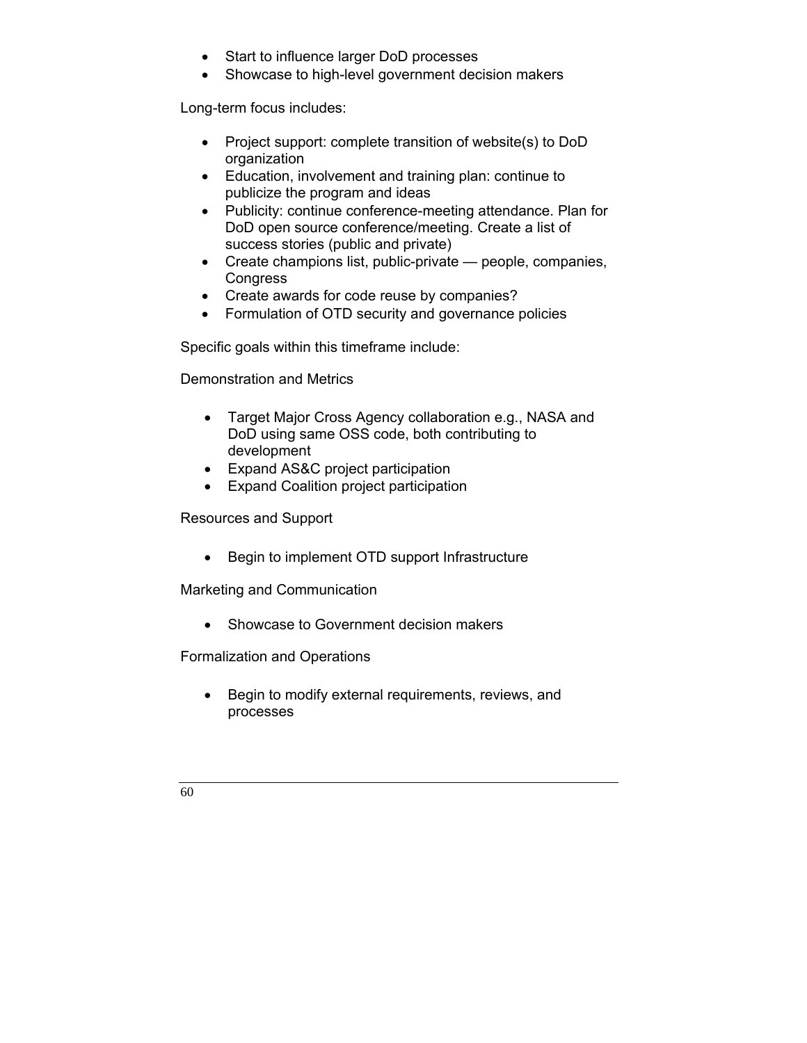- Start to influence larger DoD processes
- Showcase to high-level government decision makers

Long-term focus includes:

- Project support: complete transition of website(s) to DoD organization
- Education, involvement and training plan: continue to publicize the program and ideas
- Publicity: continue conference-meeting attendance. Plan for DoD open source conference/meeting. Create a list of success stories (public and private)
- Create champions list, public-private — people, companies, Congress
- Create awards for code reuse by companies?
- Formulation of OTD security and governance policies

Specific goals within this timeframe include:

Demonstration and Metrics

- Target Major Cross Agency collaboration e.g., NASA and DoD using same OSS code, both contributing to development
- Expand AS&C project participation
- Expand Coalition project participation

Resources and Support

- Begin to implement OTD support Infrastructure

Marketing and Communication

- Showcase to Government decision makers

Formalization and Operations

- Begin to modify external requirements, reviews, and processes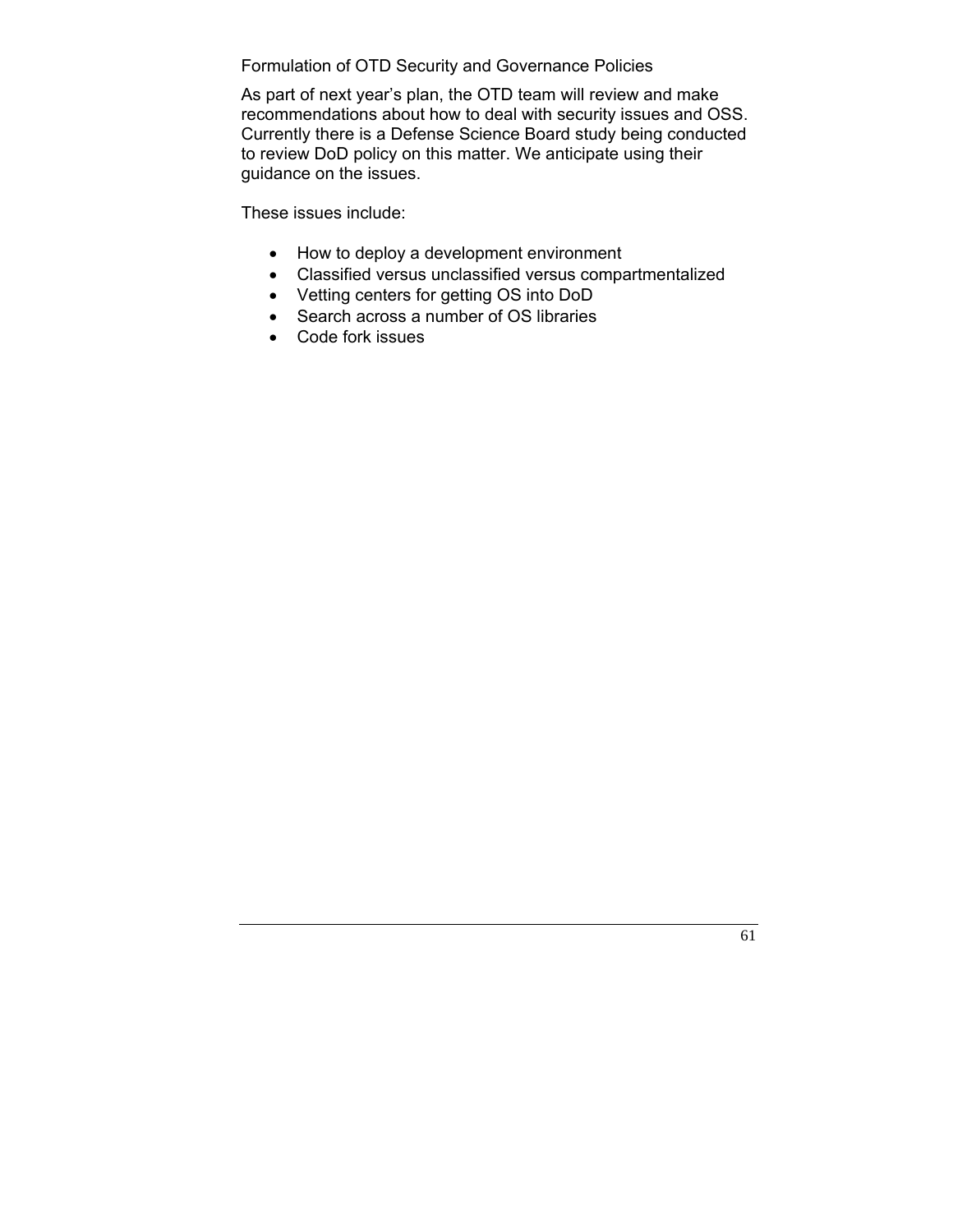## Formulation of OTD Security and Governance Policies

As part of next year's plan, the OTD team will review and make recommendations about how to deal with security issues and OSS. Currently there is a Defense Science Board study being conducted to review DoD policy on this matter. We anticipate using their guidance on the issues.

These issues include:

- How to deploy a development environment
- Classified versus unclassified versus compartmentalized
- Vetting centers for getting OS into DoD
- Search across a number of OS libraries
- Code fork issues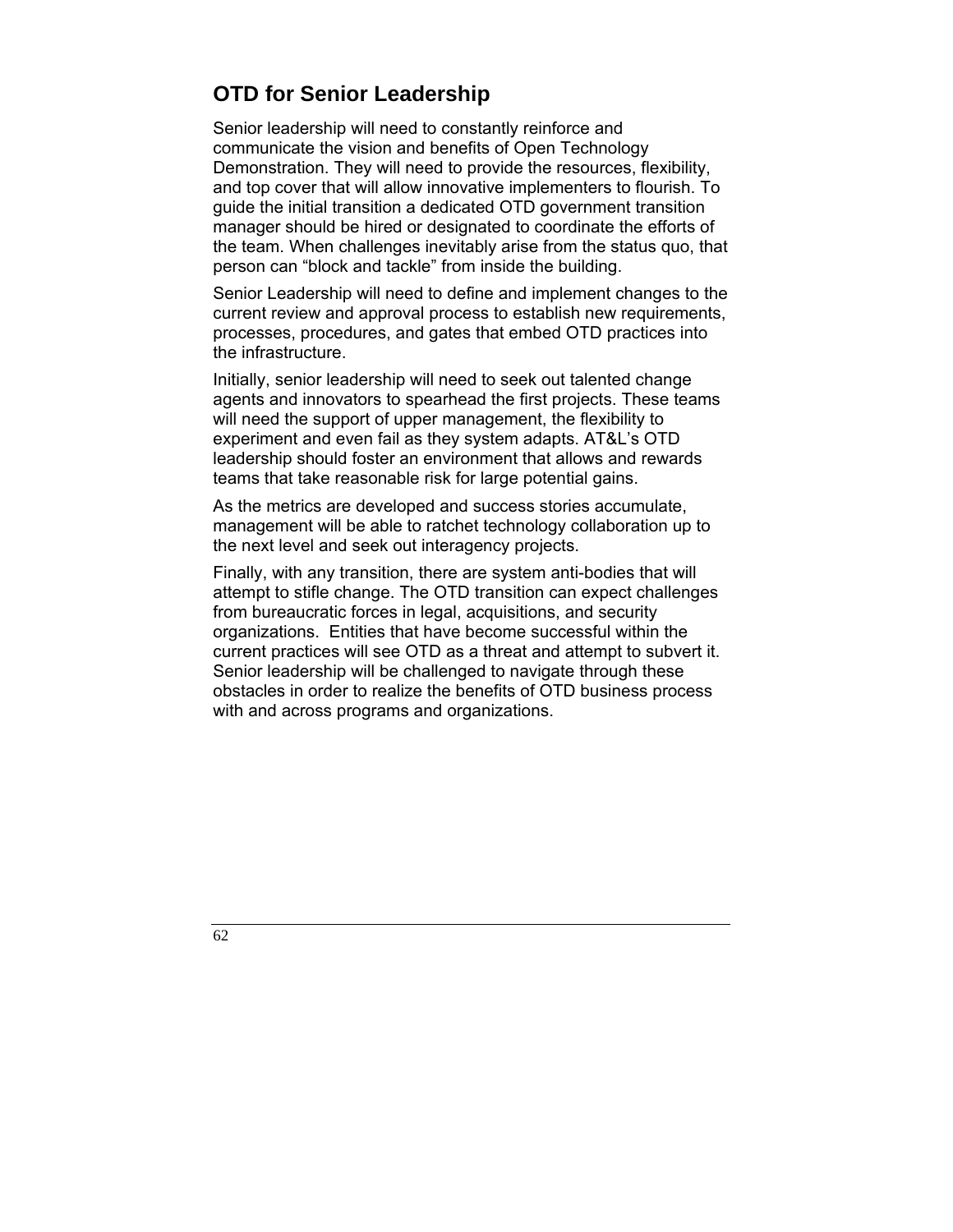## OTD for Senior Leadership

Senior leadership will need to constantly reinforce and communicate the vision and benefits of Open Technology Demonstration. They will need to provide the resources, flexibility, and top cover that will allow innovative implementers to flourish. To guide the initial transition a dedicated OTD government transition manager should be hired or designated to coordinate the efforts of the team. When challenges inevitably arise from the status quo, that person can “block and tackle” from inside the building.

Senior Leadership will need to define and implement changes to the current review and approval process to establish new requirements, processes, procedures, and gates that embed OTD practices into the infrastructure.

Initially, senior leadership will need to seek out talented change agents and innovators to spearhead the first projects. These teams will need the support of upper management, the flexibility to experiment and even fail as they system adapts. AT&L’s OTD leadership should foster an environment that allows and rewards teams that take reasonable risk for large potential gains.

As the metrics are developed and success stories accumulate, management will be able to ratchet technology collaboration up to the next level and seek out interagency projects.

Finally, with any transition, there are system anti-bodies that will attempt to stifle change. The OTD transition can expect challenges from bureaucratic forces in legal, acquisitions, and security organizations. Entities that have become successful within the current practices will see OTD as a threat and attempt to subvert it. Senior leadership will be challenged to navigate through these obstacles in order to realize the benefits of OTD business process with and across programs and organizations.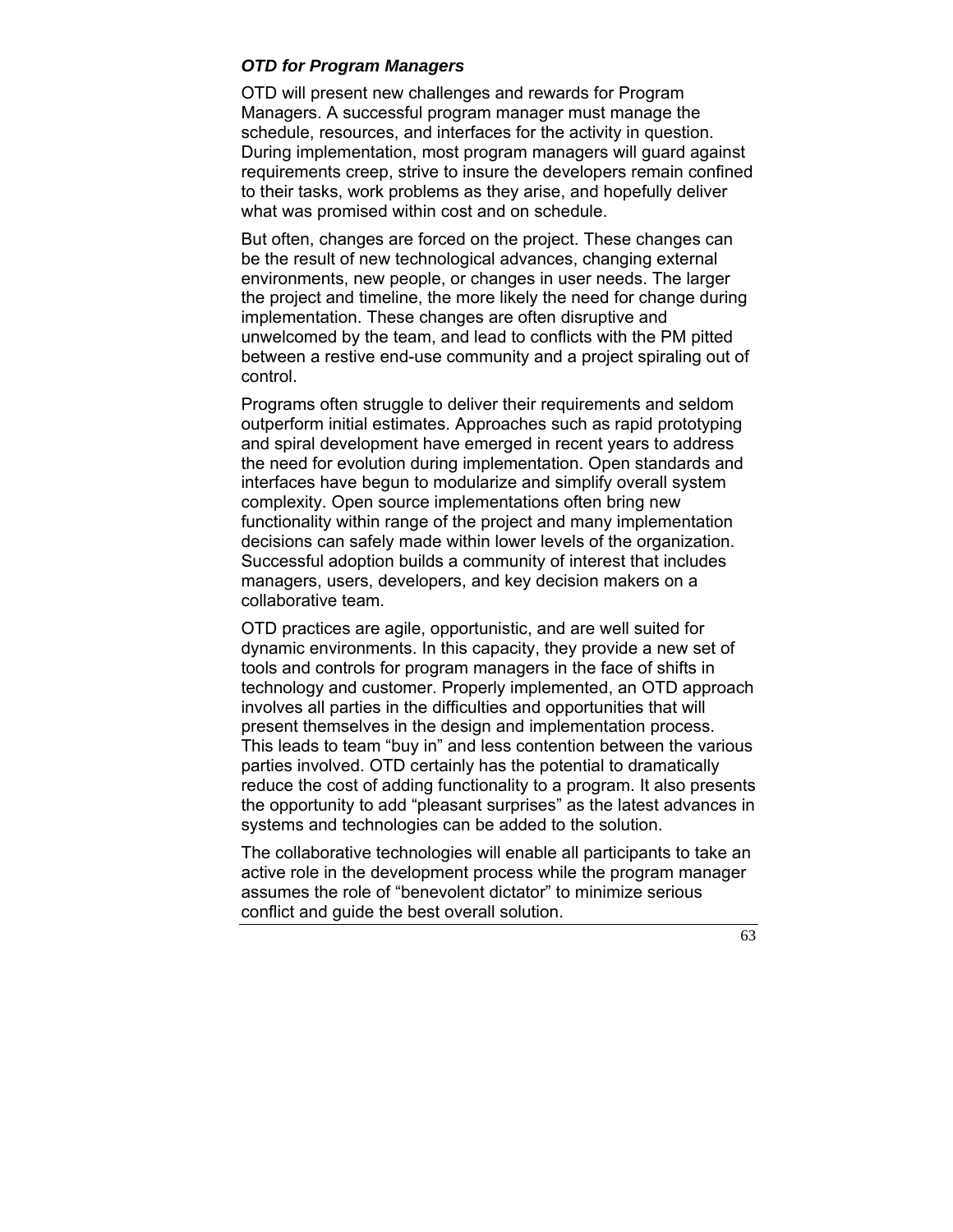### *OTD for Program Managers*

OTD will present new challenges and rewards for Program Managers. A successful program manager must manage the schedule, resources, and interfaces for the activity in question. During implementation, most program managers will guard against requirements creep, strive to insure the developers remain confined to their tasks, work problems as they arise, and hopefully deliver what was promised within cost and on schedule.

But often, changes are forced on the project. These changes can be the result of new technological advances, changing external environments, new people, or changes in user needs. The larger the project and timeline, the more likely the need for change during implementation. These changes are often disruptive and unwelcomed by the team, and lead to conflicts with the PM pitted between a restive end-use community and a project spiraling out of control.

Programs often struggle to deliver their requirements and seldom outperform initial estimates. Approaches such as rapid prototyping and spiral development have emerged in recent years to address the need for evolution during implementation. Open standards and interfaces have begun to modularize and simplify overall system complexity. Open source implementations often bring new functionality within range of the project and many implementation decisions can safely made within lower levels of the organization. Successful adoption builds a community of interest that includes managers, users, developers, and key decision makers on a collaborative team.

OTD practices are agile, opportunistic, and are well suited for dynamic environments. In this capacity, they provide a new set of tools and controls for program managers in the face of shifts in technology and customer. Properly implemented, an OTD approach involves all parties in the difficulties and opportunities that will present themselves in the design and implementation process. This leads to team “buy in” and less contention between the various parties involved. OTD certainly has the potential to dramatically reduce the cost of adding functionality to a program. It also presents the opportunity to add “pleasant surprises” as the latest advances in systems and technologies can be added to the solution.

The collaborative technologies will enable all participants to take an active role in the development process while the program manager assumes the role of “benevolent dictator” to minimize serious conflict and guide the best overall solution.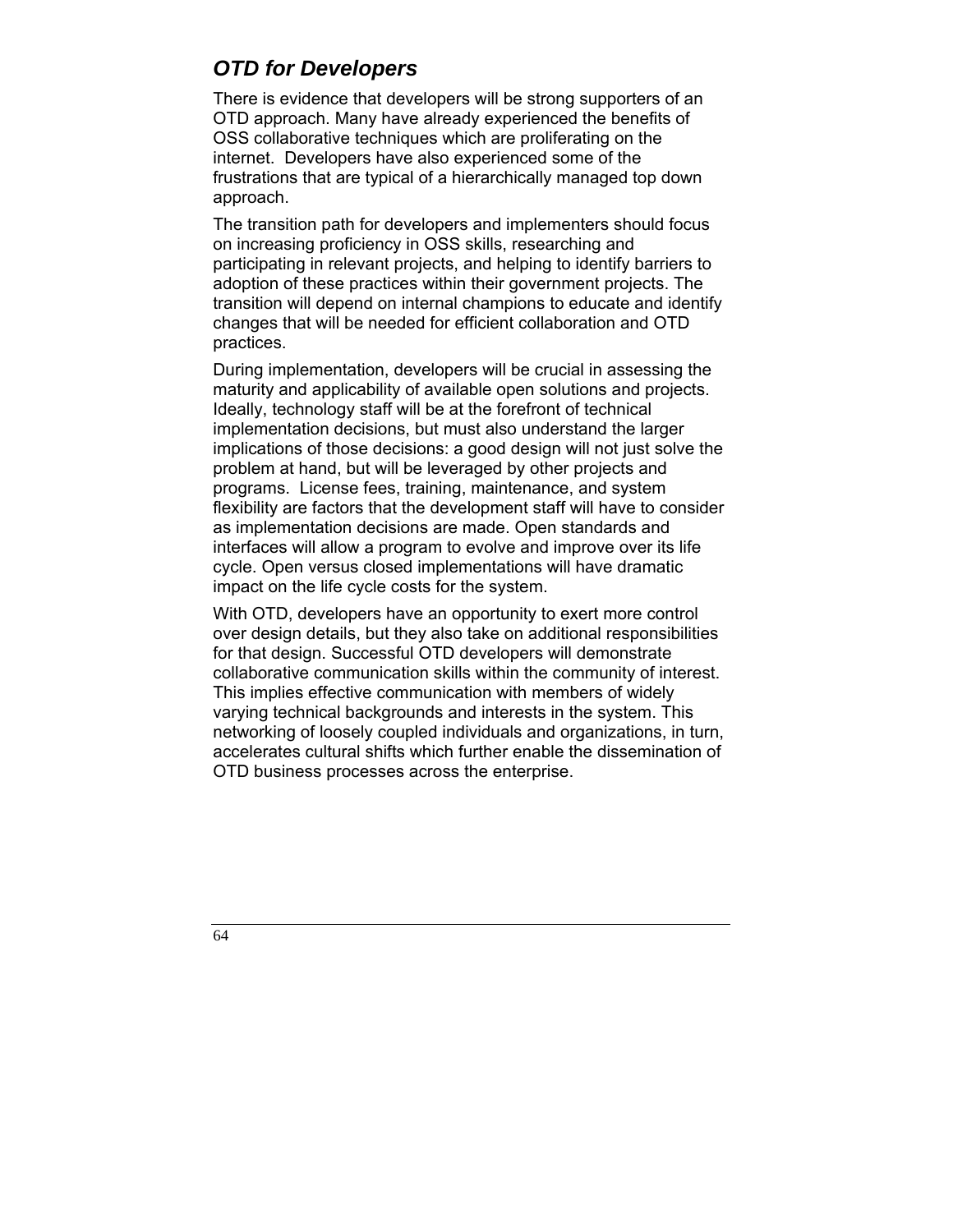## *OTD for Developers*

There is evidence that developers will be strong supporters of an OTD approach. Many have already experienced the benefits of OSS collaborative techniques which are proliferating on the internet. Developers have also experienced some of the frustrations that are typical of a hierarchically managed top down approach.

The transition path for developers and implementers should focus on increasing proficiency in OSS skills, researching and participating in relevant projects, and helping to identify barriers to adoption of these practices within their government projects. The transition will depend on internal champions to educate and identify changes that will be needed for efficient collaboration and OTD practices.

During implementation, developers will be crucial in assessing the maturity and applicability of available open solutions and projects. Ideally, technology staff will be at the forefront of technical implementation decisions, but must also understand the larger implications of those decisions: a good design will not just solve the problem at hand, but will be leveraged by other projects and programs. License fees, training, maintenance, and system flexibility are factors that the development staff will have to consider as implementation decisions are made. Open standards and interfaces will allow a program to evolve and improve over its life cycle. Open versus closed implementations will have dramatic impact on the life cycle costs for the system.

With OTD, developers have an opportunity to exert more control over design details, but they also take on additional responsibilities for that design. Successful OTD developers will demonstrate collaborative communication skills within the community of interest. This implies effective communication with members of widely varying technical backgrounds and interests in the system. This networking of loosely coupled individuals and organizations, in turn, accelerates cultural shifts which further enable the dissemination of OTD business processes across the enterprise.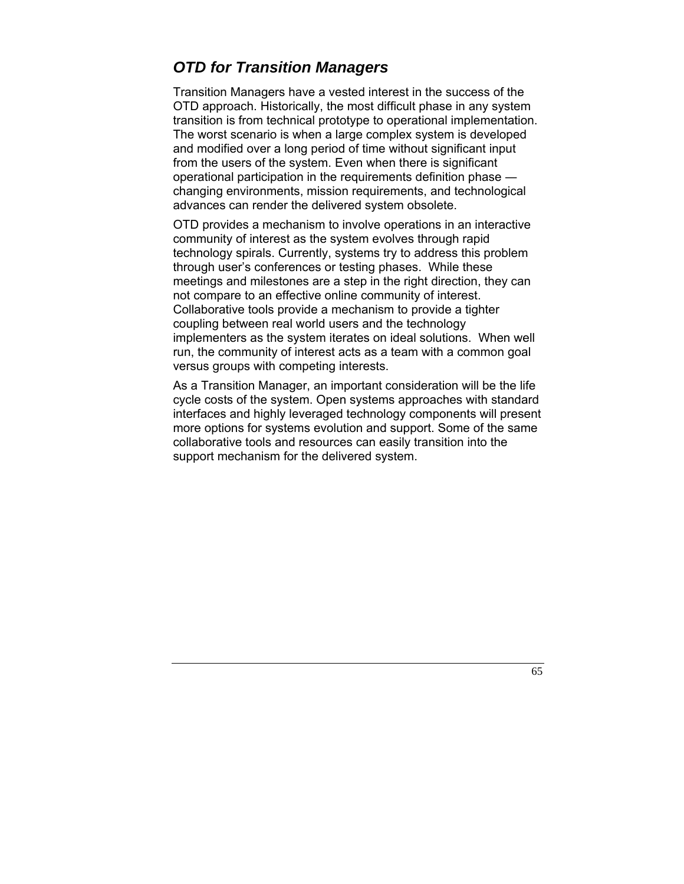## *OTD for Transition Managers*

Transition Managers have a vested interest in the success of the OTD approach. Historically, the most difficult phase in any system transition is from technical prototype to operational implementation. The worst scenario is when a large complex system is developed and modified over a long period of time without significant input from the users of the system. Even when there is significant operational participation in the requirements definition phase — changing environments, mission requirements, and technological advances can render the delivered system obsolete.

OTD provides a mechanism to involve operations in an interactive community of interest as the system evolves through rapid technology spirals. Currently, systems try to address this problem through user's conferences or testing phases. While these meetings and milestones are a step in the right direction, they can not compare to an effective online community of interest. Collaborative tools provide a mechanism to provide a tighter coupling between real world users and the technology implementers as the system iterates on ideal solutions. When well run, the community of interest acts as a team with a common goal versus groups with competing interests.

As a Transition Manager, an important consideration will be the life cycle costs of the system. Open systems approaches with standard interfaces and highly leveraged technology components will present more options for systems evolution and support. Some of the same collaborative tools and resources can easily transition into the support mechanism for the delivered system.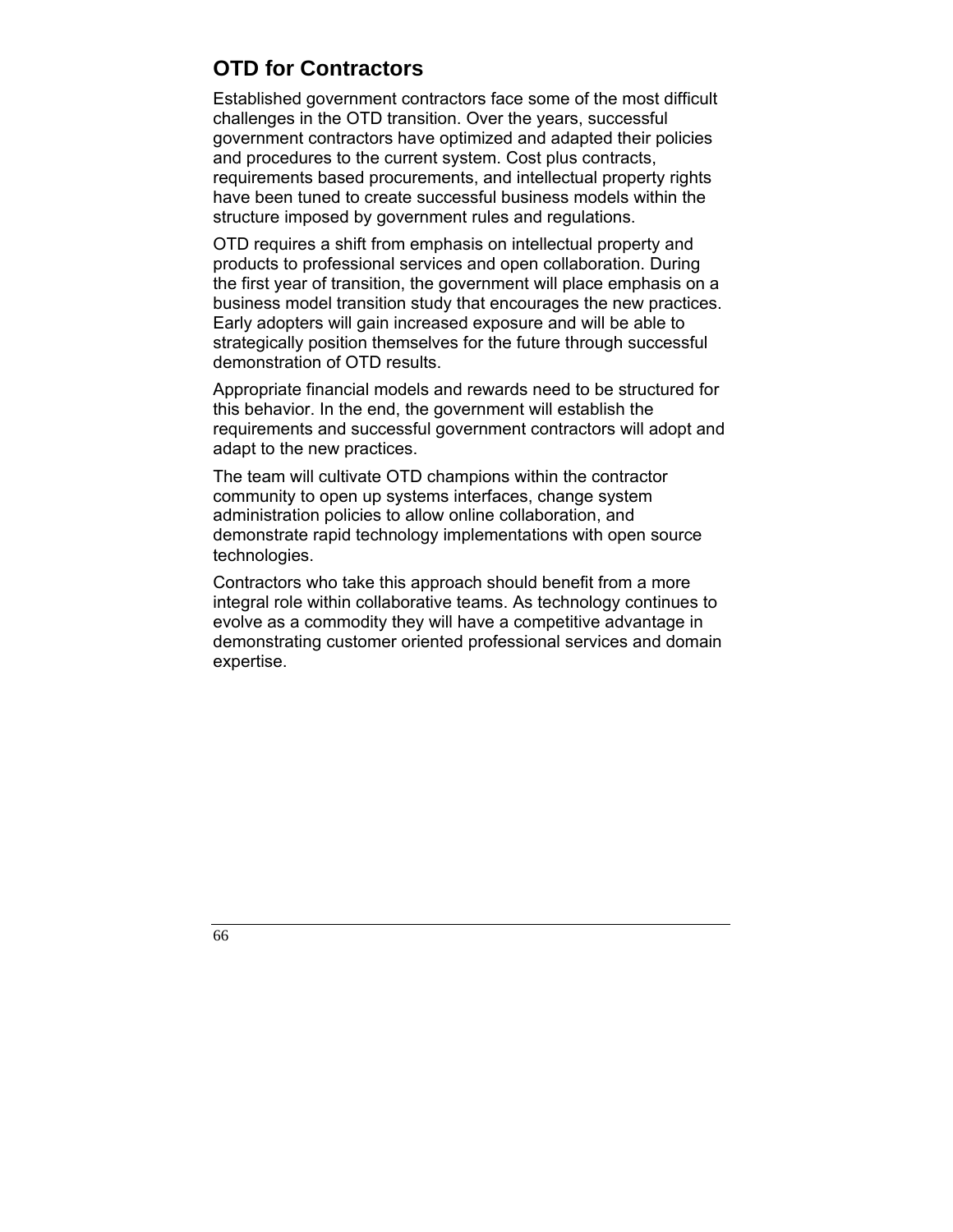## OTD for Contractors

Established government contractors face some of the most difficult challenges in the OTD transition. Over the years, successful government contractors have optimized and adapted their policies and procedures to the current system. Cost plus contracts, requirements based procurements, and intellectual property rights have been tuned to create successful business models within the structure imposed by government rules and regulations.

OTD requires a shift from emphasis on intellectual property and products to professional services and open collaboration. During the first year of transition, the government will place emphasis on a business model transition study that encourages the new practices. Early adopters will gain increased exposure and will be able to strategically position themselves for the future through successful demonstration of OTD results.

Appropriate financial models and rewards need to be structured for this behavior. In the end, the government will establish the requirements and successful government contractors will adopt and adapt to the new practices.

The team will cultivate OTD champions within the contractor community to open up systems interfaces, change system administration policies to allow online collaboration, and demonstrate rapid technology implementations with open source technologies.

Contractors who take this approach should benefit from a more integral role within collaborative teams. As technology continues to evolve as a commodity they will have a competitive advantage in demonstrating customer oriented professional services and domain expertise.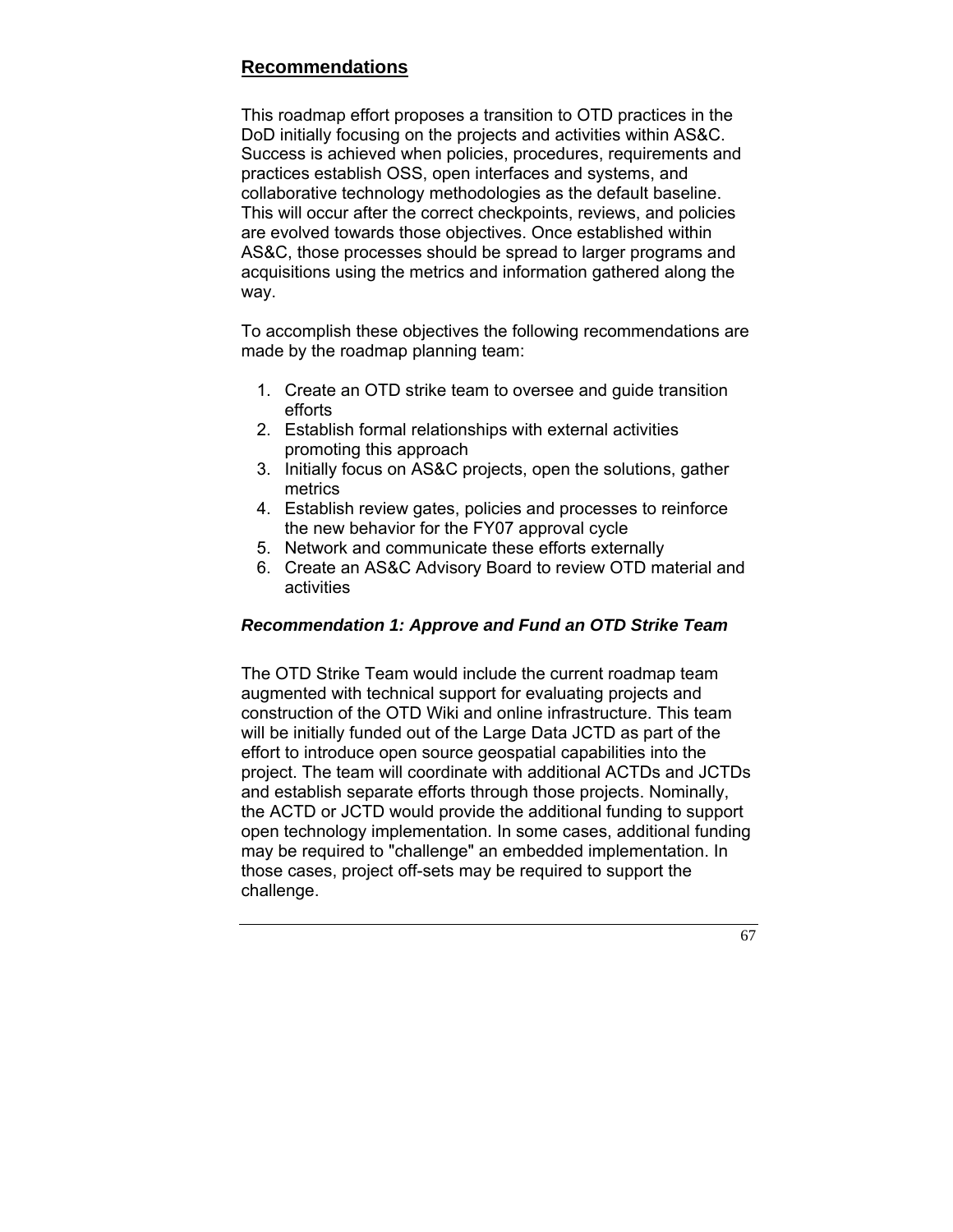## Recommendations

This roadmap effort proposes a transition to OTD practices in the DoD initially focusing on the projects and activities within AS&C. Success is achieved when policies, procedures, requirements and practices establish OSS, open interfaces and systems, and collaborative technology methodologies as the default baseline. This will occur after the correct checkpoints, reviews, and policies are evolved towards those objectives. Once established within AS&C, those processes should be spread to larger programs and acquisitions using the metrics and information gathered along the way.

To accomplish these objectives the following recommendations are made by the roadmap planning team:

1. Create an OTD strike team to oversee and guide transition efforts
2. Establish formal relationships with external activities promoting this approach
3. Initially focus on AS&C projects, open the solutions, gather metrics
4. Establish review gates, policies and processes to reinforce the new behavior for the FY07 approval cycle
5. Network and communicate these efforts externally
6. Create an AS&C Advisory Board to review OTD material and activities

### *Recommendation 1: Approve and Fund an OTD Strike Team*

The OTD Strike Team would include the current roadmap team augmented with technical support for evaluating projects and construction of the OTD Wiki and online infrastructure. This team will be initially funded out of the Large Data JCTD as part of the effort to introduce open source geospatial capabilities into the project. The team will coordinate with additional ACTDs and JCTDs and establish separate efforts through those projects. Nominally, the ACTD or JCTD would provide the additional funding to support open technology implementation. In some cases, additional funding may be required to "challenge" an embedded implementation. In those cases, project off-sets may be required to support the challenge.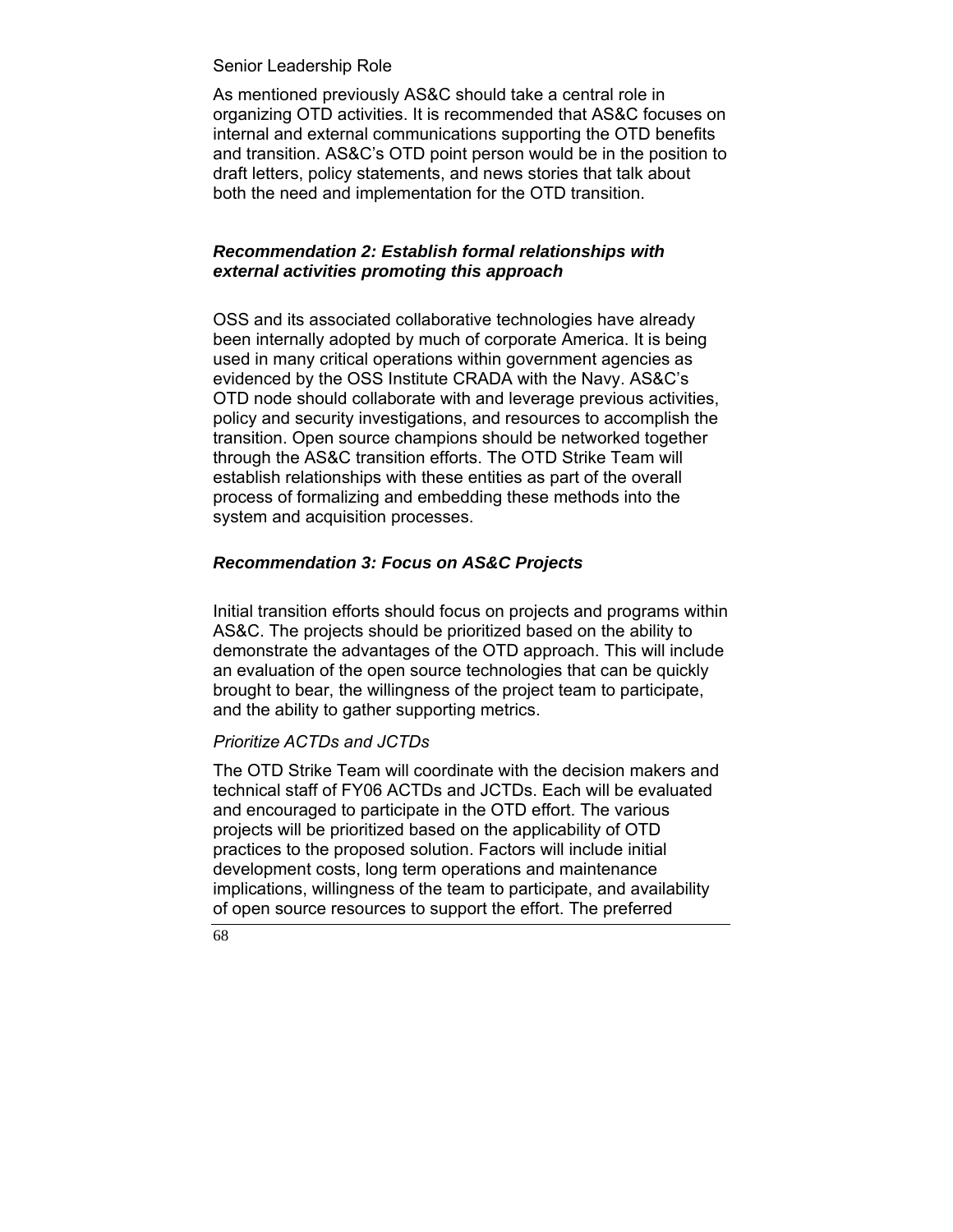Senior Leadership Role

As mentioned previously AS&C should take a central role in organizing OTD activities. It is recommended that AS&C focuses on internal and external communications supporting the OTD benefits and transition. AS&C's OTD point person would be in the position to draft letters, policy statements, and news stories that talk about both the need and implementation for the OTD transition.

### *Recommendation 2: Establish formal relationships with external activities promoting this approach*

OSS and its associated collaborative technologies have already been internally adopted by much of corporate America. It is being used in many critical operations within government agencies as evidenced by the OSS Institute CRADA with the Navy. AS&C's OTD node should collaborate with and leverage previous activities, policy and security investigations, and resources to accomplish the transition. Open source champions should be networked together through the AS&C transition efforts. The OTD Strike Team will establish relationships with these entities as part of the overall process of formalizing and embedding these methods into the system and acquisition processes.

### *Recommendation 3: Focus on AS&C Projects*

Initial transition efforts should focus on projects and programs within AS&C. The projects should be prioritized based on the ability to demonstrate the advantages of the OTD approach. This will include an evaluation of the open source technologies that can be quickly brought to bear, the willingness of the project team to participate, and the ability to gather supporting metrics.

*Prioritize ACTDs and JCTDs*

The OTD Strike Team will coordinate with the decision makers and technical staff of FY06 ACTDs and JCTDs. Each will be evaluated and encouraged to participate in the OTD effort. The various projects will be prioritized based on the applicability of OTD practices to the proposed solution. Factors will include initial development costs, long term operations and maintenance implications, willingness of the team to participate, and availability of open source resources to support the effort. The preferred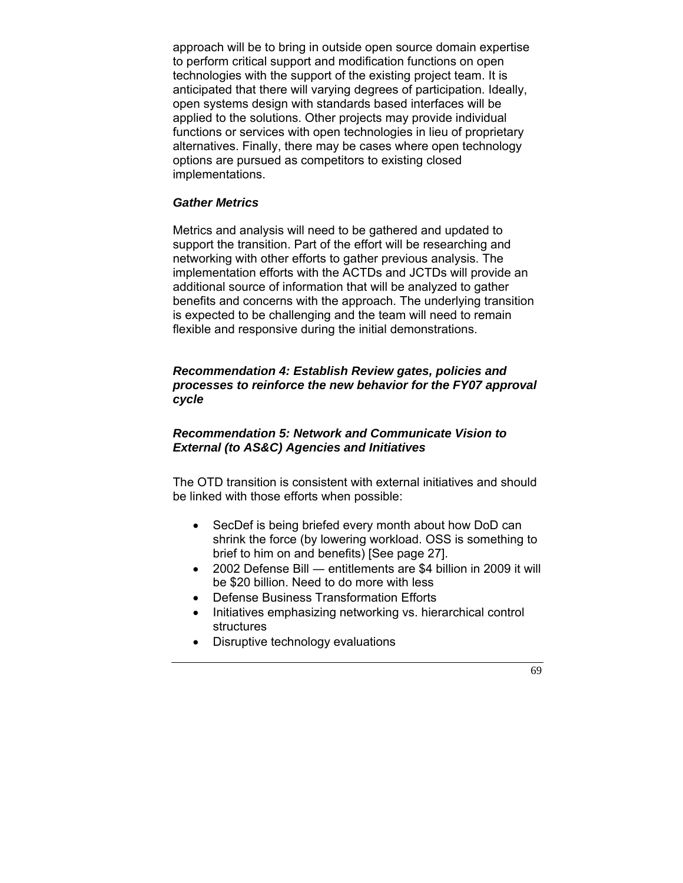approach will be to bring in outside open source domain expertise to perform critical support and modification functions on open technologies with the support of the existing project team. It is anticipated that there will varying degrees of participation. Ideally, open systems design with standards based interfaces will be applied to the solutions. Other projects may provide individual functions or services with open technologies in lieu of proprietary alternatives. Finally, there may be cases where open technology options are pursued as competitors to existing closed implementations.

***Gather Metrics***

Metrics and analysis will need to be gathered and updated to support the transition. Part of the effort will be researching and networking with other efforts to gather previous analysis. The implementation efforts with the ACTDs and JCTDs will provide an additional source of information that will be analyzed to gather benefits and concerns with the approach. The underlying transition is expected to be challenging and the team will need to remain flexible and responsive during the initial demonstrations.

***Recommendation 4: Establish Review gates, policies and processes to reinforce the new behavior for the FY07 approval cycle***

***Recommendation 5: Network and Communicate Vision to External (to AS&C) Agencies and Initiatives***

The OTD transition is consistent with external initiatives and should be linked with those efforts when possible:

- SecDef is being briefed every month about how DoD can shrink the force (by lowering workload. OSS is something to brief to him on and benefits) [See page 27].
- 2002 Defense Bill — entitlements are $4 billion in 2009 it will be $20 billion. Need to do more with less
- Defense Business Transformation Efforts
- Initiatives emphasizing networking vs. hierarchical control structures
- Disruptive technology evaluations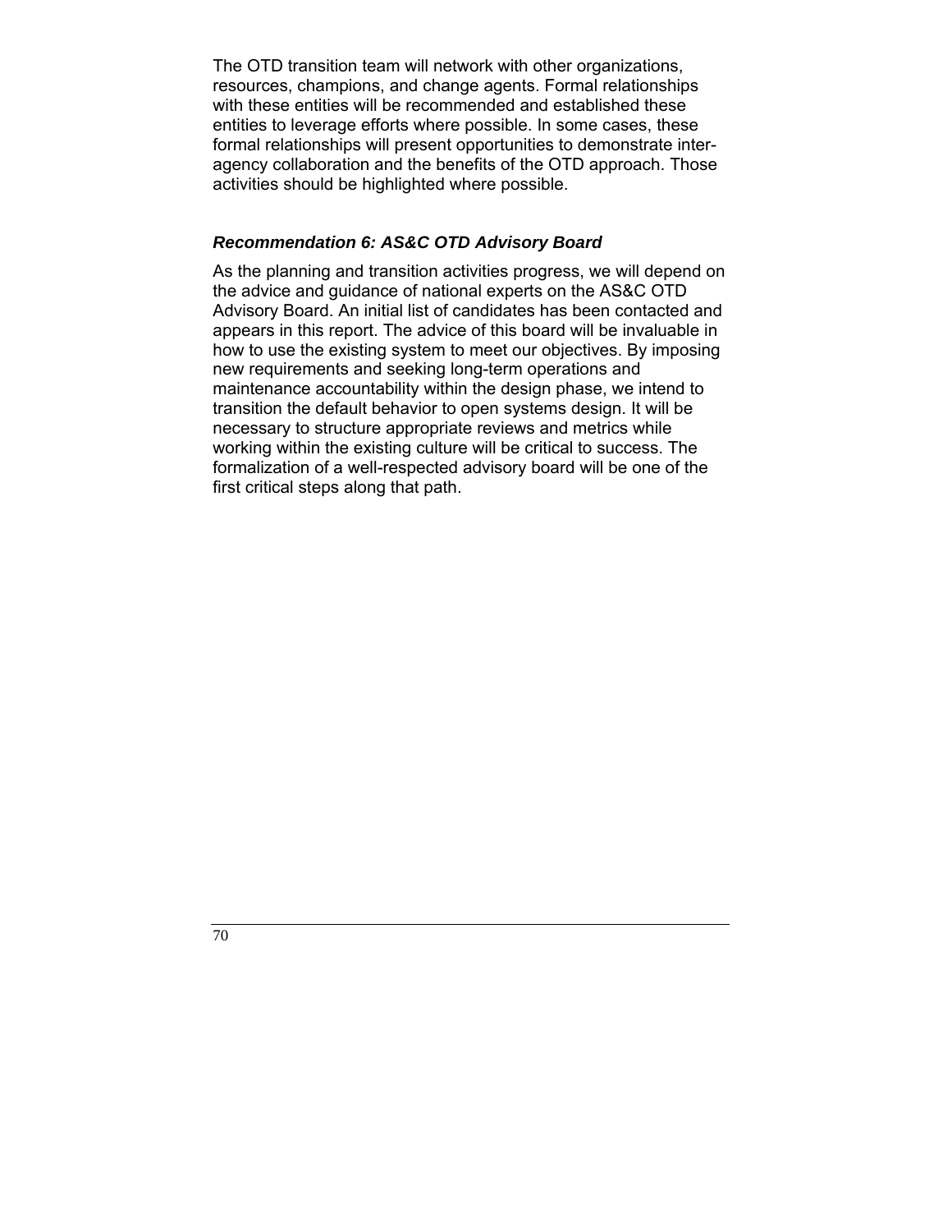The OTD transition team will network with other organizations, resources, champions, and change agents. Formal relationships with these entities will be recommended and established these entities to leverage efforts where possible. In some cases, these formal relationships will present opportunities to demonstrate inter-agency collaboration and the benefits of the OTD approach. Those activities should be highlighted where possible.

### *Recommendation 6: AS&C OTD Advisory Board*

As the planning and transition activities progress, we will depend on the advice and guidance of national experts on the AS&C OTD Advisory Board. An initial list of candidates has been contacted and appears in this report. The advice of this board will be invaluable in how to use the existing system to meet our objectives. By imposing new requirements and seeking long-term operations and maintenance accountability within the design phase, we intend to transition the default behavior to open systems design. It will be necessary to structure appropriate reviews and metrics while working within the existing culture will be critical to success. The formalization of a well-respected advisory board will be one of the first critical steps along that path.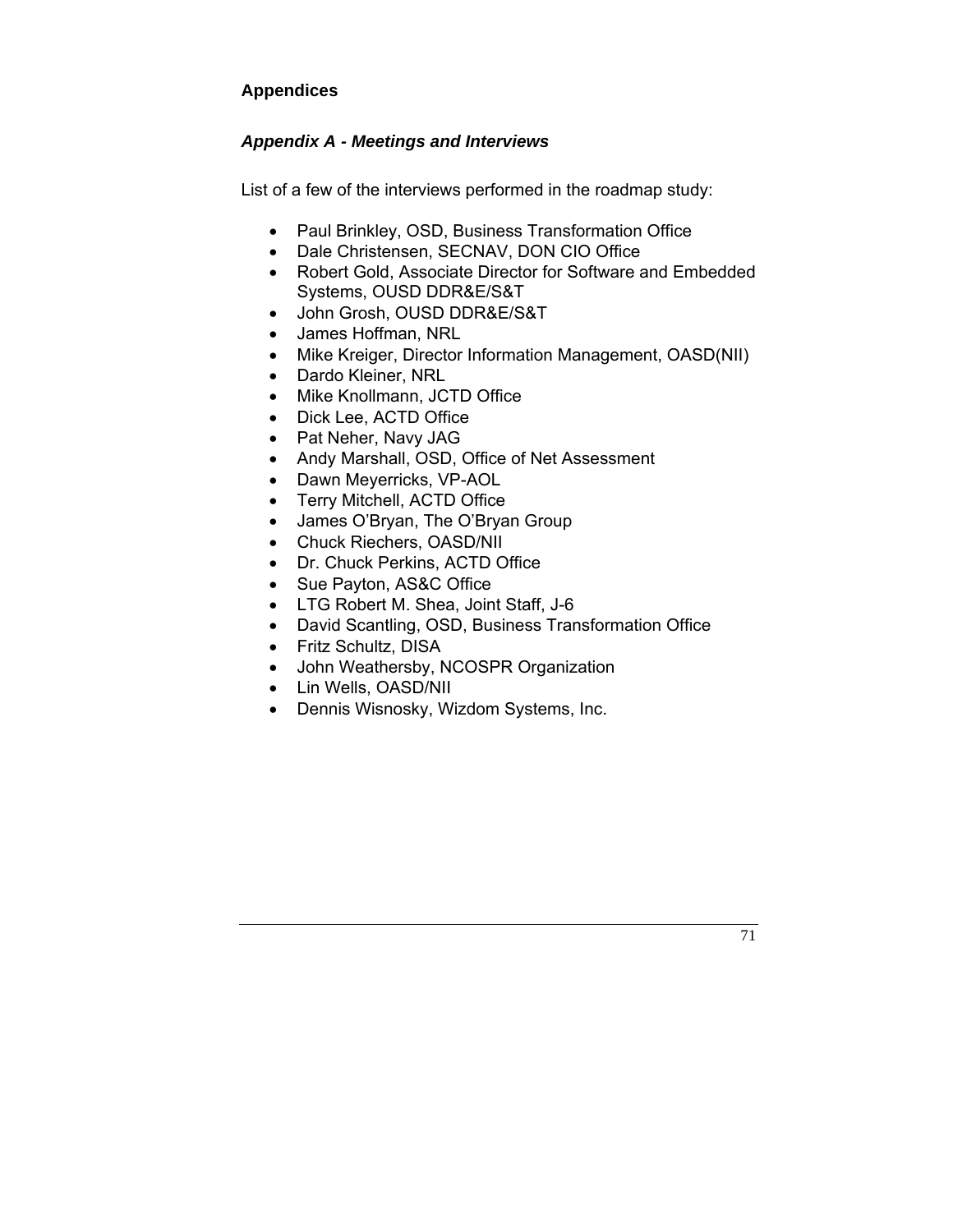## Appendices

### *Appendix A - Meetings and Interviews*

List of a few of the interviews performed in the roadmap study:

- Paul Brinkley, OSD, Business Transformation Office
- Dale Christensen, SECNAV, DON CIO Office
- Robert Gold, Associate Director for Software and Embedded Systems, OUSD DDR&E/S&T
- John Grosh, OUSD DDR&E/S&T
- James Hoffman, NRL
- Mike Kreiger, Director Information Management, OASD(NII)
- Dardo Kleiner, NRL
- Mike Knollmann, JCTD Office
- Dick Lee, ACTD Office
- Pat Neher, Navy JAG
- Andy Marshall, OSD, Office of Net Assessment
- Dawn Meyerricks, VP-AOL
- Terry Mitchell, ACTD Office
- James O'Bryan, The O'Bryan Group
- Chuck Riechers, OASD/NII
- Dr. Chuck Perkins, ACTD Office
- Sue Payton, AS&C Office
- LTG Robert M. Shea, Joint Staff, J-6
- David Scantling, OSD, Business Transformation Office
- Fritz Schultz, DISA
- John Weathersby, NCOSPR Organization
- Lin Wells, OASD/NII
- Dennis Wisnosky, Wizdom Systems, Inc.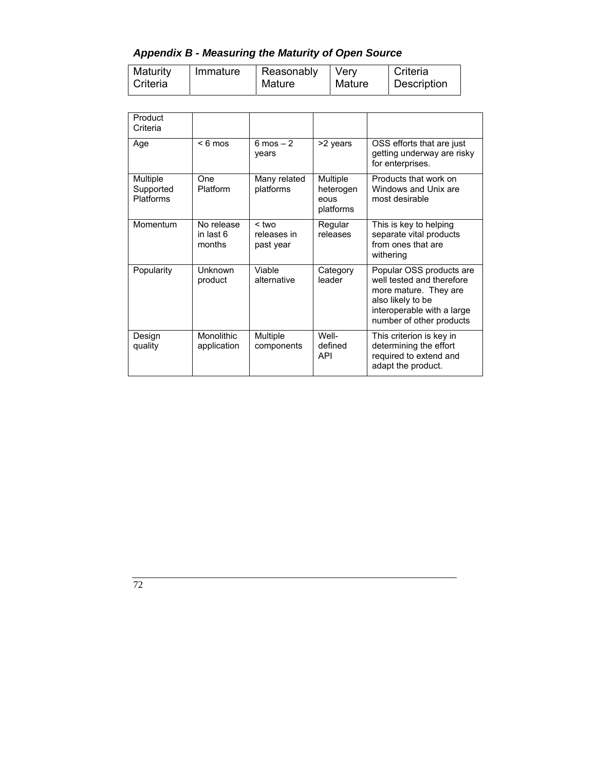### *Appendix B - Measuring the Maturity of Open Source*

| Maturity Criteria | Immature | Reasonably Mature | Very Mature | Criteria Description |
|---|---|---|---|---|
| Product Criteria | | | | |
| Age | < 6 mos | 6 mos – 2 years | >2 years | OSS efforts that are just getting underway are risky for enterprises. |
| Multiple Supported Platforms | One Platform | Many related platforms | Multiple heterogeneous platforms | Products that work on Windows and Unix are most desirable |
| Momentum | No release in last 6 months | < two releases in past year | Regular releases | This is key to helping separate vital products from ones that are withering |
| Popularity | Unknown product | Viable alternative | Category leader | Popular OSS products are well tested and therefore more mature. They are also likely to be interoperable with a large number of other products |
| Design quality | Monolithic application | Multiple components | Well-defined API | This criterion is key in determining the effort required to extend and adapt the product. |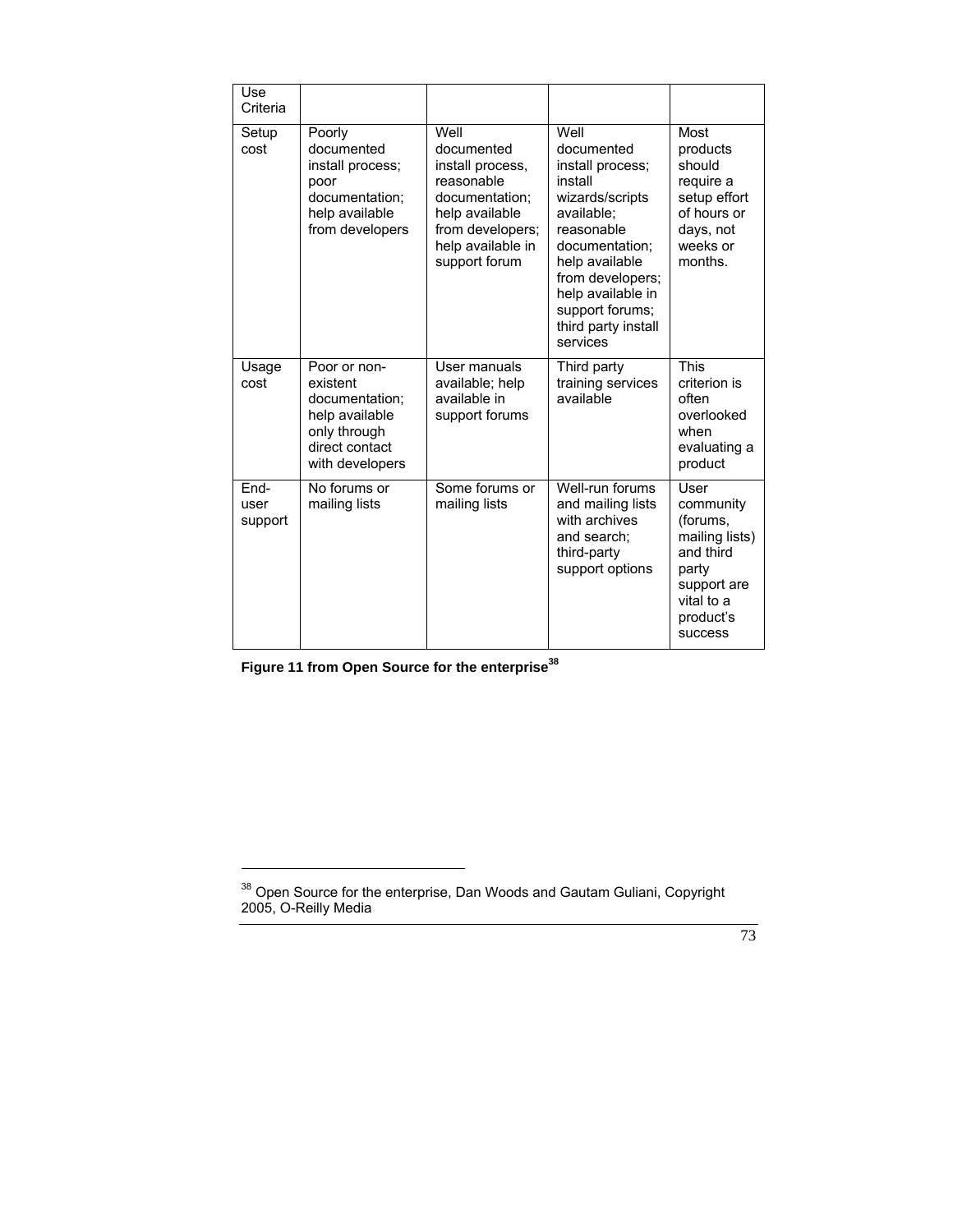| Use Criteria | | | | |
|---|---|---|---|---|
| Setup cost | Poorly documented install process; poor documentation; help available from developers | Well documented install process, reasonable documentation; help available from developers; help available in support forum | Well documented install process; install wizards/scripts available; reasonable documentation; help available from developers; help available in support forums; third party install services | Most products should require a setup effort of hours or days, not weeks or months. |
| Usage cost | Poor or non-existent documentation; help available only through direct contact with developers | User manuals available; help available in support forums | Third party training services available | This criterion is often overlooked when evaluating a product |
| End-user support | No forums or mailing lists | Some forums or mailing lists | Well-run forums and mailing lists with archives and search; third-party support options | User community (forums, mailing lists) and third party support are vital to a product's success |

**Figure 11 from Open Source for the enterprise[38]**

---

[38] Open Source for the enterprise, Dan Woods and Gautam Guliani, Copyright 2005, O-Reilly Media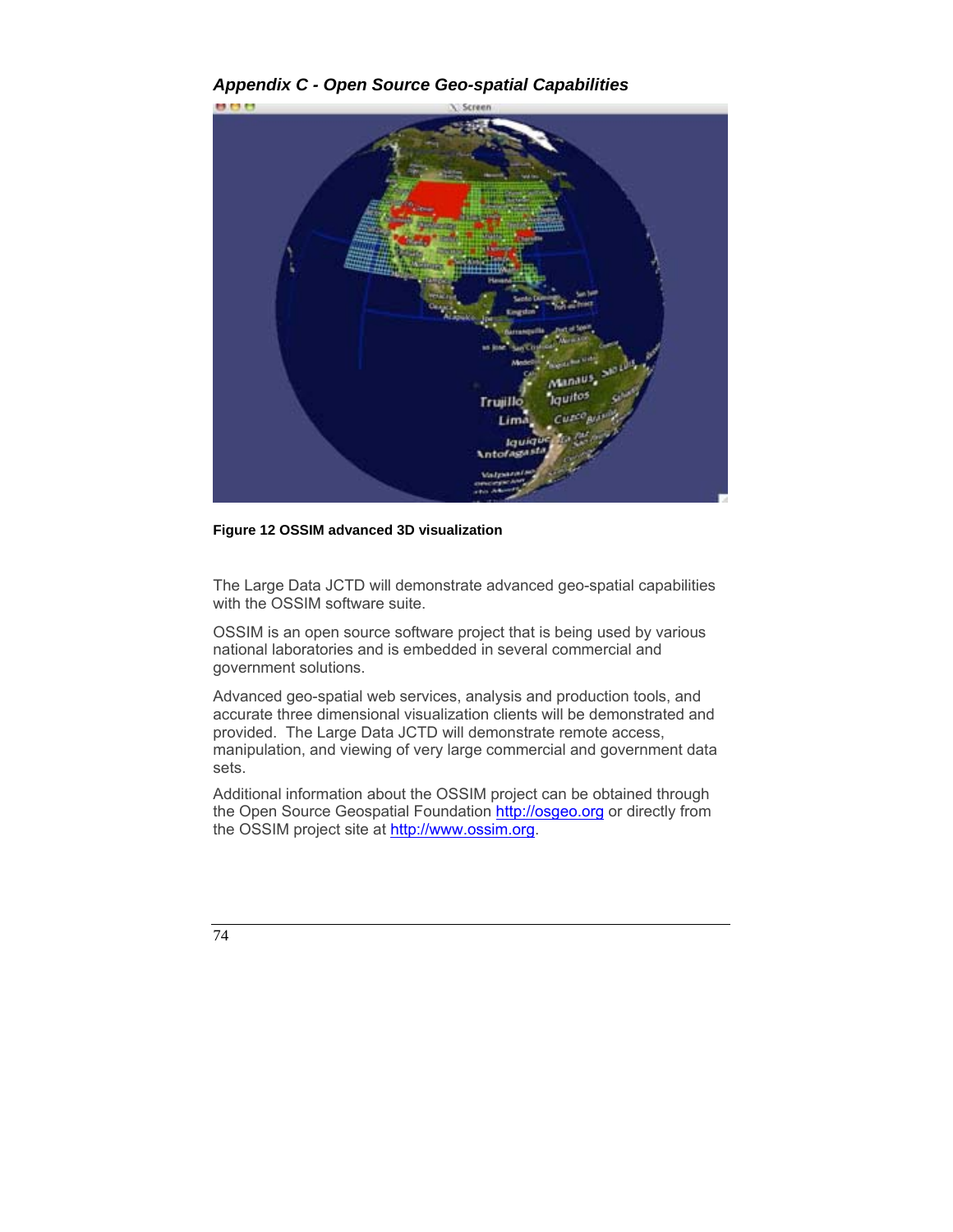## *Appendix C - Open Source Geo-spatial Capabilities*

**Figure 12 OSSIM advanced 3D visualization**

The Large Data JCTD will demonstrate advanced geo-spatial capabilities with the OSSIM software suite.

OSSIM is an open source software project that is being used by various national laboratories and is embedded in several commercial and government solutions.

Advanced geo-spatial web services, analysis and production tools, and accurate three dimensional visualization clients will be demonstrated and provided. The Large Data JCTD will demonstrate remote access, manipulation, and viewing of very large commercial and government data sets.

Additional information about the OSSIM project can be obtained through the Open Source Geospatial Foundation http://osgeo.org or directly from the OSSIM project site at http://www.ossim.org.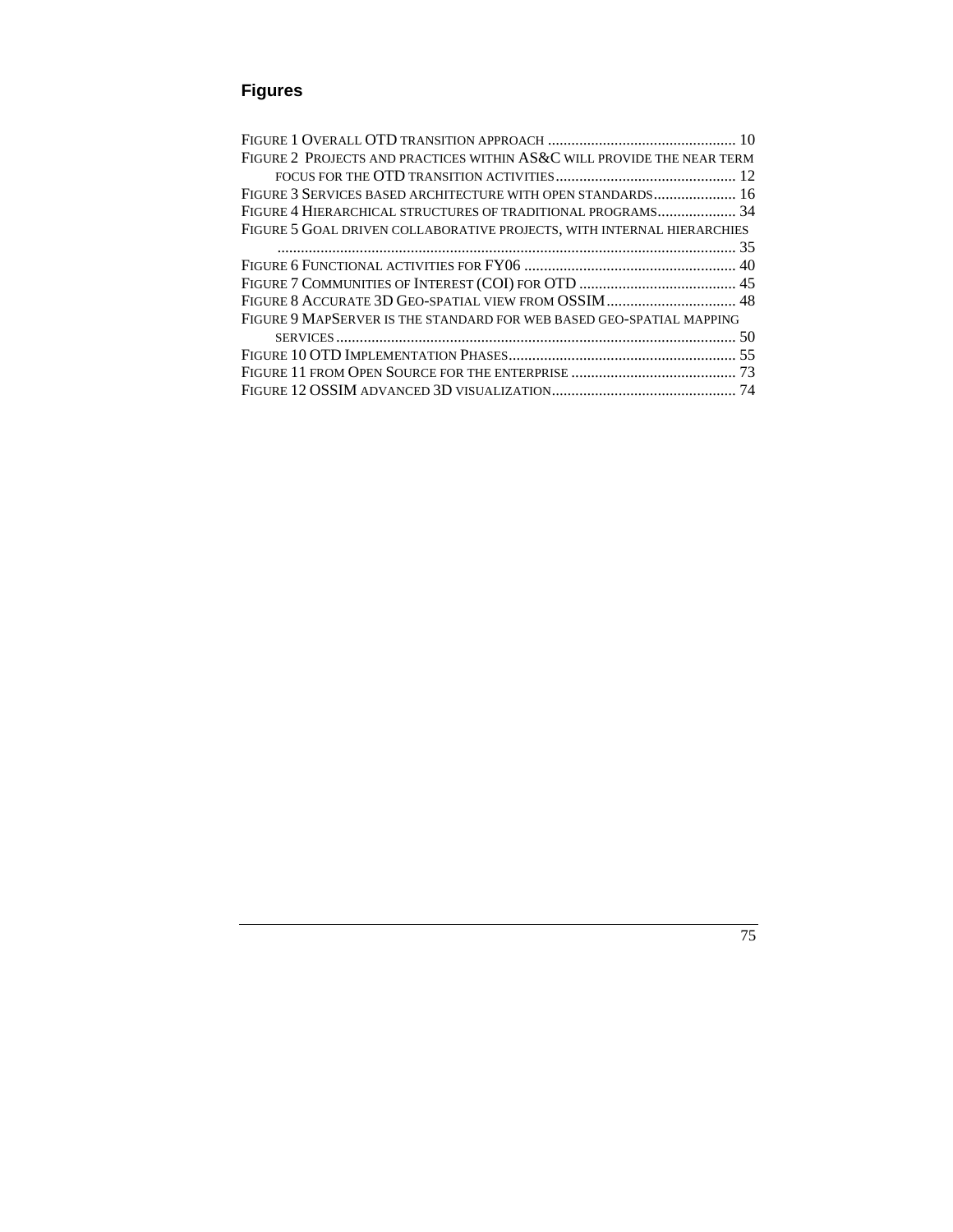## Figures

Figure 1 Overall OTD transition approach ............................................... 10
Figure 2 Projects and practices within AS&C will provide the near term focus for the OTD transition activities .............................................. 12
Figure 3 Services based architecture with open standards..................... 16
Figure 4 Hierarchical structures of traditional programs.................... 34
Figure 5 Goal driven collaborative projects, with internal hierarchies ..................................................................................................... 35
Figure 6 Functional activities for FY06 ...................................................... 40
Figure 7 Communities of Interest (COI) for OTD ........................................ 45
Figure 8 Accurate 3D Geo-spatial view from OSSIM................................. 48
Figure 9 MapServer is the standard for web based geo-spatial mapping services ..................................................................................................... 50
Figure 10 OTD Implementation Phases.......................................................... 55
Figure 11 from Open Source for the enterprise .......................................... 73
Figure 12 OSSIM advanced 3D visualization............................................... 74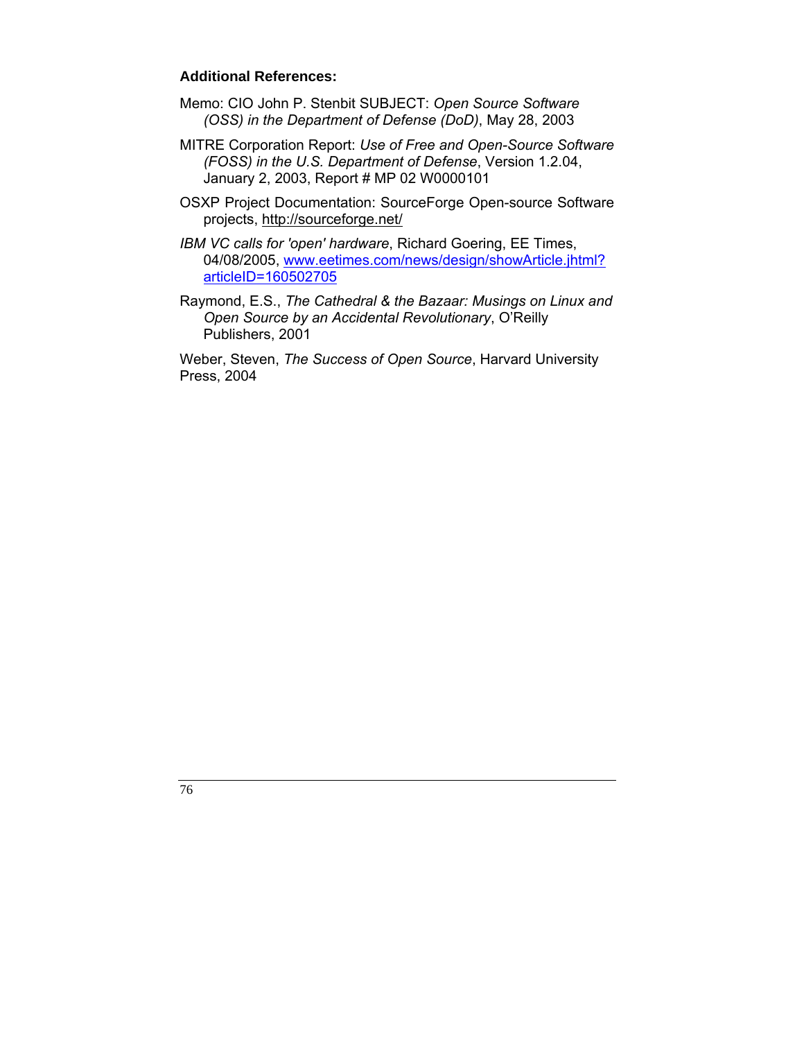**Additional References:**

Memo: CIO John P. Stenbit SUBJECT: *Open Source Software (OSS) in the Department of Defense (DoD)*, May 28, 2003

MITRE Corporation Report: *Use of Free and Open-Source Software (FOSS) in the U.S. Department of Defense*, Version 1.2.04, January 2, 2003, Report # MP 02 W0000101

OSXP Project Documentation: SourceForge Open-source Software projects, http://sourceforge.net/

*IBM VC calls for 'open' hardware*, Richard Goering, EE Times, 04/08/2005, www.eetimes.com/news/design/showArticle.jhtml?articleID=160502705

Raymond, E.S., *The Cathedral & the Bazaar: Musings on Linux and Open Source by an Accidental Revolutionary*, O'Reilly Publishers, 2001

Weber, Steven, *The Success of Open Source*, Harvard University Press, 2004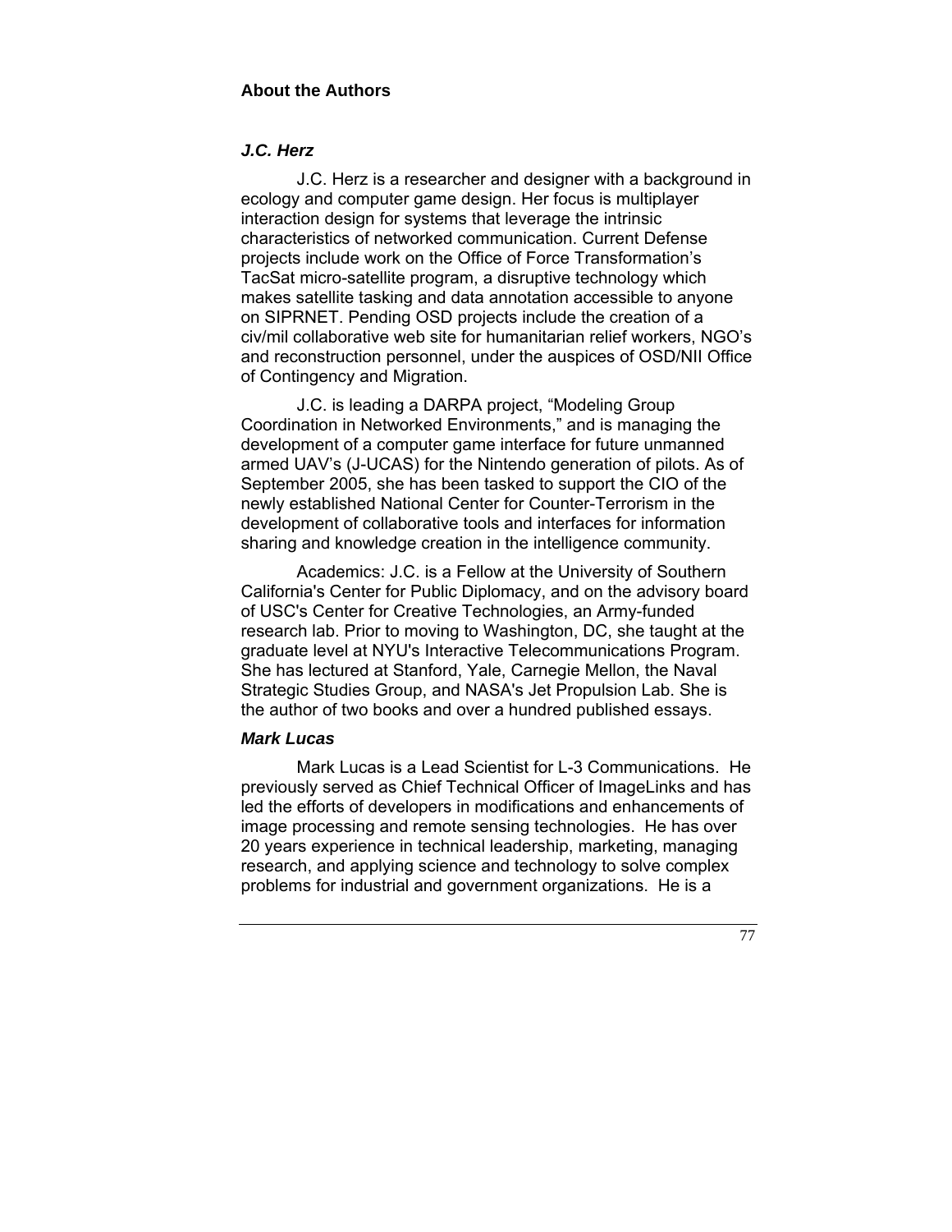## About the Authors

### *J.C. Herz*

J.C. Herz is a researcher and designer with a background in ecology and computer game design. Her focus is multiplayer interaction design for systems that leverage the intrinsic characteristics of networked communication. Current Defense projects include work on the Office of Force Transformation's TacSat micro-satellite program, a disruptive technology which makes satellite tasking and data annotation accessible to anyone on SIPRNET. Pending OSD projects include the creation of a civ/mil collaborative web site for humanitarian relief workers, NGO's and reconstruction personnel, under the auspices of OSD/NII Office of Contingency and Migration.

J.C. is leading a DARPA project, "Modeling Group Coordination in Networked Environments," and is managing the development of a computer game interface for future unmanned armed UAV's (J-UCAS) for the Nintendo generation of pilots. As of September 2005, she has been tasked to support the CIO of the newly established National Center for Counter-Terrorism in the development of collaborative tools and interfaces for information sharing and knowledge creation in the intelligence community.

Academics: J.C. is a Fellow at the University of Southern California's Center for Public Diplomacy, and on the advisory board of USC's Center for Creative Technologies, an Army-funded research lab. Prior to moving to Washington, DC, she taught at the graduate level at NYU's Interactive Telecommunications Program. She has lectured at Stanford, Yale, Carnegie Mellon, the Naval Strategic Studies Group, and NASA's Jet Propulsion Lab. She is the author of two books and over a hundred published essays.

### *Mark Lucas*

Mark Lucas is a Lead Scientist for L-3 Communications. He previously served as Chief Technical Officer of ImageLinks and has led the efforts of developers in modifications and enhancements of image processing and remote sensing technologies. He has over 20 years experience in technical leadership, marketing, managing research, and applying science and technology to solve complex problems for industrial and government organizations. He is a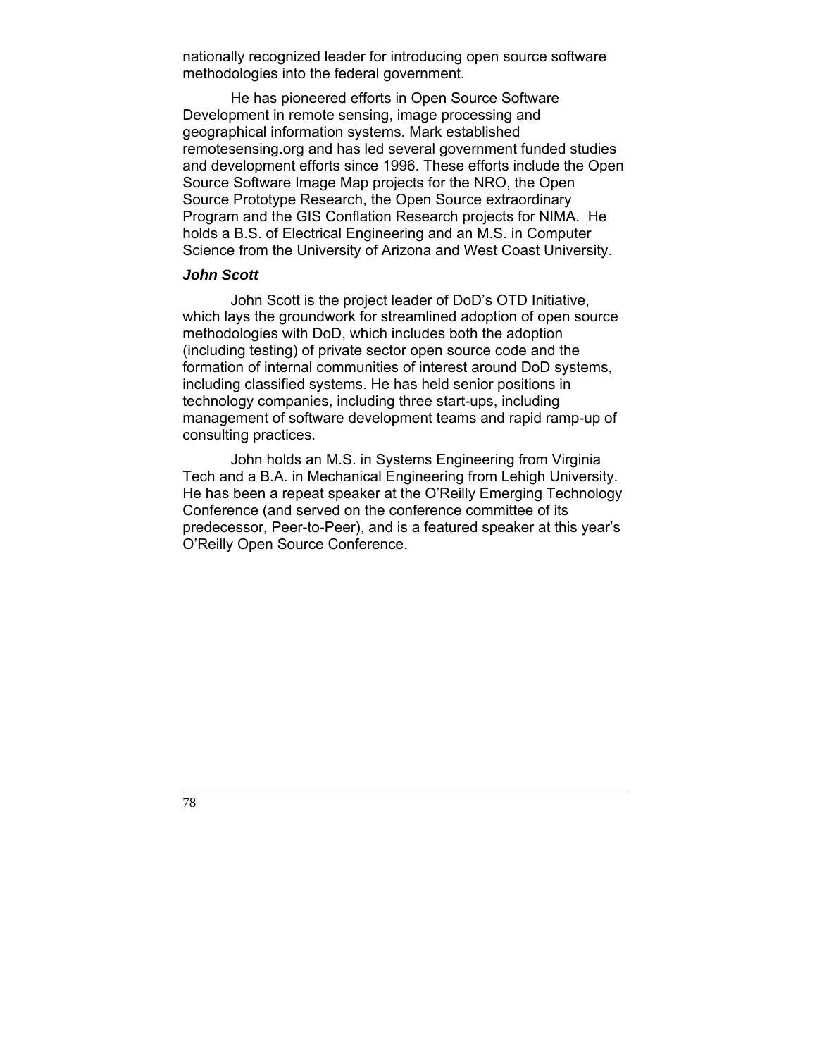nationally recognized leader for introducing open source software methodologies into the federal government.

He has pioneered efforts in Open Source Software Development in remote sensing, image processing and geographical information systems. Mark established remotesensing.org and has led several government funded studies and development efforts since 1996. These efforts include the Open Source Software Image Map projects for the NRO, the Open Source Prototype Research, the Open Source extraordinary Program and the GIS Conflation Research projects for NIMA. He holds a B.S. of Electrical Engineering and an M.S. in Computer Science from the University of Arizona and West Coast University.

#### *John Scott*

John Scott is the project leader of DoD's OTD Initiative, which lays the groundwork for streamlined adoption of open source methodologies with DoD, which includes both the adoption (including testing) of private sector open source code and the formation of internal communities of interest around DoD systems, including classified systems. He has held senior positions in technology companies, including three start-ups, including management of software development teams and rapid ramp-up of consulting practices.

John holds an M.S. in Systems Engineering from Virginia Tech and a B.A. in Mechanical Engineering from Lehigh University. He has been a repeat speaker at the O'Reilly Emerging Technology Conference (and served on the conference committee of its predecessor, Peer-to-Peer), and is a featured speaker at this year's O'Reilly Open Source Conference.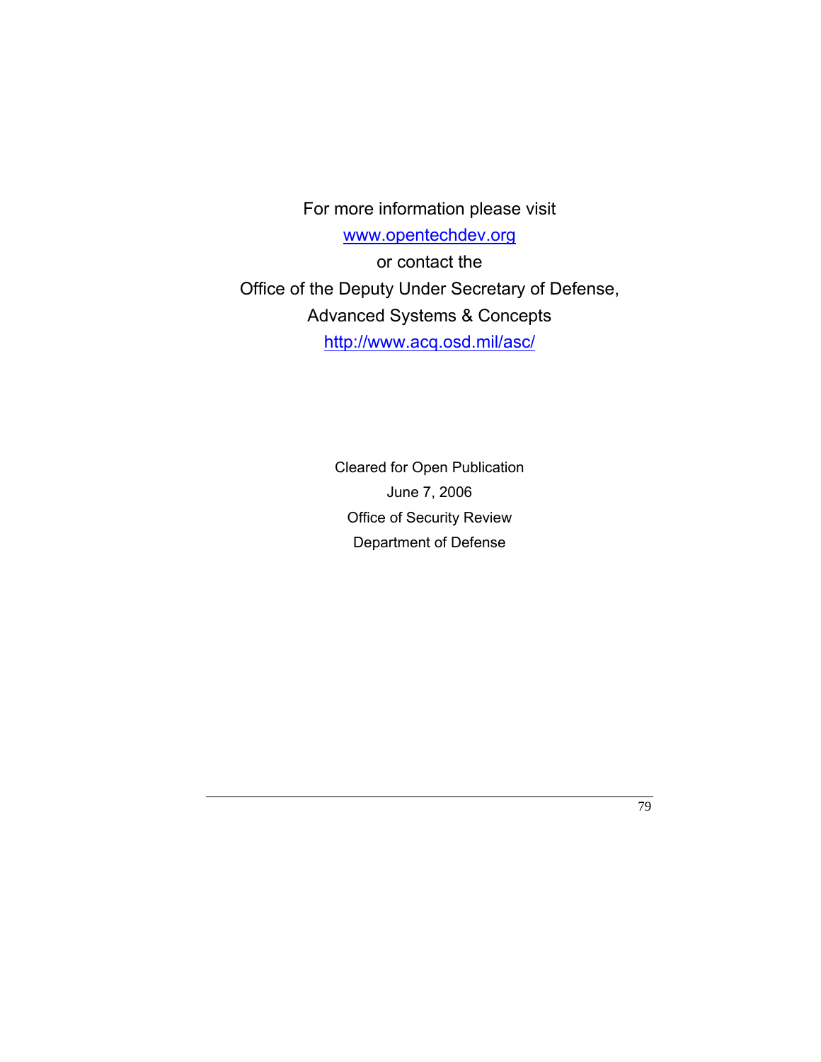For more information please visit

[www.opentechdev.org](http://www.opentechdev.org)

or contact the

Office of the Deputy Under Secretary of Defense,

Advanced Systems & Concepts

[http://www.acq.osd.mil/asc/](http://www.acq.osd.mil/asc/)

Cleared for Open Publication

June 7, 2006

Office of Security Review

Department of Defense